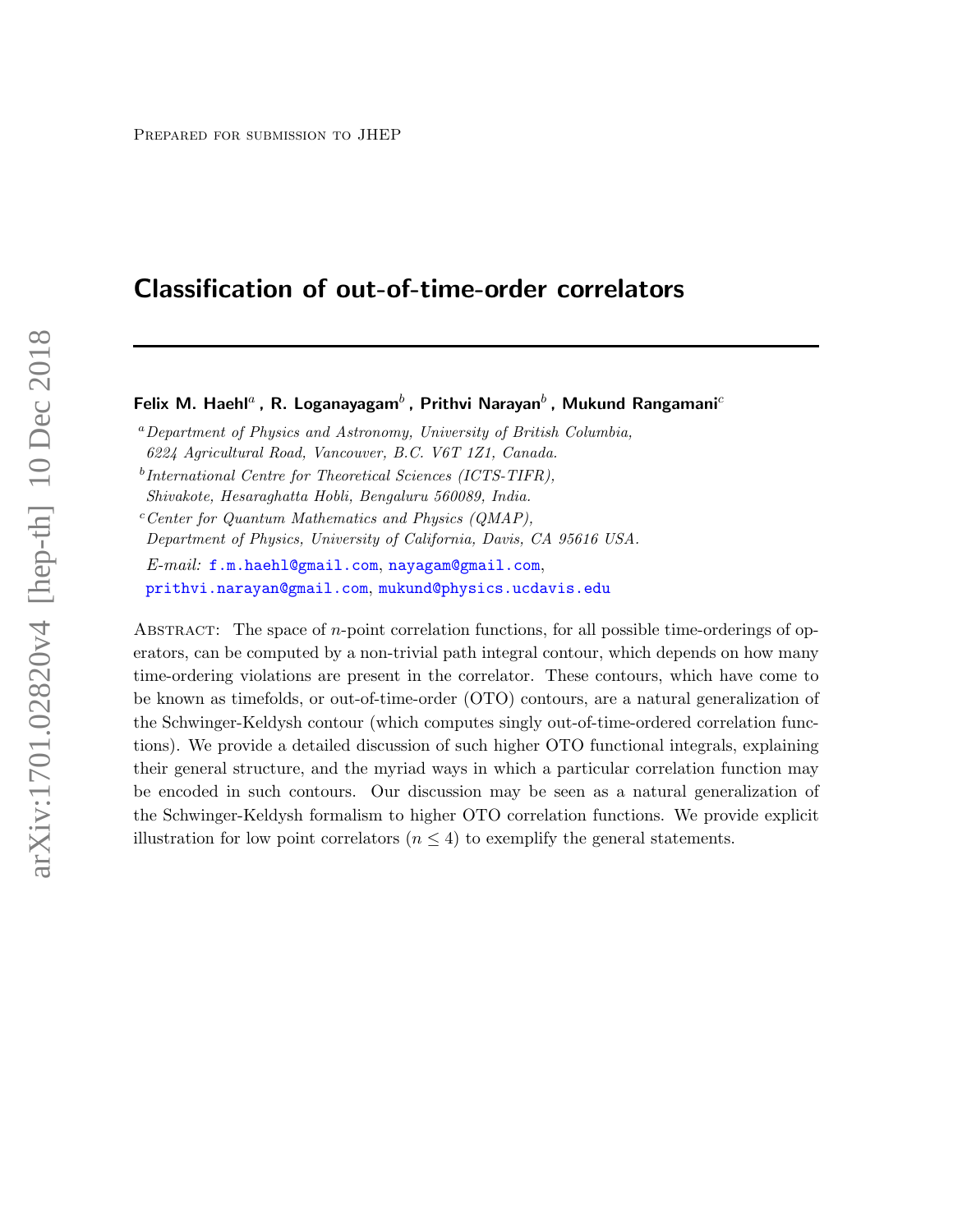Prepared for submission to JHEP

# Classification of out-of-time-order correlators

**Felix M. Haehl**[a] **, R. Loganayagam**[b] **, Prithvi Narayan**[b] **, Mukund Rangamani**[c]

[a]*Department of Physics and Astronomy, University of British Columbia, 6224 Agricultural Road, Vancouver, B.C. V6T 1Z1, Canada.*

[b]*International Centre for Theoretical Sciences (ICTS-TIFR), Shivakote, Hesaraghatta Hobli, Bengaluru 560089, India.*

[c]*Center for Quantum Mathematics and Physics (QMAP), Department of Physics, University of California, Davis, CA 95616 USA.*

*E-mail:* f.m.haehl@gmail.com, nayagam@gmail.com, prithvi.narayan@gmail.com, mukund@physics.ucdavis.edu

Abstract: The space of $n$-point correlation functions, for all possible time-orderings of operators, can be computed by a non-trivial path integral contour, which depends on how many time-ordering violations are present in the correlator. These contours, which have come to be known as timefolds, or out-of-time-order (OTO) contours, are a natural generalization of the Schwinger-Keldysh contour (which computes singly out-of-time-ordered correlation functions). We provide a detailed discussion of such higher OTO functional integrals, explaining their general structure, and the myriad ways in which a particular correlation function may be encoded in such contours. Our discussion may be seen as a natural generalization of the Schwinger-Keldysh formalism to higher OTO correlation functions. We provide explicit illustration for low point correlators ($n \leq 4$) to exemplify the general statements.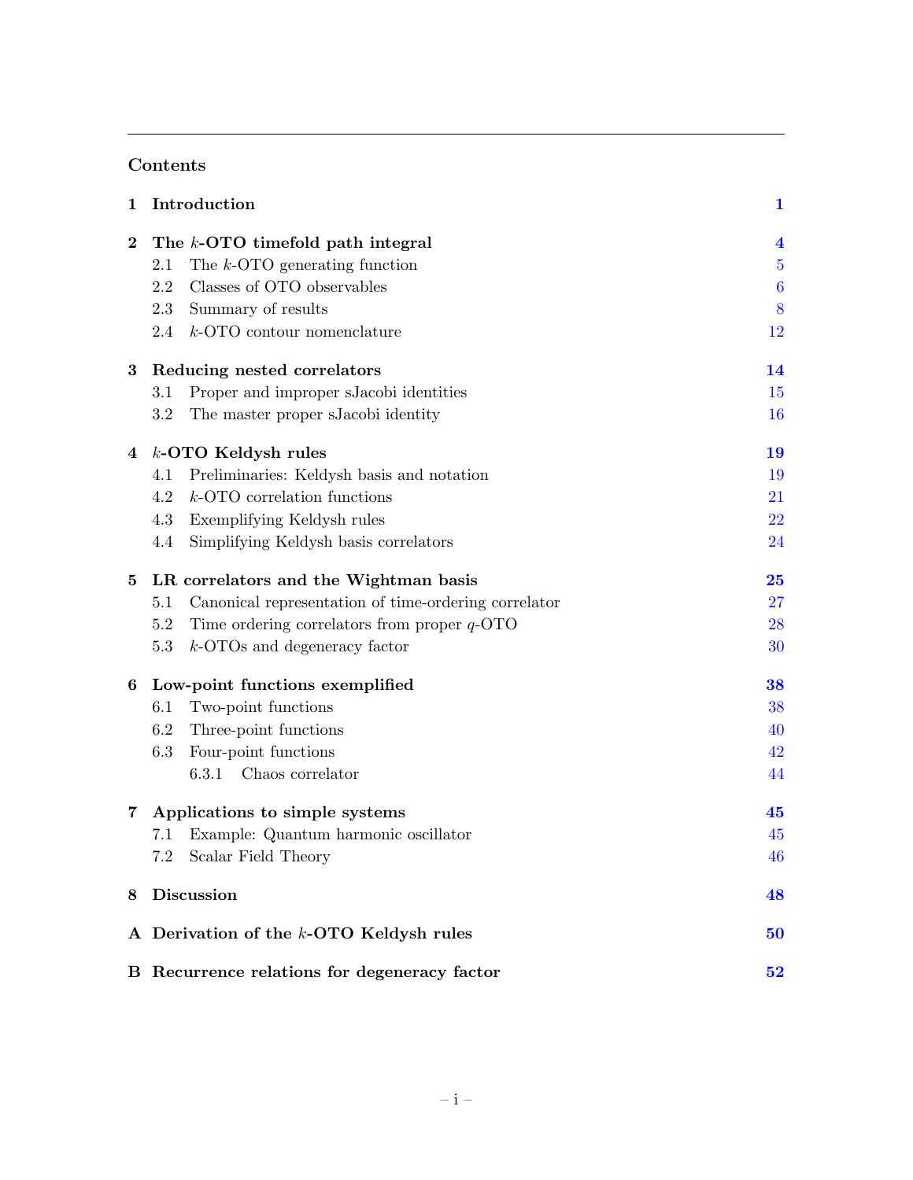## Contents

**1 Introduction** — **1**

**2 The $k$-OTO timefold path integral** — **4**
- 2.1 The $k$-OTO generating function — 5
- 2.2 Classes of OTO observables — 6
- 2.3 Summary of results — 8
- 2.4 $k$-OTO contour nomenclature — 12

**3 Reducing nested correlators** — **14**
- 3.1 Proper and improper sJacobi identities — 15
- 3.2 The master proper sJacobi identity — 16

**4 $k$-OTO Keldysh rules** — **19**
- 4.1 Preliminaries: Keldysh basis and notation — 19
- 4.2 $k$-OTO correlation functions — 21
- 4.3 Exemplifying Keldysh rules — 22
- 4.4 Simplifying Keldysh basis correlators — 24

**5 LR correlators and the Wightman basis** — **25**
- 5.1 Canonical representation of time-ordering correlator — 27
- 5.2 Time ordering correlators from proper $q$-OTO — 28
- 5.3 $k$-OTOs and degeneracy factor — 30

**6 Low-point functions exemplified** — **38**
- 6.1 Two-point functions — 38
- 6.2 Three-point functions — 40
- 6.3 Four-point functions — 42
  - 6.3.1 Chaos correlator — 44

**7 Applications to simple systems** — **45**
- 7.1 Example: Quantum harmonic oscillator — 45
- 7.2 Scalar Field Theory — 46

**8 Discussion** — **48**

**A Derivation of the $k$-OTO Keldysh rules** — **50**

**B Recurrence relations for degeneracy factor** — **52**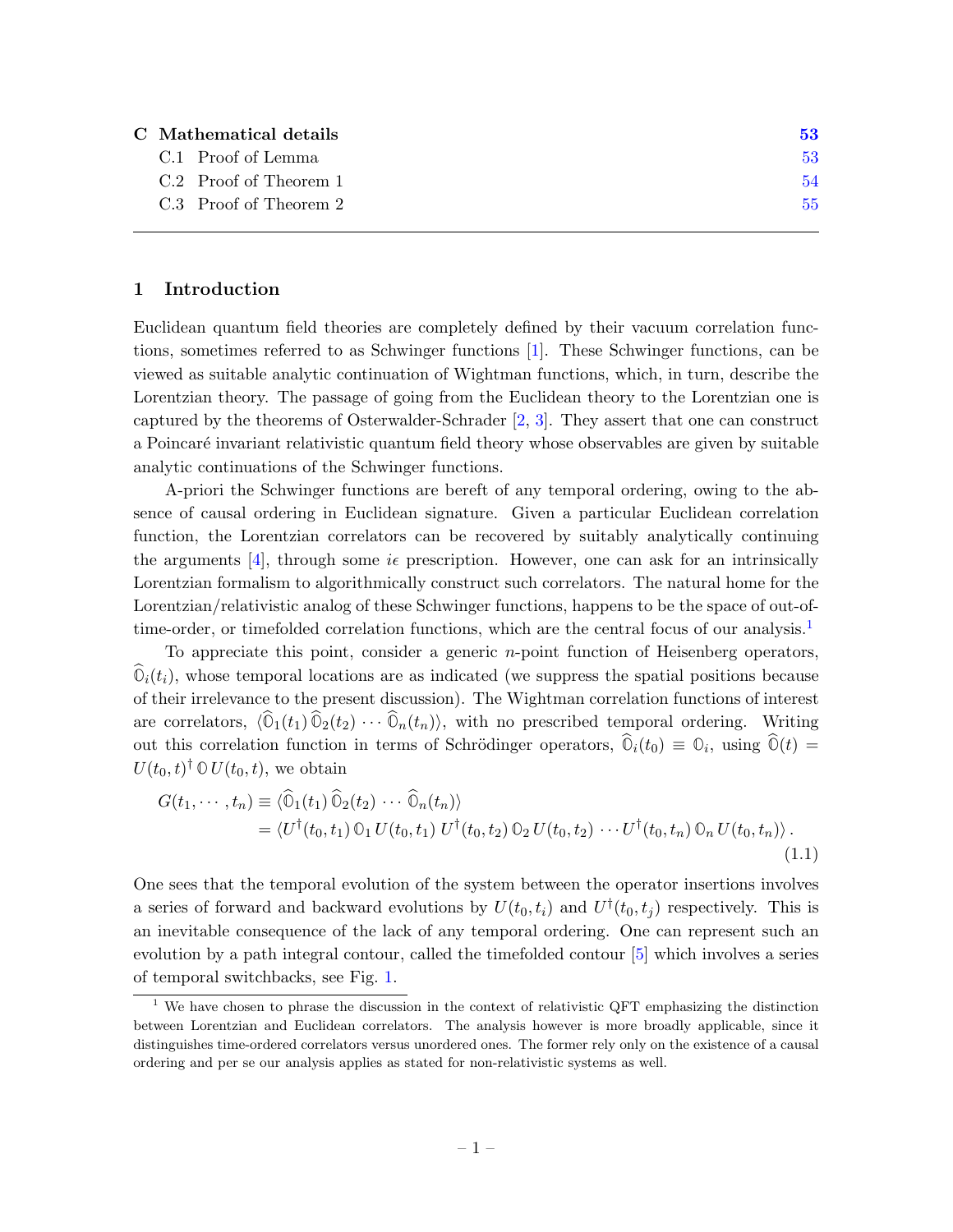| | |
|---|---|
| **C Mathematical details** | **53** |
| C.1 Proof of Lemma | 53 |
| C.2 Proof of Theorem 1 | 54 |
| C.3 Proof of Theorem 2 | 55 |

## 1 Introduction

Euclidean quantum field theories are completely defined by their vacuum correlation functions, sometimes referred to as Schwinger functions [1]. These Schwinger functions, can be viewed as suitable analytic continuation of Wightman functions, which, in turn, describe the Lorentzian theory. The passage of going from the Euclidean theory to the Lorentzian one is captured by the theorems of Osterwalder-Schrader [2, 3]. They assert that one can construct a Poincaré invariant relativistic quantum field theory whose observables are given by suitable analytic continuations of the Schwinger functions.

A-priori the Schwinger functions are bereft of any temporal ordering, owing to the absence of causal ordering in Euclidean signature. Given a particular Euclidean correlation function, the Lorentzian correlators can be recovered by suitably analytically continuing the arguments [4], through some $i\epsilon$ prescription. However, one can ask for an intrinsically Lorentzian formalism to algorithmically construct such correlators. The natural home for the Lorentzian/relativistic analog of these Schwinger functions, happens to be the space of out-of-time-order, or timefolded correlation functions, which are the central focus of our analysis.[1]

To appreciate this point, consider a generic $n$-point function of Heisenberg operators, $\widehat{\mathbb{O}}_i(t_i)$, whose temporal locations are as indicated (we suppress the spatial positions because of their irrelevance to the present discussion). The Wightman correlation functions of interest are correlators, $\langle \widehat{\mathbb{O}}_1(t_1)\, \widehat{\mathbb{O}}_2(t_2) \cdots \widehat{\mathbb{O}}_n(t_n)\rangle$, with no prescribed temporal ordering. Writing out this correlation function in terms of Schrödinger operators, $\widehat{\mathbb{O}}_i(t_0) \equiv \mathbb{O}_i$, using $\widehat{\mathbb{O}}(t) = U(t_0,t)^\dagger\, \mathbb{O}\, U(t_0,t)$, we obtain

$$
\begin{aligned}
G(t_1, \cdots, t_n) &\equiv \langle \widehat{\mathbb{O}}_1(t_1)\, \widehat{\mathbb{O}}_2(t_2) \cdots \widehat{\mathbb{O}}_n(t_n)\rangle \\
&= \langle U^\dagger(t_0,t_1)\, \mathbb{O}_1\, U(t_0,t_1)\; U^\dagger(t_0,t_2)\, \mathbb{O}_2\, U(t_0,t_2) \cdots U^\dagger(t_0,t_n)\, \mathbb{O}_n\, U(t_0,t_n)\rangle\,.
\end{aligned}
\tag{1.1}
$$

One sees that the temporal evolution of the system between the operator insertions involves a series of forward and backward evolutions by $U(t_0,t_i)$ and $U^\dagger(t_0,t_j)$ respectively. This is an inevitable consequence of the lack of any temporal ordering. One can represent such an evolution by a path integral contour, called the timefolded contour [5] which involves a series of temporal switchbacks, see Fig. 1.

[1] We have chosen to phrase the discussion in the context of relativistic QFT emphasizing the distinction between Lorentzian and Euclidean correlators. The analysis however is more broadly applicable, since it distinguishes time-ordered correlators versus unordered ones. The former rely only on the existence of a causal ordering and per se our analysis applies as stated for non-relativistic systems as well.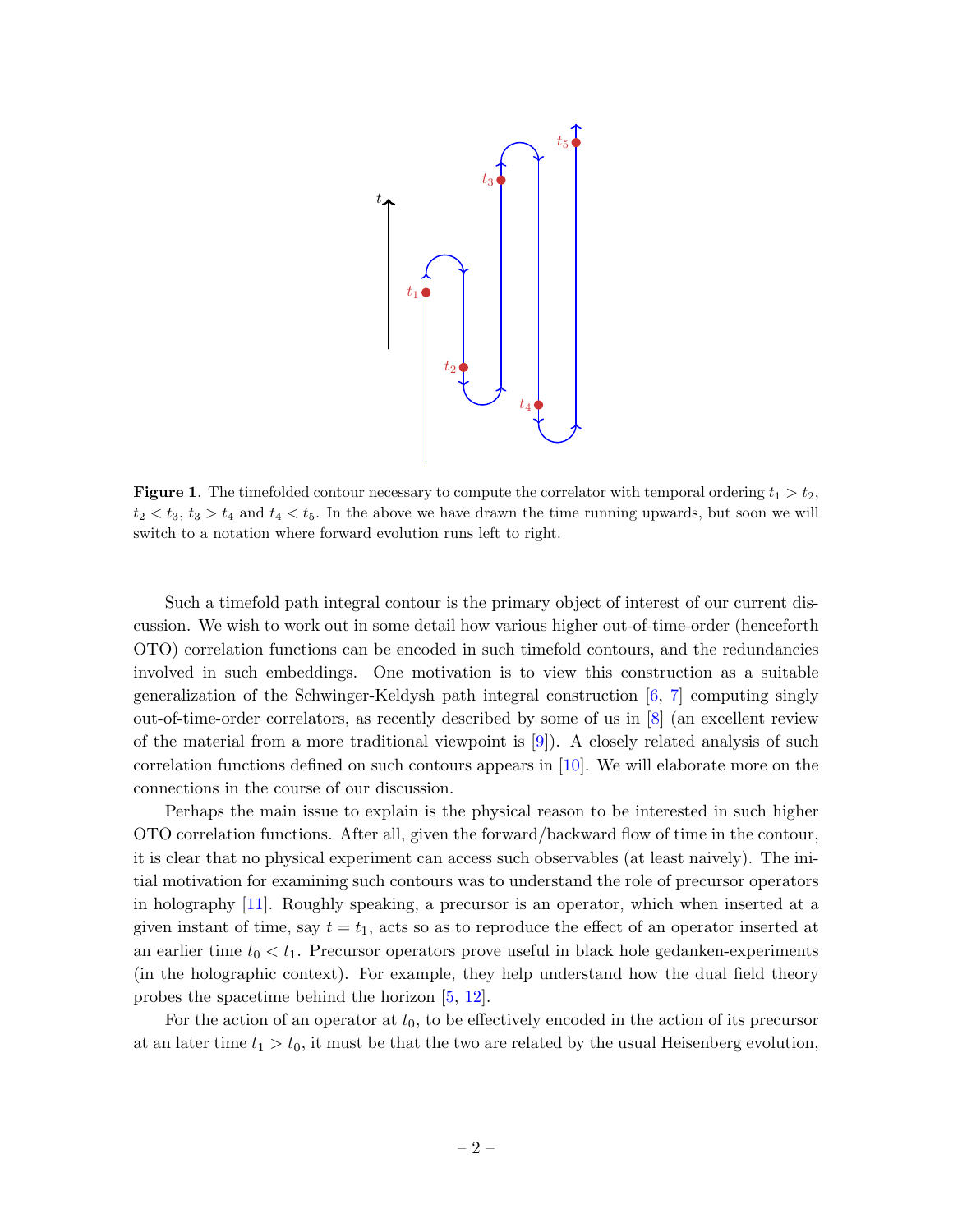**Figure 1**. The timefolded contour necessary to compute the correlator with temporal ordering $t_1 > t_2$, $t_2 < t_3$, $t_3 > t_4$ and $t_4 < t_5$. In the above we have drawn the time running upwards, but soon we will switch to a notation where forward evolution runs left to right.

Such a timefold path integral contour is the primary object of interest of our current discussion. We wish to work out in some detail how various higher out-of-time-order (henceforth OTO) correlation functions can be encoded in such timefold contours, and the redundancies involved in such embeddings. One motivation is to view this construction as a suitable generalization of the Schwinger-Keldysh path integral construction [6, 7] computing singly out-of-time-order correlators, as recently described by some of us in [8] (an excellent review of the material from a more traditional viewpoint is [9]). A closely related analysis of such correlation functions defined on such contours appears in [10]. We will elaborate more on the connections in the course of our discussion.

Perhaps the main issue to explain is the physical reason to be interested in such higher OTO correlation functions. After all, given the forward/backward flow of time in the contour, it is clear that no physical experiment can access such observables (at least naively). The initial motivation for examining such contours was to understand the role of precursor operators in holography [11]. Roughly speaking, a precursor is an operator, which when inserted at a given instant of time, say $t = t_1$, acts so as to reproduce the effect of an operator inserted at an earlier time $t_0 < t_1$. Precursor operators prove useful in black hole gedanken-experiments (in the holographic context). For example, they help understand how the dual field theory probes the spacetime behind the horizon [5, 12].

For the action of an operator at $t_0$, to be effectively encoded in the action of its precursor at an later time $t_1 > t_0$, it must be that the two are related by the usual Heisenberg evolution,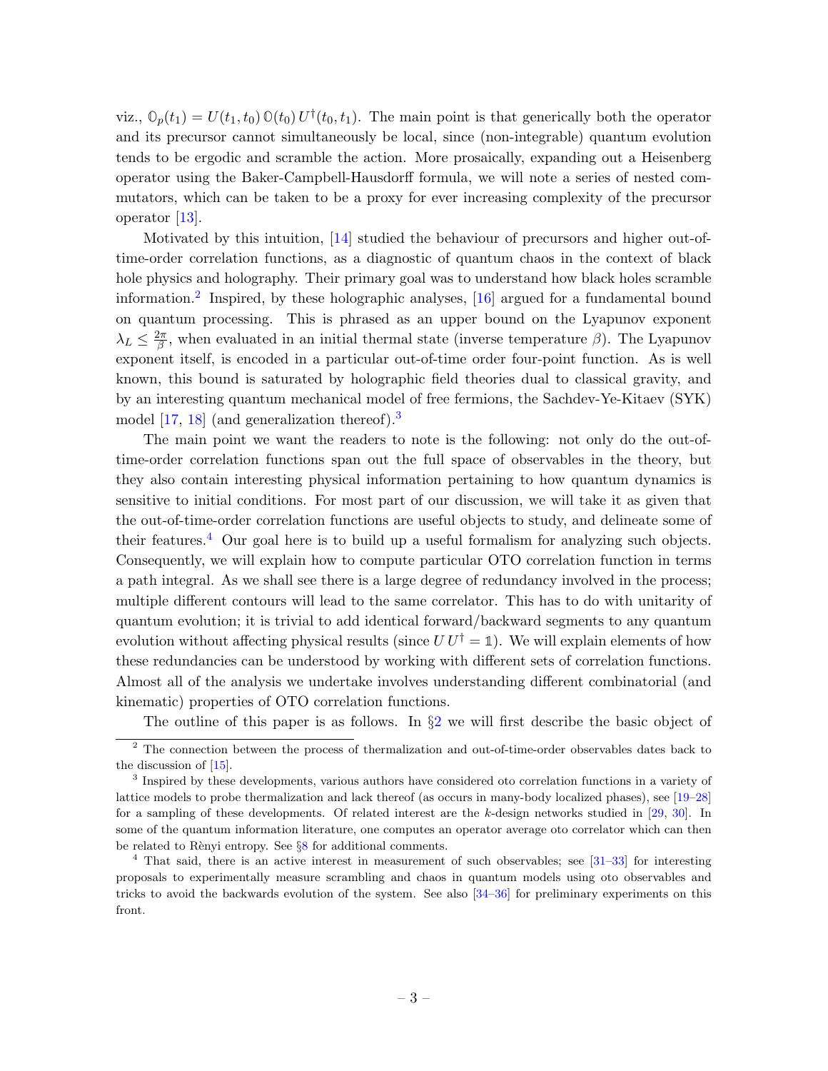viz., $\mathbb{O}_p(t_1) = U(t_1, t_0)\, \mathbb{O}(t_0)\, U^\dagger(t_0, t_1)$. The main point is that generically both the operator and its precursor cannot simultaneously be local, since (non-integrable) quantum evolution tends to be ergodic and scramble the action. More prosaically, expanding out a Heisenberg operator using the Baker-Campbell-Hausdorff formula, we will note a series of nested commutators, which can be taken to be a proxy for ever increasing complexity of the precursor operator [13].

Motivated by this intuition, [14] studied the behaviour of precursors and higher out-of-time-order correlation functions, as a diagnostic of quantum chaos in the context of black hole physics and holography. Their primary goal was to understand how black holes scramble information.[2] Inspired, by these holographic analyses, [16] argued for a fundamental bound on quantum processing. This is phrased as an upper bound on the Lyapunov exponent $\lambda_L \leq \frac{2\pi}{\beta}$, when evaluated in an initial thermal state (inverse temperature $\beta$). The Lyapunov exponent itself, is encoded in a particular out-of-time order four-point function. As is well known, this bound is saturated by holographic field theories dual to classical gravity, and by an interesting quantum mechanical model of free fermions, the Sachdev-Ye-Kitaev (SYK) model [17, 18] (and generalization thereof).[3]

The main point we want the readers to note is the following: not only do the out-of-time-order correlation functions span out the full space of observables in the theory, but they also contain interesting physical information pertaining to how quantum dynamics is sensitive to initial conditions. For most part of our discussion, we will take it as given that the out-of-time-order correlation functions are useful objects to study, and delineate some of their features.[4] Our goal here is to build up a useful formalism for analyzing such objects. Consequently, we will explain how to compute particular OTO correlation function in terms a path integral. As we shall see there is a large degree of redundancy involved in the process; multiple different contours will lead to the same correlator. This has to do with unitarity of quantum evolution; it is trivial to add identical forward/backward segments to any quantum evolution without affecting physical results (since $U\, U^\dagger = \mathbb{1}$). We will explain elements of how these redundancies can be understood by working with different sets of correlation functions. Almost all of the analysis we undertake involves understanding different combinatorial (and kinematic) properties of OTO correlation functions.

The outline of this paper is as follows. In §2 we will first describe the basic object of

---

[2] The connection between the process of thermalization and out-of-time-order observables dates back to the discussion of [15].

[3] Inspired by these developments, various authors have considered oto correlation functions in a variety of lattice models to probe thermalization and lack thereof (as occurs in many-body localized phases), see [19–28] for a sampling of these developments. Of related interest are the $k$-design networks studied in [29, 30]. In some of the quantum information literature, one computes an operator average oto correlator which can then be related to Rènyi entropy. See §8 for additional comments.

[4] That said, there is an active interest in measurement of such observables; see [31–33] for interesting proposals to experimentally measure scrambling and chaos in quantum models using oto observables and tricks to avoid the backwards evolution of the system. See also [34–36] for preliminary experiments on this front.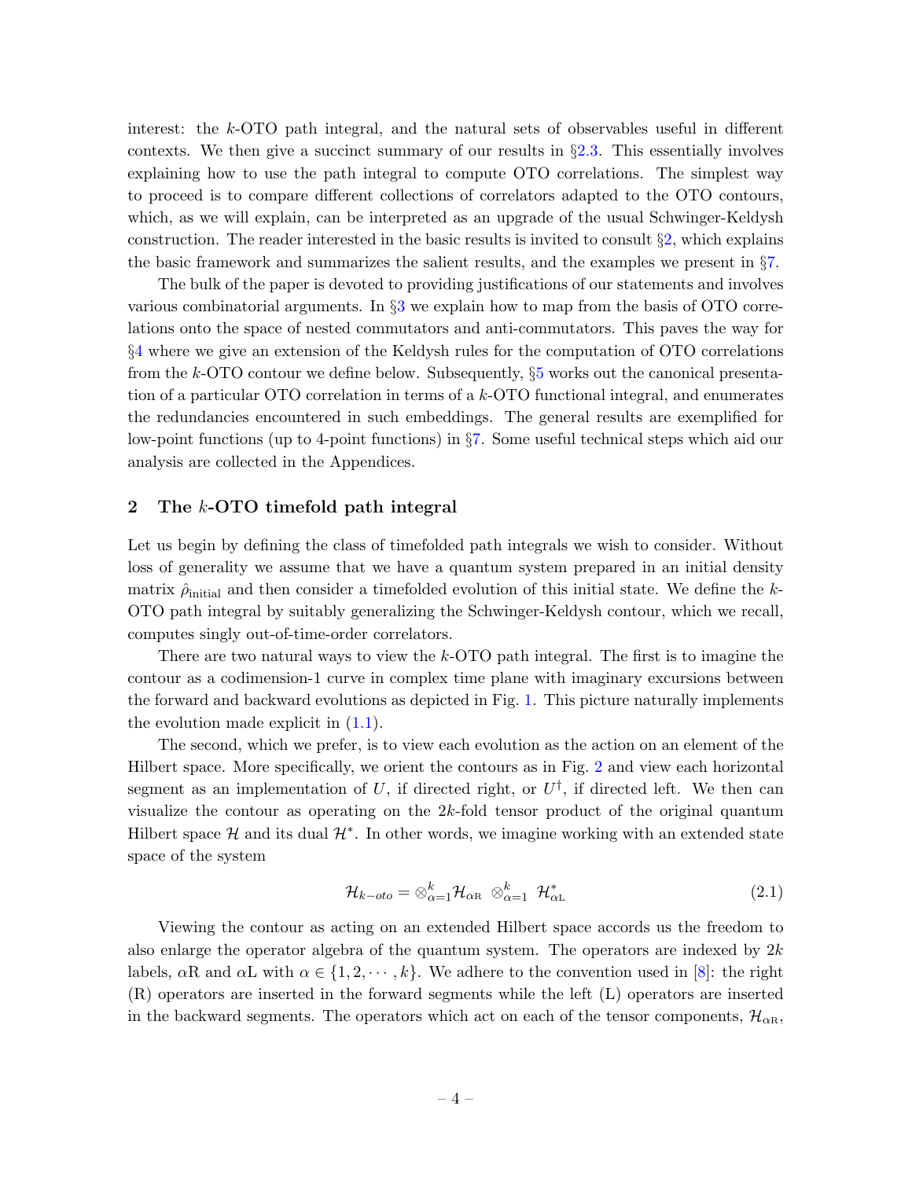interest: the $k$-OTO path integral, and the natural sets of observables useful in different contexts. We then give a succinct summary of our results in §2.3. This essentially involves explaining how to use the path integral to compute OTO correlations. The simplest way to proceed is to compare different collections of correlators adapted to the OTO contours, which, as we will explain, can be interpreted as an upgrade of the usual Schwinger-Keldysh construction. The reader interested in the basic results is invited to consult §2, which explains the basic framework and summarizes the salient results, and the examples we present in §7.

The bulk of the paper is devoted to providing justifications of our statements and involves various combinatorial arguments. In §3 we explain how to map from the basis of OTO correlations onto the space of nested commutators and anti-commutators. This paves the way for §4 where we give an extension of the Keldysh rules for the computation of OTO correlations from the $k$-OTO contour we define below. Subsequently, §5 works out the canonical presentation of a particular OTO correlation in terms of a $k$-OTO functional integral, and enumerates the redundancies encountered in such embeddings. The general results are exemplified for low-point functions (up to 4-point functions) in §7. Some useful technical steps which aid our analysis are collected in the Appendices.

## 2 The $k$-OTO timefold path integral

Let us begin by defining the class of timefolded path integrals we wish to consider. Without loss of generality we assume that we have a quantum system prepared in an initial density matrix $\hat{\rho}_{\text{initial}}$ and then consider a timefolded evolution of this initial state. We define the $k$-OTO path integral by suitably generalizing the Schwinger-Keldysh contour, which we recall, computes singly out-of-time-order correlators.

There are two natural ways to view the $k$-OTO path integral. The first is to imagine the contour as a codimension-1 curve in complex time plane with imaginary excursions between the forward and backward evolutions as depicted in Fig. 1. This picture naturally implements the evolution made explicit in (1.1).

The second, which we prefer, is to view each evolution as the action on an element of the Hilbert space. More specifically, we orient the contours as in Fig. 2 and view each horizontal segment as an implementation of $U$, if directed right, or $U^\dagger$, if directed left. We then can visualize the contour as operating on the $2k$-fold tensor product of the original quantum Hilbert space $\mathcal{H}$ and its dual $\mathcal{H}^*$. In other words, we imagine working with an extended state space of the system

$$\mathcal{H}_{k-oto} = \otimes_{\alpha=1}^{k} \mathcal{H}_{\alpha\text{R}} \ \otimes_{\alpha=1}^{k} \ \mathcal{H}_{\alpha\text{L}}^{*} \tag{2.1}$$

Viewing the contour as acting on an extended Hilbert space accords us the freedom to also enlarge the operator algebra of the quantum system. The operators are indexed by $2k$ labels, $\alpha$R and $\alpha$L with $\alpha \in \{1, 2, \cdots, k\}$. We adhere to the convention used in [8]: the right (R) operators are inserted in the forward segments while the left (L) operators are inserted in the backward segments. The operators which act on each of the tensor components, $\mathcal{H}_{\alpha\text{R}}$,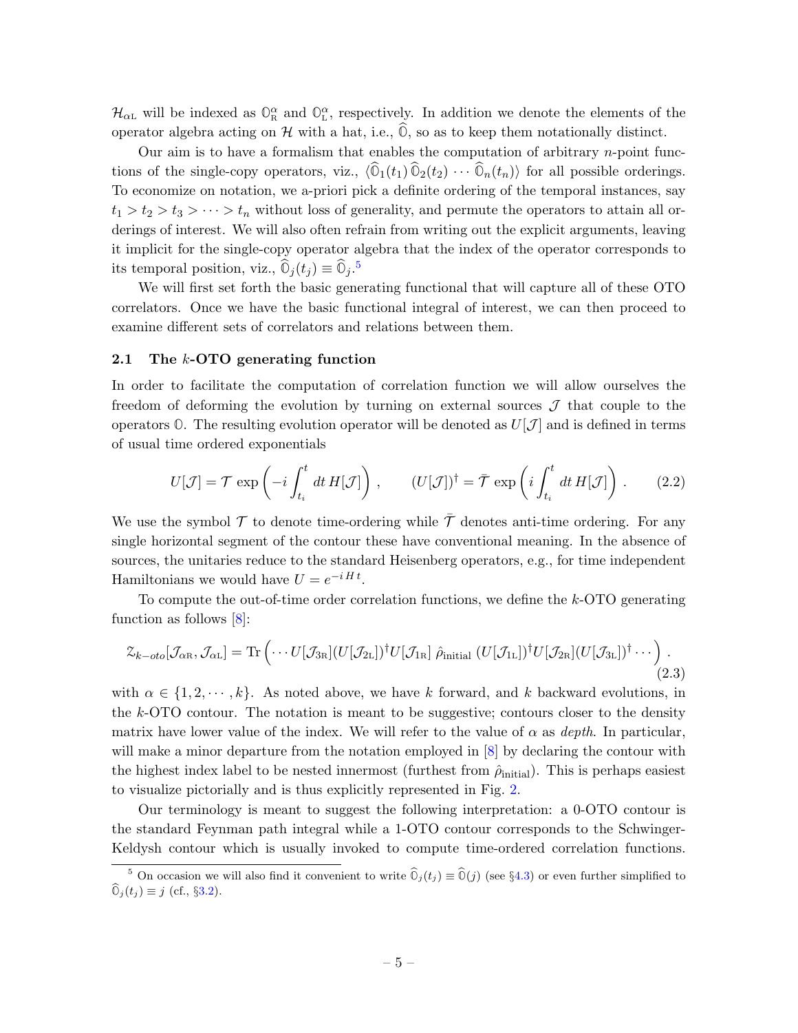$\mathcal{H}_{\alpha\text{L}}$ will be indexed as $\mathbb{O}_{\text{R}}^{\alpha}$ and $\mathbb{O}_{\text{L}}^{\alpha}$, respectively. In addition we denote the elements of the operator algebra acting on $\mathcal{H}$ with a hat, i.e., $\widehat{\mathbb{O}}$, so as to keep them notationally distinct.

Our aim is to have a formalism that enables the computation of arbitrary $n$-point functions of the single-copy operators, viz., $\langle \widehat{\mathbb{O}}_1(t_1)\,\widehat{\mathbb{O}}_2(t_2)\,\cdots\,\widehat{\mathbb{O}}_n(t_n)\rangle$ for all possible orderings. To economize on notation, we a-priori pick a definite ordering of the temporal instances, say $t_1 > t_2 > t_3 > \cdots > t_n$ without loss of generality, and permute the operators to attain all orderings of interest. We will also often refrain from writing out the explicit arguments, leaving it implicit for the single-copy operator algebra that the index of the operator corresponds to its temporal position, viz., $\widehat{\mathbb{O}}_j(t_j) \equiv \widehat{\mathbb{O}}_j$.[5]

We will first set forth the basic generating functional that will capture all of these OTO correlators. Once we have the basic functional integral of interest, we can then proceed to examine different sets of correlators and relations between them.

### 2.1 The $k$-OTO generating function

In order to facilitate the computation of correlation function we will allow ourselves the freedom of deforming the evolution by turning on external sources $\mathcal{J}$ that couple to the operators $\mathbb{O}$. The resulting evolution operator will be denoted as $U[\mathcal{J}]$ and is defined in terms of usual time ordered exponentials

$$U[\mathcal{J}] = \mathcal{T}\,\exp\left(-i\int_{t_i}^{t} dt\, H[\mathcal{J}]\right)\,, \qquad (U[\mathcal{J}])^\dagger = \bar{\mathcal{T}}\,\exp\left(i\int_{t_i}^{t} dt\, H[\mathcal{J}]\right)\,. \tag{2.2}$$

We use the symbol $\mathcal{T}$ to denote time-ordering while $\bar{\mathcal{T}}$ denotes anti-time ordering. For any single horizontal segment of the contour these have conventional meaning. In the absence of sources, the unitaries reduce to the standard Heisenberg operators, e.g., for time independent Hamiltonians we would have $U = e^{-iHt}$.

To compute the out-of-time order correlation functions, we define the $k$-OTO generating function as follows [8]:

$$\mathcal{Z}_{k-oto}[\mathcal{J}_{\alpha\text{R}},\mathcal{J}_{\alpha\text{L}}] = \text{Tr}\left(\cdots U[\mathcal{J}_{3\text{R}}](U[\mathcal{J}_{2\text{L}}])^\dagger U[\mathcal{J}_{1\text{R}}]\;\hat{\rho}_{\text{initial}}\;(U[\mathcal{J}_{1\text{L}}])^\dagger U[\mathcal{J}_{2\text{R}}](U[\mathcal{J}_{3\text{L}}])^\dagger\cdots\right)\,. \tag{2.3}$$

with $\alpha \in \{1,2,\cdots,k\}$. As noted above, we have $k$ forward, and $k$ backward evolutions, in the $k$-OTO contour. The notation is meant to be suggestive; contours closer to the density matrix have lower value of the index. We will refer to the value of $\alpha$ as *depth*. In particular, will make a minor departure from the notation employed in [8] by declaring the contour with the highest index label to be nested innermost (furthest from $\hat{\rho}_{\text{initial}}$). This is perhaps easiest to visualize pictorially and is thus explicitly represented in Fig. 2.

Our terminology is meant to suggest the following interpretation: a 0-OTO contour is the standard Feynman path integral while a 1-OTO contour corresponds to the Schwinger-Keldysh contour which is usually invoked to compute time-ordered correlation functions.

[5] On occasion we will also find it convenient to write $\widehat{\mathbb{O}}_j(t_j) \equiv \widehat{\mathbb{O}}(j)$ (see §4.3) or even further simplified to $\widehat{\mathbb{O}}_j(t_j) \equiv j$ (cf., §3.2).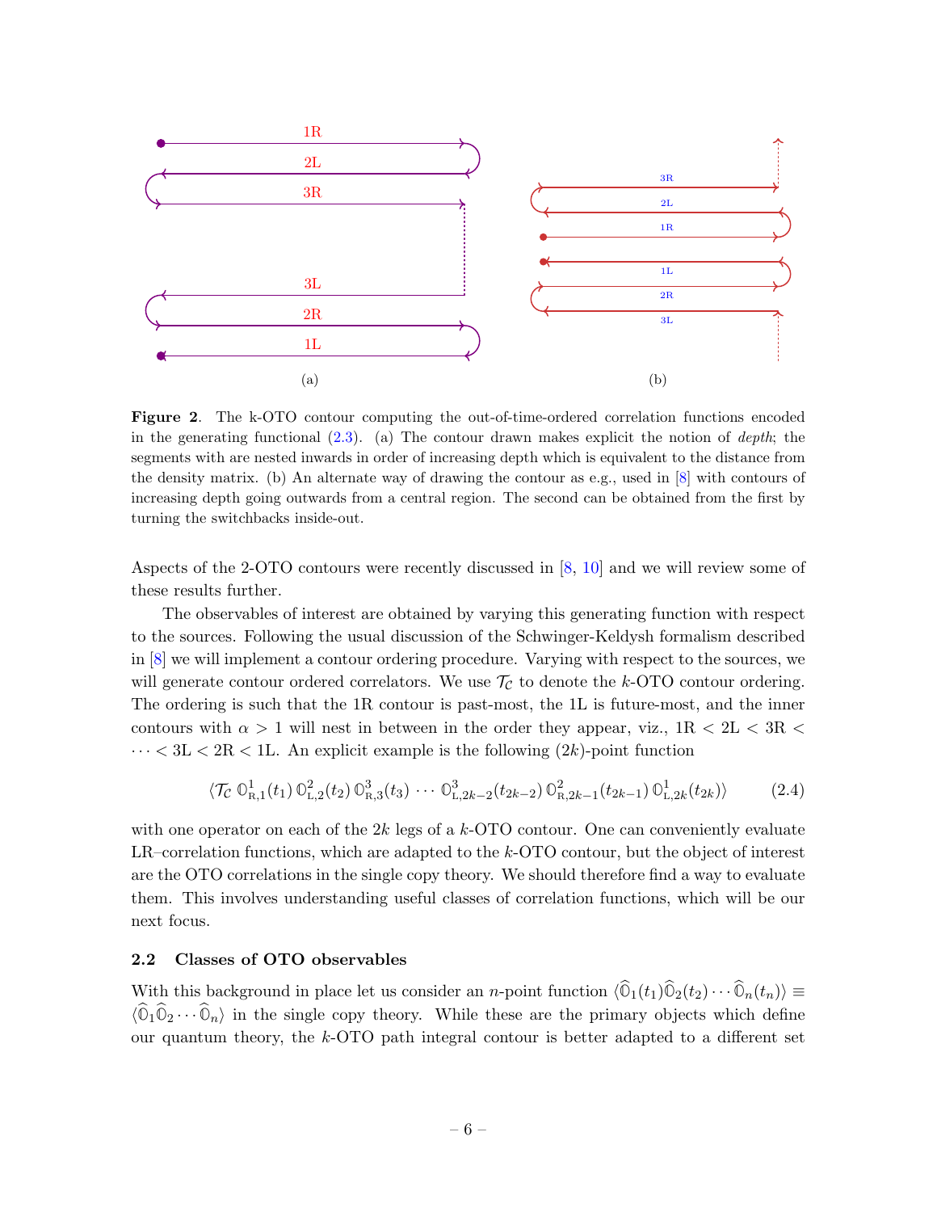Figure 2. The k-OTO contour computing the out-of-time-ordered correlation functions encoded in the generating functional (2.3). (a) The contour drawn makes explicit the notion of *depth*; the segments with are nested inwards in order of increasing depth which is equivalent to the distance from the density matrix. (b) An alternate way of drawing the contour as e.g., used in [8] with contours of increasing depth going outwards from a central region. The second can be obtained from the first by turning the switchbacks inside-out.

Aspects of the 2-OTO contours were recently discussed in [8, 10] and we will review some of these results further.

The observables of interest are obtained by varying this generating function with respect to the sources. Following the usual discussion of the Schwinger-Keldysh formalism described in [8] we will implement a contour ordering procedure. Varying with respect to the sources, we will generate contour ordered correlators. We use $\mathcal{T}_\mathcal{C}$ to denote the $k$-OTO contour ordering. The ordering is such that the 1R contour is past-most, the 1L is future-most, and the inner contours with $\alpha > 1$ will nest in between in the order they appear, viz., 1R $<$ 2L $<$ 3R $< \cdots <$ 3L $<$ 2R $<$ 1L. An explicit example is the following $(2k)$-point function

$$\langle \mathcal{T}_\mathcal{C}\, \mathbb{O}^1_{\text{R},1}(t_1)\, \mathbb{O}^2_{\text{L},2}(t_2)\, \mathbb{O}^3_{\text{R},3}(t_3) \cdots \mathbb{O}^3_{\text{L},2k-2}(t_{2k-2})\, \mathbb{O}^2_{\text{R},2k-1}(t_{2k-1})\, \mathbb{O}^1_{\text{L},2k}(t_{2k})\rangle \tag{2.4}$$

with one operator on each of the $2k$ legs of a $k$-OTO contour. One can conveniently evaluate LR–correlation functions, which are adapted to the $k$-OTO contour, but the object of interest are the OTO correlations in the single copy theory. We should therefore find a way to evaluate them. This involves understanding useful classes of correlation functions, which will be our next focus.

### 2.2 Classes of OTO observables

With this background in place let us consider an $n$-point function $\langle \widehat{\mathbb{O}}_1(t_1)\widehat{\mathbb{O}}_2(t_2)\cdots\widehat{\mathbb{O}}_n(t_n)\rangle \equiv \langle \widehat{\mathbb{O}}_1\widehat{\mathbb{O}}_2\cdots\widehat{\mathbb{O}}_n\rangle$ in the single copy theory. While these are the primary objects which define our quantum theory, the $k$-OTO path integral contour is better adapted to a different set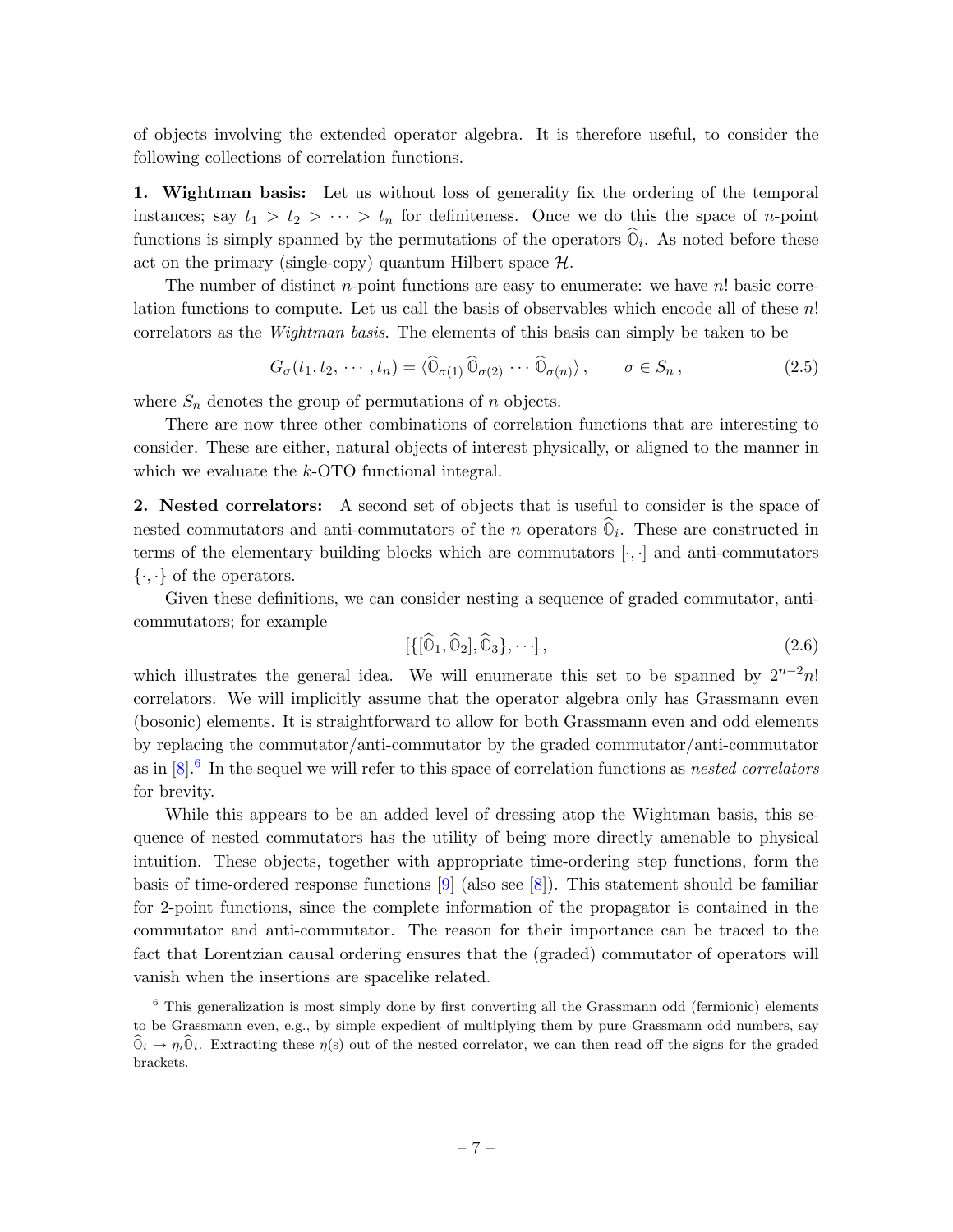of objects involving the extended operator algebra. It is therefore useful, to consider the following collections of correlation functions.

**1. Wightman basis:** Let us without loss of generality fix the ordering of the temporal instances; say $t_1 > t_2 > \cdots > t_n$ for definiteness. Once we do this the space of $n$-point functions is simply spanned by the permutations of the operators $\widehat{\mathbb{O}}_i$. As noted before these act on the primary (single-copy) quantum Hilbert space $\mathcal{H}$.

The number of distinct $n$-point functions are easy to enumerate: we have $n!$ basic correlation functions to compute. Let us call the basis of observables which encode all of these $n!$ correlators as the *Wightman basis*. The elements of this basis can simply be taken to be

$$G_\sigma(t_1, t_2, \cdots, t_n) = \langle \widehat{\mathbb{O}}_{\sigma(1)}\, \widehat{\mathbb{O}}_{\sigma(2)} \cdots \widehat{\mathbb{O}}_{\sigma(n)} \rangle \,, \qquad \sigma \in S_n \,, \tag{2.5}$$

where $S_n$ denotes the group of permutations of $n$ objects.

There are now three other combinations of correlation functions that are interesting to consider. These are either, natural objects of interest physically, or aligned to the manner in which we evaluate the $k$-OTO functional integral.

**2. Nested correlators:** A second set of objects that is useful to consider is the space of nested commutators and anti-commutators of the $n$ operators $\widehat{\mathbb{O}}_i$. These are constructed in terms of the elementary building blocks which are commutators $[\cdot,\cdot]$ and anti-commutators $\{\cdot,\cdot\}$ of the operators.

Given these definitions, we can consider nesting a sequence of graded commutator, anti-commutators; for example

$$[\{[\widehat{\mathbb{O}}_1, \widehat{\mathbb{O}}_2], \widehat{\mathbb{O}}_3\}, \cdots] \,, \tag{2.6}$$

which illustrates the general idea. We will enumerate this set to be spanned by $2^{n-2}n!$ correlators. We will implicitly assume that the operator algebra only has Grassmann even (bosonic) elements. It is straightforward to allow for both Grassmann even and odd elements by replacing the commutator/anti-commutator by the graded commutator/anti-commutator as in [8].[6] In the sequel we will refer to this space of correlation functions as *nested correlators* for brevity.

While this appears to be an added level of dressing atop the Wightman basis, this sequence of nested commutators has the utility of being more directly amenable to physical intuition. These objects, together with appropriate time-ordering step functions, form the basis of time-ordered response functions [9] (also see [8]). This statement should be familiar for 2-point functions, since the complete information of the propagator is contained in the commutator and anti-commutator. The reason for their importance can be traced to the fact that Lorentzian causal ordering ensures that the (graded) commutator of operators will vanish when the insertions are spacelike related.

[6] This generalization is most simply done by first converting all the Grassmann odd (fermionic) elements to be Grassmann even, e.g., by simple expedient of multiplying them by pure Grassmann odd numbers, say $\widehat{\mathbb{O}}_i \to \eta_i \widehat{\mathbb{O}}_i$. Extracting these $\eta$(s) out of the nested correlator, we can then read off the signs for the graded brackets.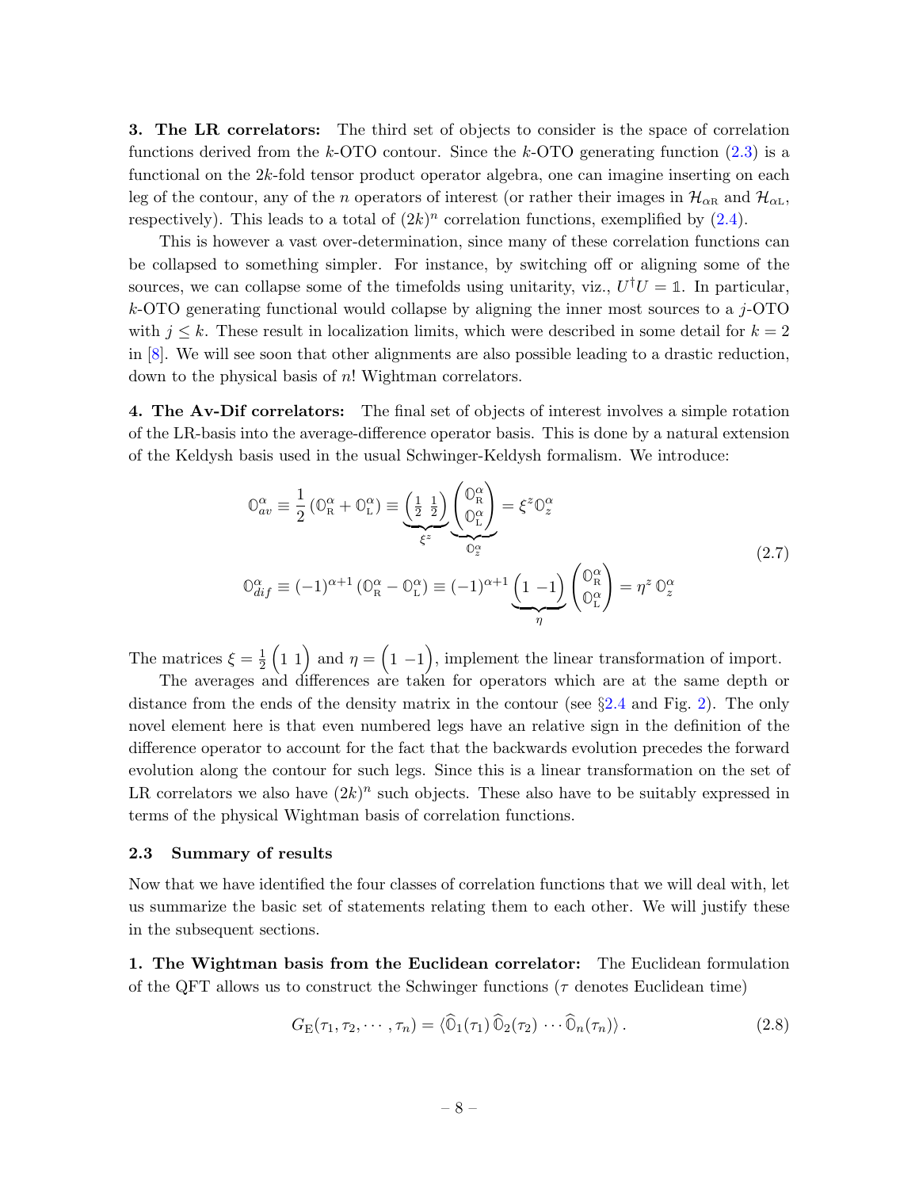**3. The LR correlators:** The third set of objects to consider is the space of correlation functions derived from the $k$-OTO contour. Since the $k$-OTO generating function (2.3) is a functional on the $2k$-fold tensor product operator algebra, one can imagine inserting on each leg of the contour, any of the $n$ operators of interest (or rather their images in $\mathcal{H}_{\alpha\text{R}}$ and $\mathcal{H}_{\alpha\text{L}}$, respectively). This leads to a total of $(2k)^n$ correlation functions, exemplified by (2.4).

This is however a vast over-determination, since many of these correlation functions can be collapsed to something simpler. For instance, by switching off or aligning some of the sources, we can collapse some of the timefolds using unitarity, viz., $U^\dagger U = \mathbb{1}$. In particular, $k$-OTO generating functional would collapse by aligning the inner most sources to a $j$-OTO with $j \leq k$. These result in localization limits, which were described in some detail for $k = 2$ in [8]. We will see soon that other alignments are also possible leading to a drastic reduction, down to the physical basis of $n!$ Wightman correlators.

**4. The Av-Dif correlators:** The final set of objects of interest involves a simple rotation of the LR-basis into the average-difference operator basis. This is done by a natural extension of the Keldysh basis used in the usual Schwinger-Keldysh formalism. We introduce:

$$
\begin{aligned}
\mathbb{O}^\alpha_{av} &\equiv \frac{1}{2}\left(\mathbb{O}^\alpha_{\text{R}} + \mathbb{O}^\alpha_{\text{L}}\right) \equiv \underbrace{\begin{pmatrix} \frac{1}{2} & \frac{1}{2} \end{pmatrix}}_{\xi^z} \underbrace{\begin{pmatrix} \mathbb{O}^\alpha_{\text{R}} \\ \mathbb{O}^\alpha_{\text{L}} \end{pmatrix}}_{\mathbb{O}^\alpha_z} = \xi^z \mathbb{O}^\alpha_z \\
\mathbb{O}^\alpha_{dif} &\equiv (-1)^{\alpha+1}\left(\mathbb{O}^\alpha_{\text{R}} - \mathbb{O}^\alpha_{\text{L}}\right) \equiv (-1)^{\alpha+1} \underbrace{\begin{pmatrix} 1 & -1 \end{pmatrix}}_{\eta} \begin{pmatrix} \mathbb{O}^\alpha_{\text{R}} \\ \mathbb{O}^\alpha_{\text{L}} \end{pmatrix} = \eta^z\, \mathbb{O}^\alpha_z
\end{aligned}
\tag{2.7}
$$

The matrices $\xi = \frac{1}{2}\begin{pmatrix} 1 & 1 \end{pmatrix}$ and $\eta = \begin{pmatrix} 1 & -1 \end{pmatrix}$, implement the linear transformation of import.

The averages and differences are taken for operators which are at the same depth or distance from the ends of the density matrix in the contour (see §2.4 and Fig. 2). The only novel element here is that even numbered legs have an relative sign in the definition of the difference operator to account for the fact that the backwards evolution precedes the forward evolution along the contour for such legs. Since this is a linear transformation on the set of LR correlators we also have $(2k)^n$ such objects. These also have to be suitably expressed in terms of the physical Wightman basis of correlation functions.

## 2.3 Summary of results

Now that we have identified the four classes of correlation functions that we will deal with, let us summarize the basic set of statements relating them to each other. We will justify these in the subsequent sections.

**1. The Wightman basis from the Euclidean correlator:** The Euclidean formulation of the QFT allows us to construct the Schwinger functions ($\tau$ denotes Euclidean time)

$$
G_{\text{E}}(\tau_1, \tau_2, \cdots, \tau_n) = \langle \widehat{\mathbb{O}}_1(\tau_1)\, \widehat{\mathbb{O}}_2(\tau_2)\, \cdots \widehat{\mathbb{O}}_n(\tau_n) \rangle\,. \tag{2.8}
$$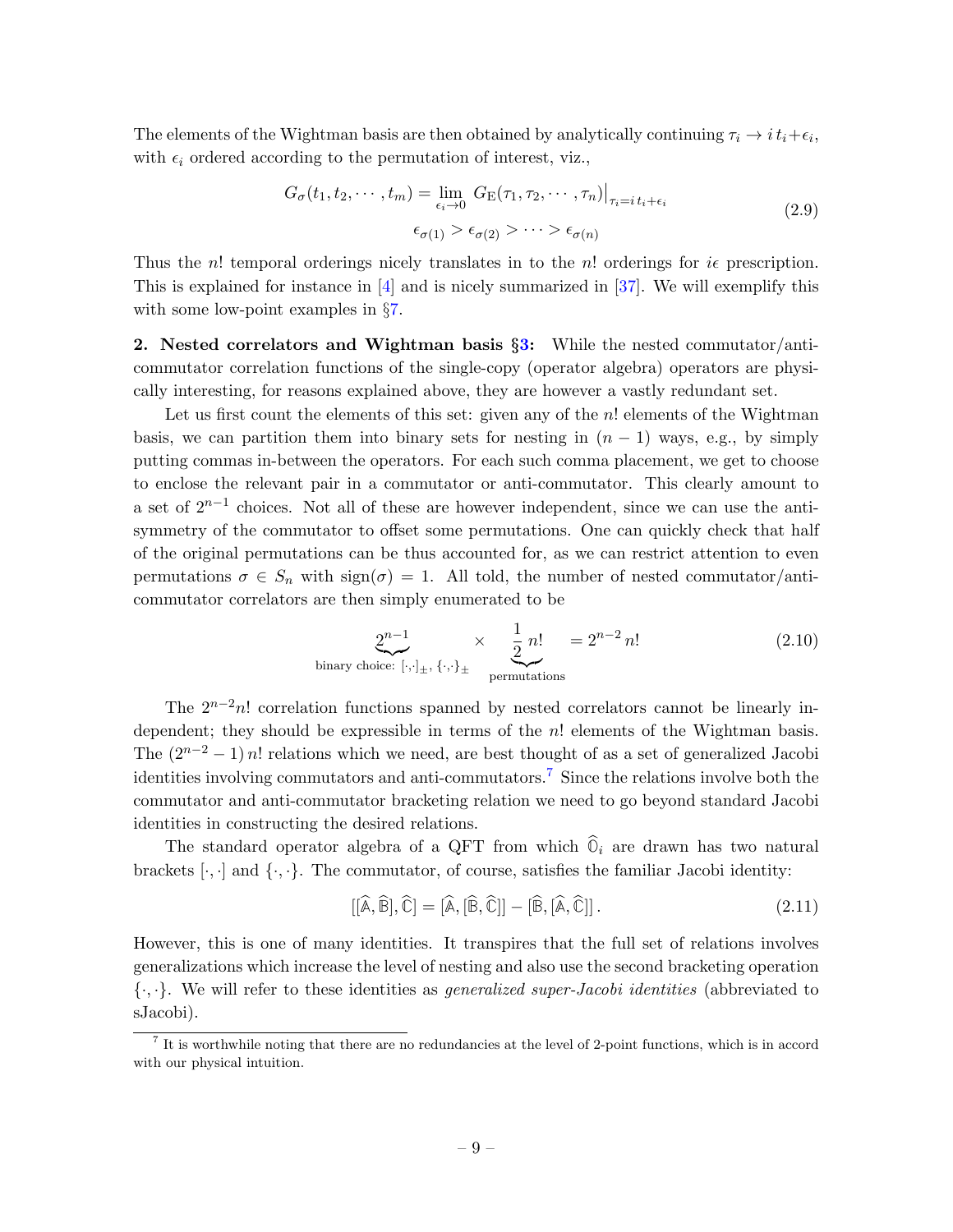The elements of the Wightman basis are then obtained by analytically continuing $\tau_i \to i\,t_i + \epsilon_i$, with $\epsilon_i$ ordered according to the permutation of interest, viz.,

$$
\begin{gathered}
G_\sigma(t_1, t_2, \cdots, t_m) = \lim_{\epsilon_i \to 0} G_{\rm E}(\tau_1, \tau_2, \cdots, \tau_n)\big|_{\tau_i = i\,t_i + \epsilon_i} \\
\epsilon_{\sigma(1)} > \epsilon_{\sigma(2)} > \cdots > \epsilon_{\sigma(n)}
\end{gathered}
\tag{2.9}
$$

Thus the $n!$ temporal orderings nicely translates in to the $n!$ orderings for $i\epsilon$ prescription. This is explained for instance in [4] and is nicely summarized in [37]. We will exemplify this with some low-point examples in §7.

**2. Nested correlators and Wightman basis §3:** While the nested commutator/anti-commutator correlation functions of the single-copy (operator algebra) operators are physically interesting, for reasons explained above, they are however a vastly redundant set.

Let us first count the elements of this set: given any of the $n!$ elements of the Wightman basis, we can partition them into binary sets for nesting in $(n-1)$ ways, e.g., by simply putting commas in-between the operators. For each such comma placement, we get to choose to enclose the relevant pair in a commutator or anti-commutator. This clearly amount to a set of $2^{n-1}$ choices. Not all of these are however independent, since we can use the anti-symmetry of the commutator to offset some permutations. One can quickly check that half of the original permutations can be thus accounted for, as we can restrict attention to even permutations $\sigma \in S_n$ with $\text{sign}(\sigma) = 1$. All told, the number of nested commutator/anti-commutator correlators are then simply enumerated to be

$$
\underbrace{2^{n-1}}_{\text{binary choice: } [\cdot,\cdot]_\pm,\, \{\cdot,\cdot\}_\pm} \times \underbrace{\frac{1}{2}\,n!}_{\text{permutations}} = 2^{n-2}\,n! \tag{2.10}
$$

The $2^{n-2}n!$ correlation functions spanned by nested correlators cannot be linearly independent; they should be expressible in terms of the $n!$ elements of the Wightman basis. The $(2^{n-2}-1)\,n!$ relations which we need, are best thought of as a set of generalized Jacobi identities involving commutators and anti-commutators.[7] Since the relations involve both the commutator and anti-commutator bracketing relation we need to go beyond standard Jacobi identities in constructing the desired relations.

The standard operator algebra of a QFT from which $\widehat{\mathbb{O}}_i$ are drawn has two natural brackets $[\cdot,\cdot]$ and $\{\cdot,\cdot\}$. The commutator, of course, satisfies the familiar Jacobi identity:

$$
[[\widehat{\mathbb{A}}, \widehat{\mathbb{B}}], \widehat{\mathbb{C}}] = [\widehat{\mathbb{A}}, [\widehat{\mathbb{B}}, \widehat{\mathbb{C}}]] - [\widehat{\mathbb{B}}, [\widehat{\mathbb{A}}, \widehat{\mathbb{C}}]]\,. \tag{2.11}
$$

However, this is one of many identities. It transpires that the full set of relations involves generalizations which increase the level of nesting and also use the second bracketing operation $\{\cdot,\cdot\}$. We will refer to these identities as *generalized super-Jacobi identities* (abbreviated to sJacobi).

[7] It is worthwhile noting that there are no redundancies at the level of 2-point functions, which is in accord with our physical intuition.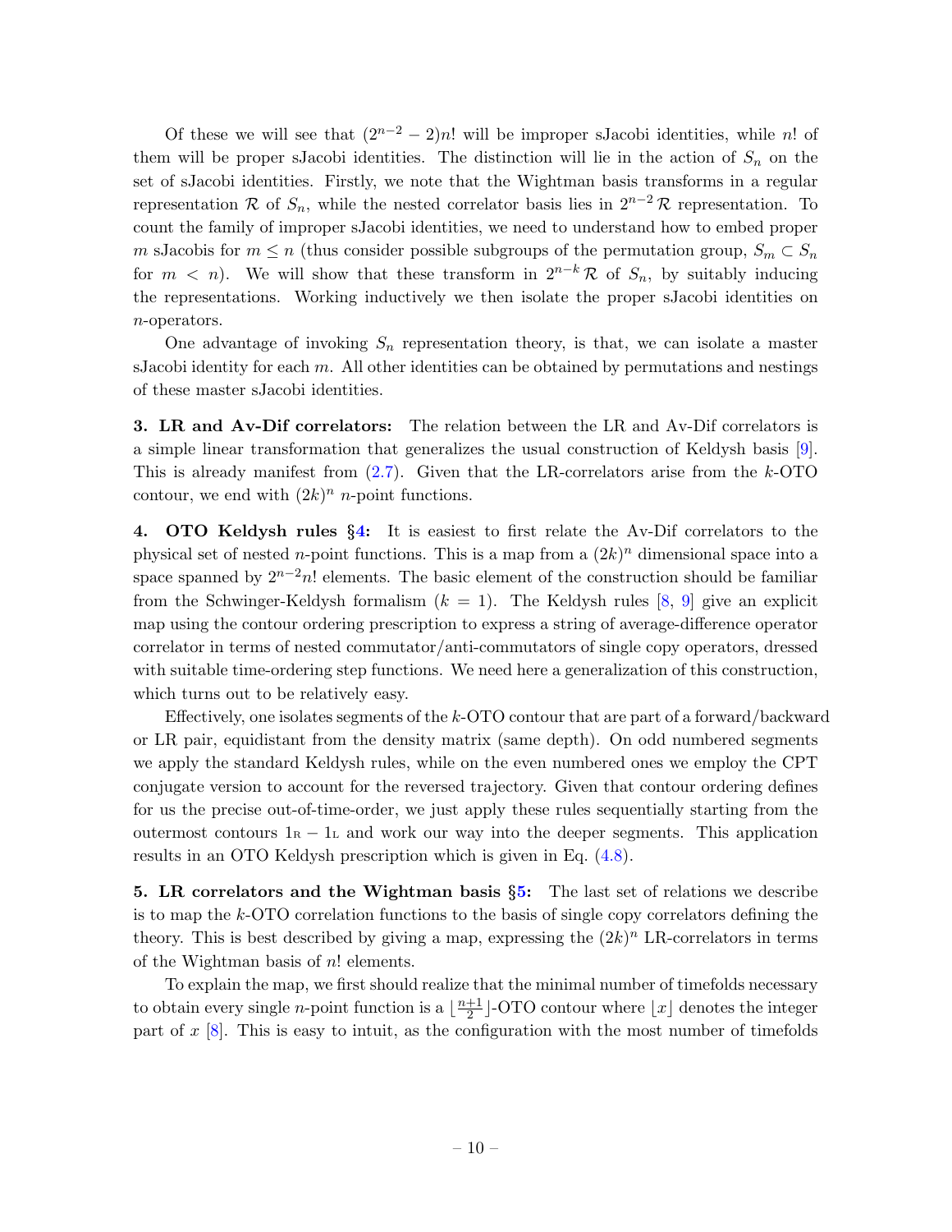Of these we will see that $(2^{n-2} - 2)n!$ will be improper sJacobi identities, while $n!$ of them will be proper sJacobi identities. The distinction will lie in the action of $S_n$ on the set of sJacobi identities. Firstly, we note that the Wightman basis transforms in a regular representation $\mathcal{R}$ of $S_n$, while the nested correlator basis lies in $2^{n-2}\,\mathcal{R}$ representation. To count the family of improper sJacobi identities, we need to understand how to embed proper $m$ sJacobis for $m \leq n$ (thus consider possible subgroups of the permutation group, $S_m \subset S_n$ for $m < n$). We will show that these transform in $2^{n-k}\,\mathcal{R}$ of $S_n$, by suitably inducing the representations. Working inductively we then isolate the proper sJacobi identities on $n$-operators.

One advantage of invoking $S_n$ representation theory, is that, we can isolate a master sJacobi identity for each $m$. All other identities can be obtained by permutations and nestings of these master sJacobi identities.

**3. LR and Av-Dif correlators:** The relation between the LR and Av-Dif correlators is a simple linear transformation that generalizes the usual construction of Keldysh basis [9]. This is already manifest from (2.7). Given that the LR-correlators arise from the $k$-OTO contour, we end with $(2k)^n$ $n$-point functions.

**4. OTO Keldysh rules §4:** It is easiest to first relate the Av-Dif correlators to the physical set of nested $n$-point functions. This is a map from a $(2k)^n$ dimensional space into a space spanned by $2^{n-2}n!$ elements. The basic element of the construction should be familiar from the Schwinger-Keldysh formalism ($k = 1$). The Keldysh rules [8, 9] give an explicit map using the contour ordering prescription to express a string of average-difference operator correlator in terms of nested commutator/anti-commutators of single copy operators, dressed with suitable time-ordering step functions. We need here a generalization of this construction, which turns out to be relatively easy.

Effectively, one isolates segments of the $k$-OTO contour that are part of a forward/backward or LR pair, equidistant from the density matrix (same depth). On odd numbered segments we apply the standard Keldysh rules, while on the even numbered ones we employ the CPT conjugate version to account for the reversed trajectory. Given that contour ordering defines for us the precise out-of-time-order, we just apply these rules sequentially starting from the outermost contours $1_{\text{R}} - 1_{\text{L}}$ and work our way into the deeper segments. This application results in an OTO Keldysh prescription which is given in Eq. (4.8).

**5. LR correlators and the Wightman basis §5:** The last set of relations we describe is to map the $k$-OTO correlation functions to the basis of single copy correlators defining the theory. This is best described by giving a map, expressing the $(2k)^n$ LR-correlators in terms of the Wightman basis of $n!$ elements.

To explain the map, we first should realize that the minimal number of timefolds necessary to obtain every single $n$-point function is a $\lfloor \frac{n+1}{2} \rfloor$-OTO contour where $\lfloor x \rfloor$ denotes the integer part of $x$ [8]. This is easy to intuit, as the configuration with the most number of timefolds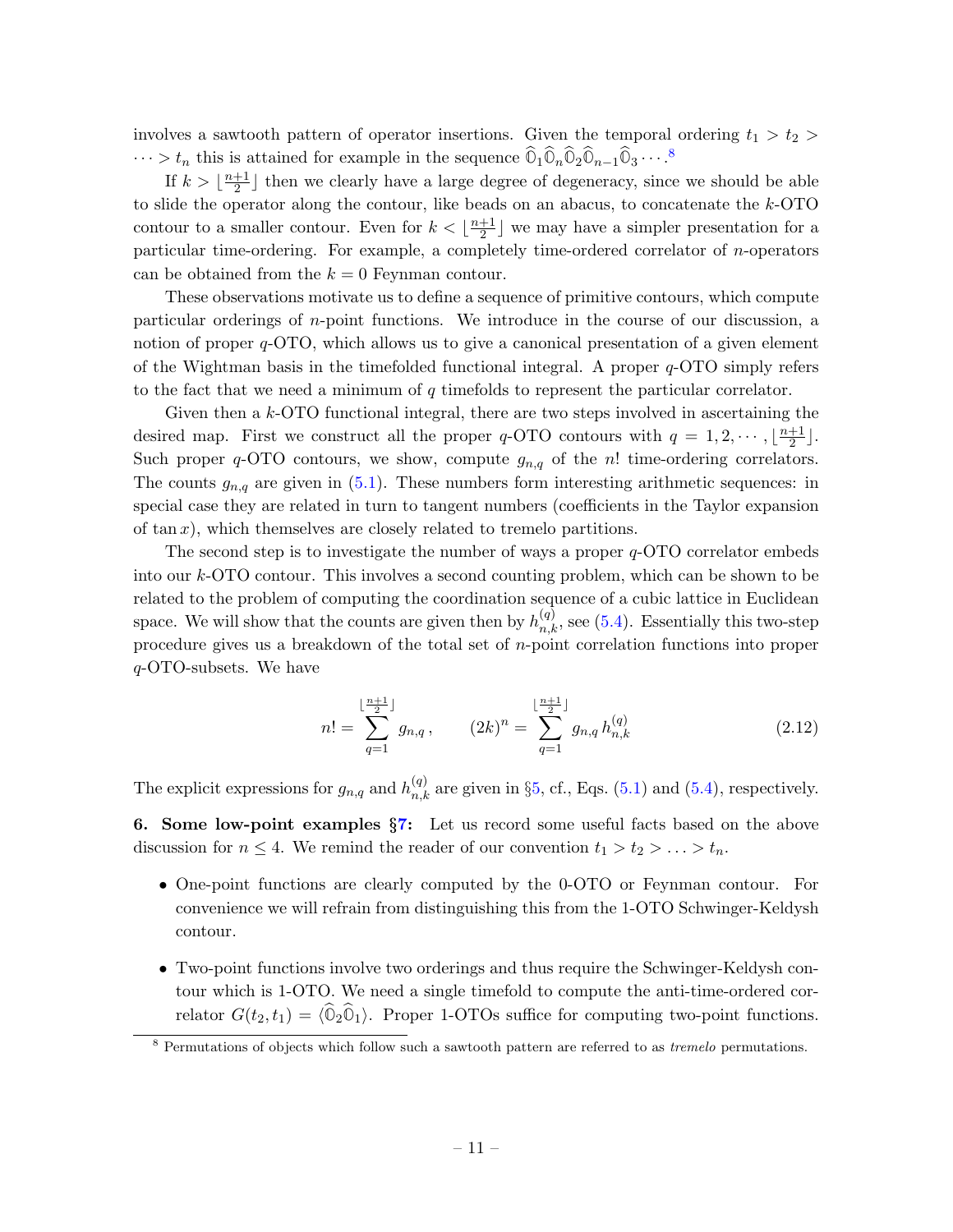involves a sawtooth pattern of operator insertions. Given the temporal ordering $t_1 > t_2 > \cdots > t_n$ this is attained for example in the sequence $\widehat{\mathbb{O}}_1 \widehat{\mathbb{O}}_n \widehat{\mathbb{O}}_2 \widehat{\mathbb{O}}_{n-1} \widehat{\mathbb{O}}_3 \cdots$.[8]

If $k > \lfloor \frac{n+1}{2} \rfloor$ then we clearly have a large degree of degeneracy, since we should be able to slide the operator along the contour, like beads on an abacus, to concatenate the $k$-OTO contour to a smaller contour. Even for $k < \lfloor \frac{n+1}{2} \rfloor$ we may have a simpler presentation for a particular time-ordering. For example, a completely time-ordered correlator of $n$-operators can be obtained from the $k = 0$ Feynman contour.

These observations motivate us to define a sequence of primitive contours, which compute particular orderings of $n$-point functions. We introduce in the course of our discussion, a notion of proper $q$-OTO, which allows us to give a canonical presentation of a given element of the Wightman basis in the timefolded functional integral. A proper $q$-OTO simply refers to the fact that we need a minimum of $q$ timefolds to represent the particular correlator.

Given then a $k$-OTO functional integral, there are two steps involved in ascertaining the desired map. First we construct all the proper $q$-OTO contours with $q = 1, 2, \cdots, \lfloor \frac{n+1}{2} \rfloor$. Such proper $q$-OTO contours, we show, compute $g_{n,q}$ of the $n!$ time-ordering correlators. The counts $g_{n,q}$ are given in (5.1). These numbers form interesting arithmetic sequences: in special case they are related in turn to tangent numbers (coefficients in the Taylor expansion of $\tan x$), which themselves are closely related to tremelo partitions.

The second step is to investigate the number of ways a proper $q$-OTO correlator embeds into our $k$-OTO contour. This involves a second counting problem, which can be shown to be related to the problem of computing the coordination sequence of a cubic lattice in Euclidean space. We will show that the counts are given then by $h^{(q)}_{n,k}$, see (5.4). Essentially this two-step procedure gives us a breakdown of the total set of $n$-point correlation functions into proper $q$-OTO-subsets. We have

$$n! = \sum_{q=1}^{\lfloor \frac{n+1}{2} \rfloor} g_{n,q} \,, \qquad (2k)^n = \sum_{q=1}^{\lfloor \frac{n+1}{2} \rfloor} g_{n,q} \, h^{(q)}_{n,k} \tag{2.12}$$

The explicit expressions for $g_{n,q}$ and $h^{(q)}_{n,k}$ are given in §5, cf., Eqs. (5.1) and (5.4), respectively.

**6. Some low-point examples §7:** Let us record some useful facts based on the above discussion for $n \leq 4$. We remind the reader of our convention $t_1 > t_2 > \ldots > t_n$.

- One-point functions are clearly computed by the 0-OTO or Feynman contour. For convenience we will refrain from distinguishing this from the 1-OTO Schwinger-Keldysh contour.
- Two-point functions involve two orderings and thus require the Schwinger-Keldysh contour which is 1-OTO. We need a single timefold to compute the anti-time-ordered correlator $G(t_2, t_1) = \langle \widehat{\mathbb{O}}_2 \widehat{\mathbb{O}}_1 \rangle$. Proper 1-OTOs suffice for computing two-point functions.

[8] Permutations of objects which follow such a sawtooth pattern are referred to as *tremelo* permutations.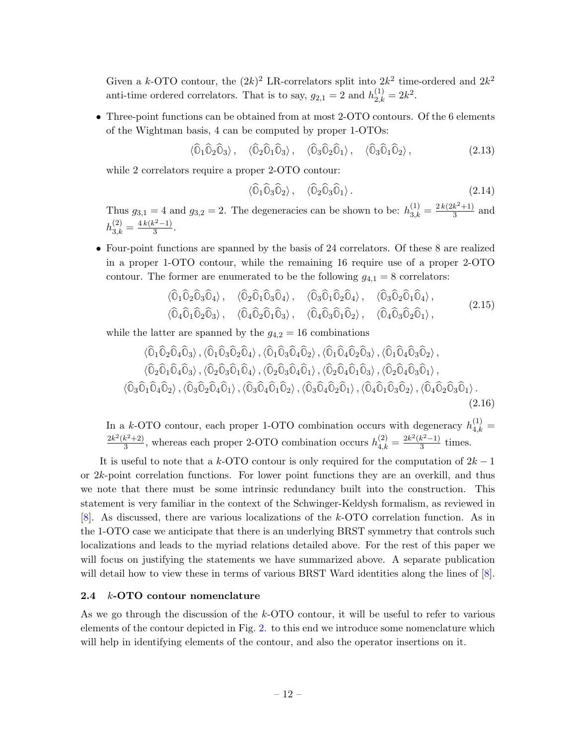Given a $k$-OTO contour, the $(2k)^2$ LR-correlators split into $2k^2$ time-ordered and $2k^2$ anti-time ordered correlators. That is to say, $g_{2,1} = 2$ and $h^{(1)}_{2,k} = 2k^2$.

- Three-point functions can be obtained from at most 2-OTO contours. Of the 6 elements of the Wightman basis, 4 can be computed by proper 1-OTOs:

$$\langle \widehat{\mathbb{O}}_1 \widehat{\mathbb{O}}_2 \widehat{\mathbb{O}}_3 \rangle\,, \quad \langle \widehat{\mathbb{O}}_2 \widehat{\mathbb{O}}_1 \widehat{\mathbb{O}}_3 \rangle\,, \quad \langle \widehat{\mathbb{O}}_3 \widehat{\mathbb{O}}_2 \widehat{\mathbb{O}}_1 \rangle\,, \quad \langle \widehat{\mathbb{O}}_3 \widehat{\mathbb{O}}_1 \widehat{\mathbb{O}}_2 \rangle\,, \tag{2.13}$$

while 2 correlators require a proper 2-OTO contour:

$$\langle \widehat{\mathbb{O}}_1 \widehat{\mathbb{O}}_3 \widehat{\mathbb{O}}_2 \rangle\,, \quad \langle \widehat{\mathbb{O}}_2 \widehat{\mathbb{O}}_3 \widehat{\mathbb{O}}_1 \rangle\,. \tag{2.14}$$

Thus $g_{3,1} = 4$ and $g_{3,2} = 2$. The degeneracies can be shown to be: $h^{(1)}_{3,k} = \frac{2\,k(2k^2+1)}{3}$ and $h^{(2)}_{3,k} = \frac{4\,k(k^2-1)}{3}$.

- Four-point functions are spanned by the basis of 24 correlators. Of these 8 are realized in a proper 1-OTO contour, while the remaining 16 require use of a proper 2-OTO contour. The former are enumerated to be the following $g_{4,1} = 8$ correlators:

$$\begin{aligned}
&\langle \widehat{\mathbb{O}}_1 \widehat{\mathbb{O}}_2 \widehat{\mathbb{O}}_3 \widehat{\mathbb{O}}_4 \rangle\,, \quad \langle \widehat{\mathbb{O}}_2 \widehat{\mathbb{O}}_1 \widehat{\mathbb{O}}_3 \widehat{\mathbb{O}}_4 \rangle\,, \quad \langle \widehat{\mathbb{O}}_3 \widehat{\mathbb{O}}_1 \widehat{\mathbb{O}}_2 \widehat{\mathbb{O}}_4 \rangle\,, \quad \langle \widehat{\mathbb{O}}_3 \widehat{\mathbb{O}}_2 \widehat{\mathbb{O}}_1 \widehat{\mathbb{O}}_4 \rangle\,, \\
&\langle \widehat{\mathbb{O}}_4 \widehat{\mathbb{O}}_1 \widehat{\mathbb{O}}_2 \widehat{\mathbb{O}}_3 \rangle\,, \quad \langle \widehat{\mathbb{O}}_4 \widehat{\mathbb{O}}_2 \widehat{\mathbb{O}}_1 \widehat{\mathbb{O}}_3 \rangle\,, \quad \langle \widehat{\mathbb{O}}_4 \widehat{\mathbb{O}}_3 \widehat{\mathbb{O}}_1 \widehat{\mathbb{O}}_2 \rangle\,, \quad \langle \widehat{\mathbb{O}}_4 \widehat{\mathbb{O}}_3 \widehat{\mathbb{O}}_2 \widehat{\mathbb{O}}_1 \rangle\,,
\end{aligned} \tag{2.15}$$

while the latter are spanned by the $g_{4,2} = 16$ combinations

$$\begin{aligned}
&\langle \widehat{\mathbb{O}}_1 \widehat{\mathbb{O}}_2 \widehat{\mathbb{O}}_4 \widehat{\mathbb{O}}_3 \rangle\,, \langle \widehat{\mathbb{O}}_1 \widehat{\mathbb{O}}_3 \widehat{\mathbb{O}}_2 \widehat{\mathbb{O}}_4 \rangle\,, \langle \widehat{\mathbb{O}}_1 \widehat{\mathbb{O}}_3 \widehat{\mathbb{O}}_4 \widehat{\mathbb{O}}_2 \rangle\,, \langle \widehat{\mathbb{O}}_1 \widehat{\mathbb{O}}_4 \widehat{\mathbb{O}}_2 \widehat{\mathbb{O}}_3 \rangle\,, \langle \widehat{\mathbb{O}}_1 \widehat{\mathbb{O}}_4 \widehat{\mathbb{O}}_3 \widehat{\mathbb{O}}_2 \rangle\,, \\
&\langle \widehat{\mathbb{O}}_2 \widehat{\mathbb{O}}_1 \widehat{\mathbb{O}}_4 \widehat{\mathbb{O}}_3 \rangle\,, \langle \widehat{\mathbb{O}}_2 \widehat{\mathbb{O}}_3 \widehat{\mathbb{O}}_1 \widehat{\mathbb{O}}_4 \rangle\,, \langle \widehat{\mathbb{O}}_2 \widehat{\mathbb{O}}_3 \widehat{\mathbb{O}}_4 \widehat{\mathbb{O}}_1 \rangle\,, \langle \widehat{\mathbb{O}}_2 \widehat{\mathbb{O}}_4 \widehat{\mathbb{O}}_1 \widehat{\mathbb{O}}_3 \rangle\,, \langle \widehat{\mathbb{O}}_2 \widehat{\mathbb{O}}_4 \widehat{\mathbb{O}}_3 \widehat{\mathbb{O}}_1 \rangle\,, \\
&\langle \widehat{\mathbb{O}}_3 \widehat{\mathbb{O}}_1 \widehat{\mathbb{O}}_4 \widehat{\mathbb{O}}_2 \rangle\,, \langle \widehat{\mathbb{O}}_3 \widehat{\mathbb{O}}_2 \widehat{\mathbb{O}}_4 \widehat{\mathbb{O}}_1 \rangle\,, \langle \widehat{\mathbb{O}}_3 \widehat{\mathbb{O}}_4 \widehat{\mathbb{O}}_1 \widehat{\mathbb{O}}_2 \rangle\,, \langle \widehat{\mathbb{O}}_3 \widehat{\mathbb{O}}_4 \widehat{\mathbb{O}}_2 \widehat{\mathbb{O}}_1 \rangle\,, \langle \widehat{\mathbb{O}}_4 \widehat{\mathbb{O}}_1 \widehat{\mathbb{O}}_3 \widehat{\mathbb{O}}_2 \rangle\,, \langle \widehat{\mathbb{O}}_4 \widehat{\mathbb{O}}_2 \widehat{\mathbb{O}}_3 \widehat{\mathbb{O}}_1 \rangle\,.
\end{aligned} \tag{2.16}$$

In a $k$-OTO contour, each proper 1-OTO combination occurs with degeneracy $h^{(1)}_{4,k} = \frac{2k^2(k^2+2)}{3}$, whereas each proper 2-OTO combination occurs $h^{(2)}_{4,k} = \frac{2k^2(k^2-1)}{3}$ times.

It is useful to note that a $k$-OTO contour is only required for the computation of $2k-1$ or $2k$-point correlation functions. For lower point functions they are an overkill, and thus we note that there must be some intrinsic redundancy built into the construction. This statement is very familiar in the context of the Schwinger-Keldysh formalism, as reviewed in [8]. As discussed, there are various localizations of the $k$-OTO correlation function. As in the 1-OTO case we anticipate that there is an underlying BRST symmetry that controls such localizations and leads to the myriad relations detailed above. For the rest of this paper we will focus on justifying the statements we have summarized above. A separate publication will detail how to view these in terms of various BRST Ward identities along the lines of [8].

### 2.4 $k$-OTO contour nomenclature

As we go through the discussion of the $k$-OTO contour, it will be useful to refer to various elements of the contour depicted in Fig. 2. to this end we introduce some nomenclature which will help in identifying elements of the contour, and also the operator insertions on it.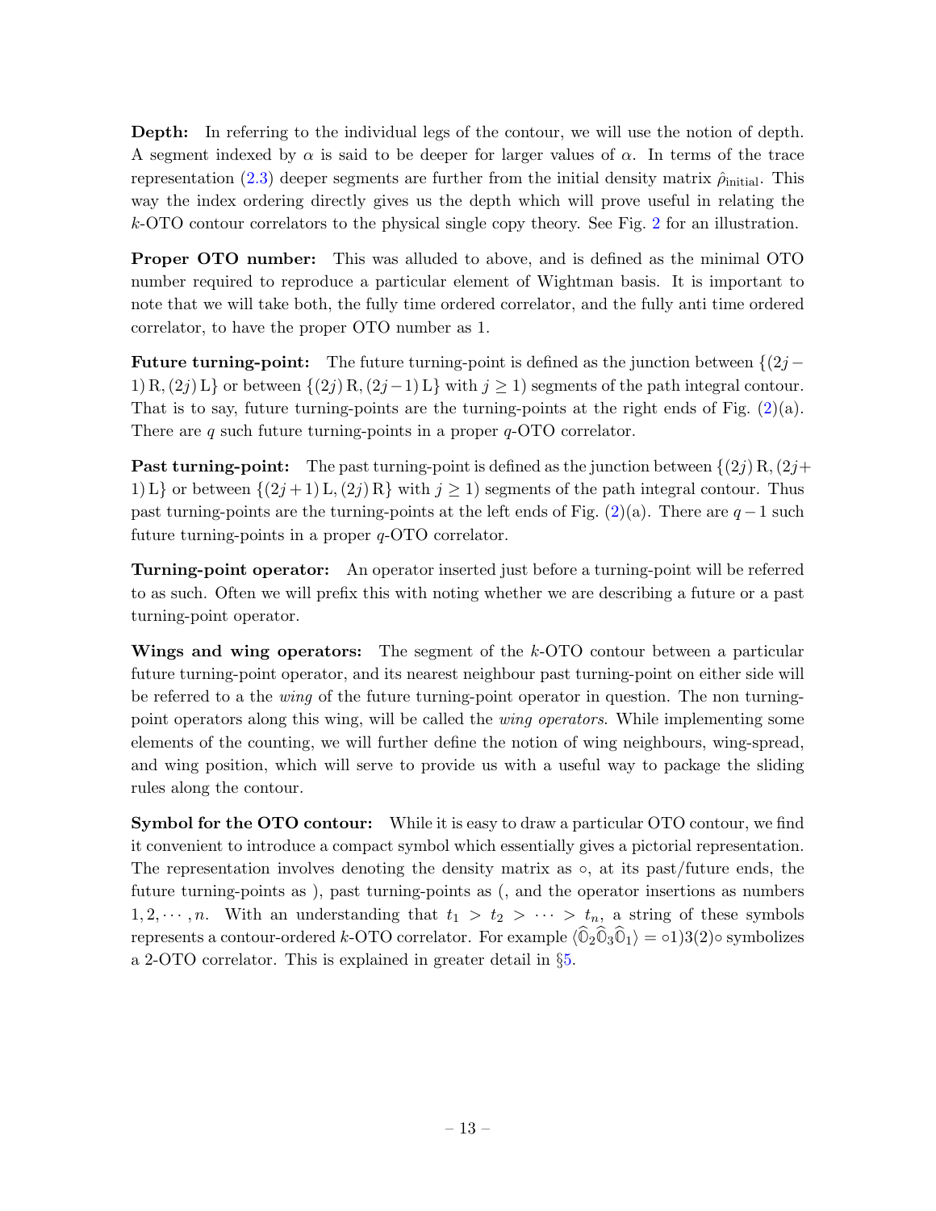**Depth:** In referring to the individual legs of the contour, we will use the notion of depth. A segment indexed by $\alpha$ is said to be deeper for larger values of $\alpha$. In terms of the trace representation (2.3) deeper segments are further from the initial density matrix $\hat{\rho}_{\text{initial}}$. This way the index ordering directly gives us the depth which will prove useful in relating the $k$-OTO contour correlators to the physical single copy theory. See Fig. 2 for an illustration.

**Proper OTO number:** This was alluded to above, and is defined as the minimal OTO number required to reproduce a particular element of Wightman basis. It is important to note that we will take both, the fully time ordered correlator, and the fully anti time ordered correlator, to have the proper OTO number as 1.

**Future turning-point:** The future turning-point is defined as the junction between $\{(2j-1)\,\text{R}, (2j)\,\text{L}\}$ or between $\{(2j)\,\text{R}, (2j-1)\,\text{L}\}$ with $j \geq 1$) segments of the path integral contour. That is to say, future turning-points are the turning-points at the right ends of Fig. (2)(a). There are $q$ such future turning-points in a proper $q$-OTO correlator.

**Past turning-point:** The past turning-point is defined as the junction between $\{(2j)\,\text{R}, (2j+1)\,\text{L}\}$ or between $\{(2j+1)\,\text{L}, (2j)\,\text{R}\}$ with $j \geq 1$) segments of the path integral contour. Thus past turning-points are the turning-points at the left ends of Fig. (2)(a). There are $q-1$ such future turning-points in a proper $q$-OTO correlator.

**Turning-point operator:** An operator inserted just before a turning-point will be referred to as such. Often we will prefix this with noting whether we are describing a future or a past turning-point operator.

**Wings and wing operators:** The segment of the $k$-OTO contour between a particular future turning-point operator, and its nearest neighbour past turning-point on either side will be referred to a the *wing* of the future turning-point operator in question. The non turning-point operators along this wing, will be called the *wing operators*. While implementing some elements of the counting, we will further define the notion of wing neighbours, wing-spread, and wing position, which will serve to provide us with a useful way to package the sliding rules along the contour.

**Symbol for the OTO contour:** While it is easy to draw a particular OTO contour, we find it convenient to introduce a compact symbol which essentially gives a pictorial representation. The representation involves denoting the density matrix as $\circ$, at its past/future ends, the future turning-points as ), past turning-points as (, and the operator insertions as numbers $1, 2, \cdots, n$. With an understanding that $t_1 > t_2 > \cdots > t_n$, a string of these symbols represents a contour-ordered $k$-OTO correlator. For example $\langle \widehat{\mathbb{O}}_2 \widehat{\mathbb{O}}_3 \widehat{\mathbb{O}}_1 \rangle = \circ 1)3(2)\circ$ symbolizes a 2-OTO correlator. This is explained in greater detail in §5.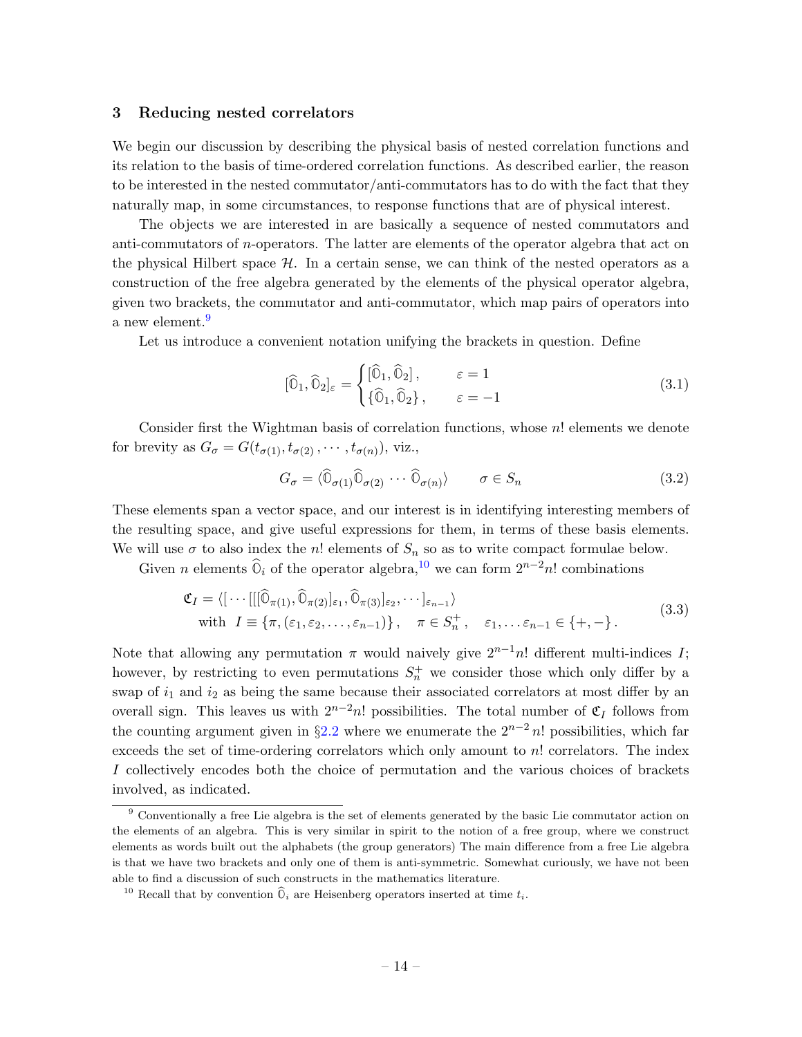## 3 Reducing nested correlators

We begin our discussion by describing the physical basis of nested correlation functions and its relation to the basis of time-ordered correlation functions. As described earlier, the reason to be interested in the nested commutator/anti-commutators has to do with the fact that they naturally map, in some circumstances, to response functions that are of physical interest.

The objects we are interested in are basically a sequence of nested commutators and anti-commutators of $n$-operators. The latter are elements of the operator algebra that act on the physical Hilbert space $\mathcal{H}$. In a certain sense, we can think of the nested operators as a construction of the free algebra generated by the elements of the physical operator algebra, given two brackets, the commutator and anti-commutator, which map pairs of operators into a new element.[9]

Let us introduce a convenient notation unifying the brackets in question. Define

$$
[\widehat{\mathbb{O}}_1, \widehat{\mathbb{O}}_2]_\varepsilon = \begin{cases} [\widehat{\mathbb{O}}_1, \widehat{\mathbb{O}}_2]\,, & \varepsilon = 1 \\ \{\widehat{\mathbb{O}}_1, \widehat{\mathbb{O}}_2\}\,, & \varepsilon = -1 \end{cases} \tag{3.1}
$$

Consider first the Wightman basis of correlation functions, whose $n!$ elements we denote for brevity as $G_\sigma = G(t_{\sigma(1)}, t_{\sigma(2)}, \cdots, t_{\sigma(n)})$, viz.,

$$
G_\sigma = \langle \widehat{\mathbb{O}}_{\sigma(1)} \widehat{\mathbb{O}}_{\sigma(2)} \cdots \widehat{\mathbb{O}}_{\sigma(n)} \rangle \qquad \sigma \in S_n \tag{3.2}
$$

These elements span a vector space, and our interest is in identifying interesting members of the resulting space, and give useful expressions for them, in terms of these basis elements. We will use $\sigma$ to also index the $n!$ elements of $S_n$ so as to write compact formulae below.

Given $n$ elements $\widehat{\mathbb{O}}_i$ of the operator algebra,[10] we can form $2^{n-2} n!$ combinations

$$
\begin{aligned}
&\mathfrak{C}_I = \langle [\cdots [[\widehat{\mathbb{O}}_{\pi(1)}, \widehat{\mathbb{O}}_{\pi(2)}]_{\varepsilon_1}, \widehat{\mathbb{O}}_{\pi(3)}]_{\varepsilon_2}, \cdots ]_{\varepsilon_{n-1}} \rangle \\
&\text{with} \;\; I \equiv \{\pi, (\varepsilon_1, \varepsilon_2, \ldots, \varepsilon_{n-1})\}\,, \quad \pi \in S_n^+\,, \quad \varepsilon_1, \ldots \varepsilon_{n-1} \in \{+,-\}\,.
\end{aligned} \tag{3.3}
$$

Note that allowing any permutation $\pi$ would naively give $2^{n-1} n!$ different multi-indices $I$; however, by restricting to even permutations $S_n^+$ we consider those which only differ by a swap of $i_1$ and $i_2$ as being the same because their associated correlators at most differ by an overall sign. This leaves us with $2^{n-2} n!$ possibilities. The total number of $\mathfrak{C}_I$ follows from the counting argument given in §2.2 where we enumerate the $2^{n-2}\, n!$ possibilities, which far exceeds the set of time-ordering correlators which only amount to $n!$ correlators. The index $I$ collectively encodes both the choice of permutation and the various choices of brackets involved, as indicated.

---

[9] Conventionally a free Lie algebra is the set of elements generated by the basic Lie commutator action on the elements of an algebra. This is very similar in spirit to the notion of a free group, where we construct elements as words built out the alphabets (the group generators) The main difference from a free Lie algebra is that we have two brackets and only one of them is anti-symmetric. Somewhat curiously, we have not been able to find a discussion of such constructs in the mathematics literature.

[10] Recall that by convention $\widehat{\mathbb{O}}_i$ are Heisenberg operators inserted at time $t_i$.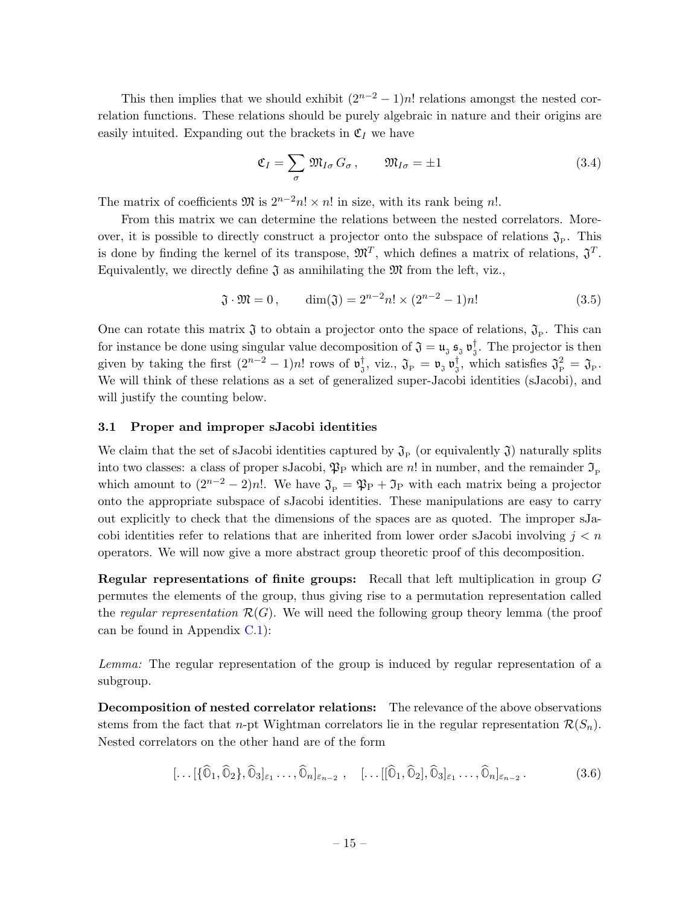This then implies that we should exhibit $(2^{n-2}-1)n!$ relations amongst the nested correlation functions. These relations should be purely algebraic in nature and their origins are easily intuited. Expanding out the brackets in $\mathfrak{C}_I$ we have

$$\mathfrak{C}_I = \sum_{\sigma} \mathfrak{M}_{I\sigma}\, G_\sigma\,, \qquad \mathfrak{M}_{I\sigma} = \pm 1 \tag{3.4}$$

The matrix of coefficients $\mathfrak{M}$ is $2^{n-2}n! \times n!$ in size, with its rank being $n!$.

From this matrix we can determine the relations between the nested correlators. Moreover, it is possible to directly construct a projector onto the subspace of relations $\mathfrak{J}_{\text{P}}$. This is done by finding the kernel of its transpose, $\mathfrak{M}^T$, which defines a matrix of relations, $\mathfrak{J}^T$. Equivalently, we directly define $\mathfrak{J}$ as annihilating the $\mathfrak{M}$ from the left, viz.,

$$\mathfrak{J}\cdot\mathfrak{M} = 0\,, \qquad \dim(\mathfrak{J}) = 2^{n-2}n! \times (2^{n-2}-1)n! \tag{3.5}$$

One can rotate this matrix $\mathfrak{J}$ to obtain a projector onto the space of relations, $\mathfrak{J}_{\text{P}}$. This can for instance be done using singular value decomposition of $\mathfrak{J} = \mathfrak{u}_{\mathfrak{J}}\, \mathfrak{s}_{\mathfrak{J}}\, \mathfrak{v}_{\mathfrak{J}}^\dagger$. The projector is then given by taking the first $(2^{n-2}-1)n!$ rows of $\mathfrak{v}_{\mathfrak{J}}^\dagger$, viz., $\mathfrak{J}_{\text{P}} = \mathfrak{v}_{\mathfrak{J}}\, \mathfrak{v}_{\mathfrak{J}}^\dagger$, which satisfies $\mathfrak{J}_{\text{P}}^2 = \mathfrak{J}_{\text{P}}$. We will think of these relations as a set of generalized super-Jacobi identities (sJacobi), and will justify the counting below.

### 3.1 Proper and improper sJacobi identities

We claim that the set of sJacobi identities captured by $\mathfrak{J}_{\text{P}}$ (or equivalently $\mathfrak{J}$) naturally splits into two classes: a class of proper sJacobi, $\mathfrak{P}_{\text{P}}$ which are $n!$ in number, and the remainder $\mathfrak{I}_{\text{P}}$ which amount to $(2^{n-2}-2)n!$. We have $\mathfrak{J}_{\text{P}} = \mathfrak{P}_{\text{P}} + \mathfrak{I}_{\text{P}}$ with each matrix being a projector onto the appropriate subspace of sJacobi identities. These manipulations are easy to carry out explicitly to check that the dimensions of the spaces are as quoted. The improper sJacobi identities refer to relations that are inherited from lower order sJacobi involving $j < n$ operators. We will now give a more abstract group theoretic proof of this decomposition.

**Regular representations of finite groups:** Recall that left multiplication in group $G$ permutes the elements of the group, thus giving rise to a permutation representation called the *regular representation* $\mathcal{R}(G)$. We will need the following group theory lemma (the proof can be found in Appendix C.1):

*Lemma:* The regular representation of the group is induced by regular representation of a subgroup.

**Decomposition of nested correlator relations:** The relevance of the above observations stems from the fact that $n$-pt Wightman correlators lie in the regular representation $\mathcal{R}(S_n)$. Nested correlators on the other hand are of the form

$$[\ldots[\{\widehat{\mathbb{O}}_1, \widehat{\mathbb{O}}_2\}, \widehat{\mathbb{O}}_3]_{\varepsilon_1}\ldots, \widehat{\mathbb{O}}_n]_{\varepsilon_{n-2}}\,, \quad [\ldots[[\widehat{\mathbb{O}}_1, \widehat{\mathbb{O}}_2], \widehat{\mathbb{O}}_3]_{\varepsilon_1}\ldots, \widehat{\mathbb{O}}_n]_{\varepsilon_{n-2}}\,. \tag{3.6}$$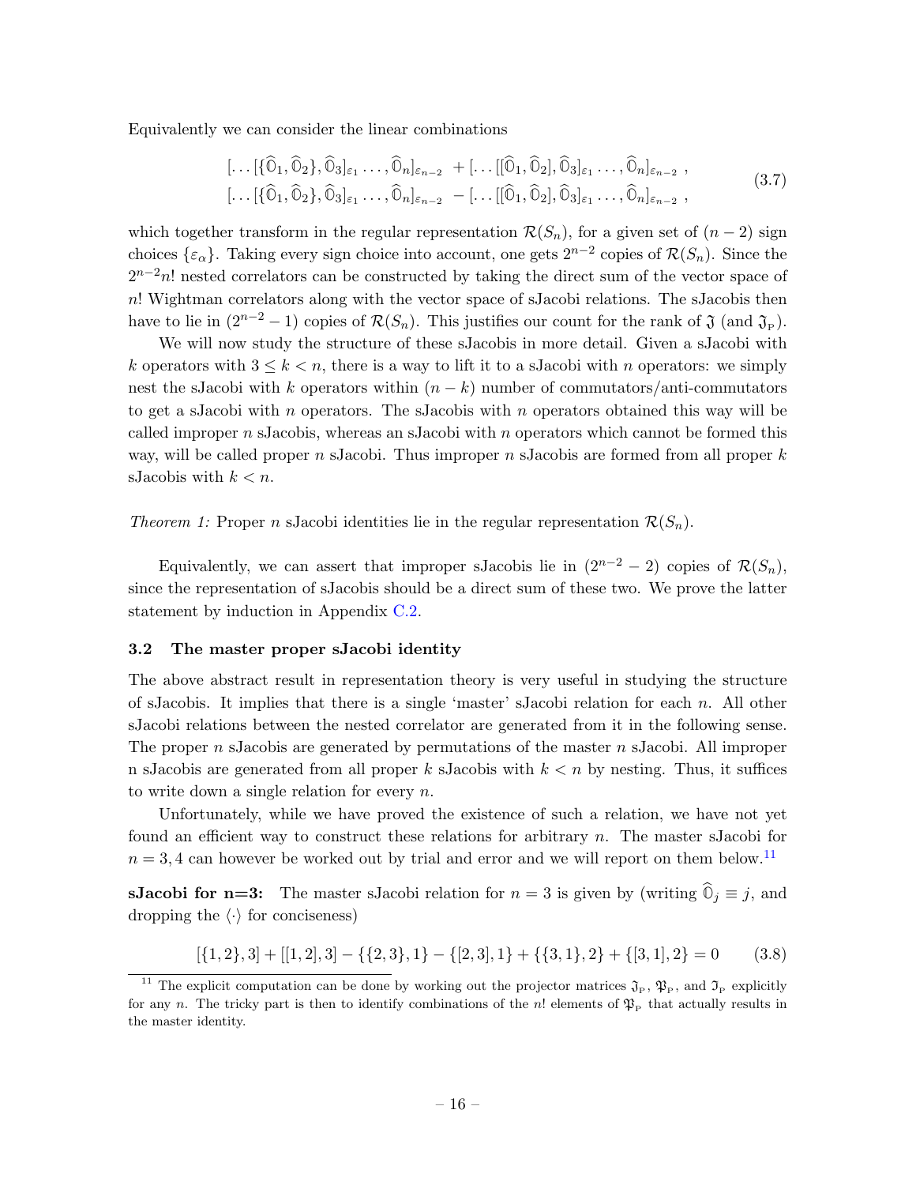Equivalently we can consider the linear combinations

$$
\begin{aligned}
&[\dots[\{\widehat{\mathbb{O}}_1, \widehat{\mathbb{O}}_2\}, \widehat{\mathbb{O}}_3]_{\varepsilon_1} \dots, \widehat{\mathbb{O}}_n]_{\varepsilon_{n-2}} \; + [\dots[[\widehat{\mathbb{O}}_1, \widehat{\mathbb{O}}_2], \widehat{\mathbb{O}}_3]_{\varepsilon_1} \dots, \widehat{\mathbb{O}}_n]_{\varepsilon_{n-2}} \; , \\
&[\dots[\{\widehat{\mathbb{O}}_1, \widehat{\mathbb{O}}_2\}, \widehat{\mathbb{O}}_3]_{\varepsilon_1} \dots, \widehat{\mathbb{O}}_n]_{\varepsilon_{n-2}} \; - [\dots[[\widehat{\mathbb{O}}_1, \widehat{\mathbb{O}}_2], \widehat{\mathbb{O}}_3]_{\varepsilon_1} \dots, \widehat{\mathbb{O}}_n]_{\varepsilon_{n-2}} \; ,
\end{aligned}
\tag{3.7}
$$

which together transform in the regular representation $\mathcal{R}(S_n)$, for a given set of $(n-2)$ sign choices $\{\varepsilon_\alpha\}$. Taking every sign choice into account, one gets $2^{n-2}$ copies of $\mathcal{R}(S_n)$. Since the $2^{n-2}n!$ nested correlators can be constructed by taking the direct sum of the vector space of $n!$ Wightman correlators along with the vector space of sJacobi relations. The sJacobis then have to lie in $(2^{n-2}-1)$ copies of $\mathcal{R}(S_n)$. This justifies our count for the rank of $\mathfrak{J}$ (and $\mathfrak{J}_{\text{P}}$).

We will now study the structure of these sJacobis in more detail. Given a sJacobi with $k$ operators with $3 \le k < n$, there is a way to lift it to a sJacobi with $n$ operators: we simply nest the sJacobi with $k$ operators within $(n-k)$ number of commutators/anti-commutators to get a sJacobi with $n$ operators. The sJacobis with $n$ operators obtained this way will be called improper $n$ sJacobis, whereas an sJacobi with $n$ operators which cannot be formed this way, will be called proper $n$ sJacobi. Thus improper $n$ sJacobis are formed from all proper $k$ sJacobis with $k < n$.

*Theorem 1:* Proper $n$ sJacobi identities lie in the regular representation $\mathcal{R}(S_n)$.

Equivalently, we can assert that improper sJacobis lie in $(2^{n-2}-2)$ copies of $\mathcal{R}(S_n)$, since the representation of sJacobis should be a direct sum of these two. We prove the latter statement by induction in Appendix C.2.

### 3.2 The master proper sJacobi identity

The above abstract result in representation theory is very useful in studying the structure of sJacobis. It implies that there is a single 'master' sJacobi relation for each $n$. All other sJacobi relations between the nested correlator are generated from it in the following sense. The proper $n$ sJacobis are generated by permutations of the master $n$ sJacobi. All improper n sJacobis are generated from all proper $k$ sJacobis with $k < n$ by nesting. Thus, it suffices to write down a single relation for every $n$.

Unfortunately, while we have proved the existence of such a relation, we have not yet found an efficient way to construct these relations for arbitrary $n$. The master sJacobi for $n = 3, 4$ can however be worked out by trial and error and we will report on them below.[11]

**sJacobi for n=3:** The master sJacobi relation for $n = 3$ is given by (writing $\widehat{\mathbb{O}}_j \equiv j$, and dropping the $\langle\cdot\rangle$ for conciseness)

$$
[\{1,2\},3] + [[1,2],3] - \{\{2,3\},1\} - \{[2,3],1\} + \{\{3,1\},2\} + \{[3,1],2\} = 0 \tag{3.8}
$$

[11] The explicit computation can be done by working out the projector matrices $\mathfrak{J}_{\text{P}}$, $\mathfrak{P}_{\text{P}}$, and $\mathfrak{I}_{\text{P}}$ explicitly for any $n$. The tricky part is then to identify combinations of the $n!$ elements of $\mathfrak{P}_{\text{P}}$ that actually results in the master identity.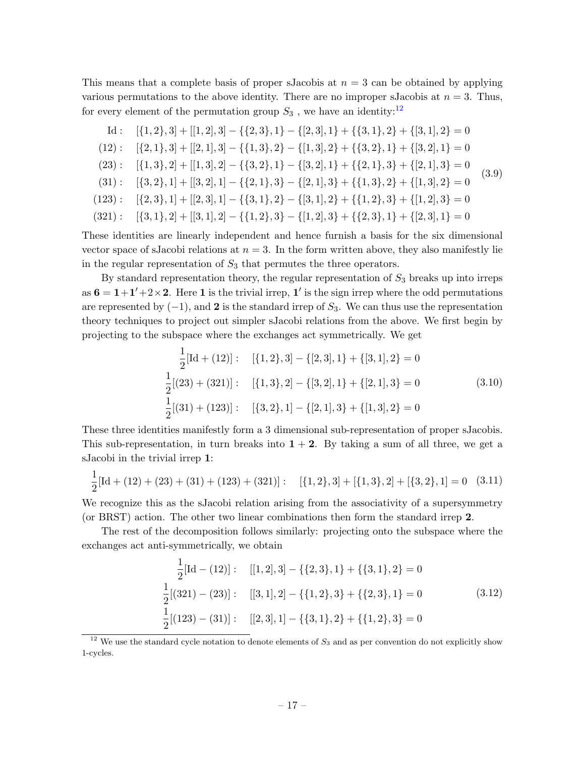This means that a complete basis of proper sJacobis at $n = 3$ can be obtained by applying various permutations to the above identity. There are no improper sJacobis at $n = 3$. Thus, for every element of the permutation group $S_3$, we have an identity:[12]

$$
\begin{aligned}
\text{Id}: &\quad [\{1,2\},3] + [[1,2],3] - \{\{2,3\},1\} - \{[2,3],1\} + \{\{3,1\},2\} + \{[3,1],2\} = 0 \\
(12): &\quad [\{2,1\},3] + [[2,1],3] - \{\{1,3\},2\} - \{[1,3],2\} + \{\{3,2\},1\} + \{[3,2],1\} = 0 \\
(23): &\quad [\{1,3\},2] + [[1,3],2] - \{\{3,2\},1\} - \{[3,2],1\} + \{\{2,1\},3\} + \{[2,1],3\} = 0 \\
(31): &\quad [\{3,2\},1] + [[3,2],1] - \{\{2,1\},3\} - \{[2,1],3\} + \{\{1,3\},2\} + \{[1,3],2\} = 0 \\
(123): &\quad [\{2,3\},1] + [[2,3],1] - \{\{3,1\},2\} - \{[3,1],2\} + \{\{1,2\},3\} + \{[1,2],3\} = 0 \\
(321): &\quad [\{3,1\},2] + [[3,1],2] - \{\{1,2\},3\} - \{[1,2],3\} + \{\{2,3\},1\} + \{[2,3],1\} = 0
\end{aligned}
\tag{3.9}
$$

These identities are linearly independent and hence furnish a basis for the six dimensional vector space of sJacobi relations at $n = 3$. In the form written above, they also manifestly lie in the regular representation of $S_3$ that permutes the three operators.

By standard representation theory, the regular representation of $S_3$ breaks up into irreps as $\mathbf{6} = \mathbf{1} + \mathbf{1}' + 2 \times \mathbf{2}$. Here $\mathbf{1}$ is the trivial irrep, $\mathbf{1}'$ is the sign irrep where the odd permutations are represented by $(-1)$, and $\mathbf{2}$ is the standard irrep of $S_3$. We can thus use the representation theory techniques to project out simpler sJacobi relations from the above. We first begin by projecting to the subspace where the exchanges act symmetrically. We get

$$
\begin{aligned}
\frac{1}{2}[\text{Id} + (12)]: &\quad [\{1,2\},3] - \{[2,3],1\} + \{[3,1],2\} = 0 \\
\frac{1}{2}[(23) + (321)]: &\quad [\{1,3\},2] - \{[3,2],1\} + \{[2,1],3\} = 0 \\
\frac{1}{2}[(31) + (123)]: &\quad [\{3,2\},1] - \{[2,1],3\} + \{[1,3],2\} = 0
\end{aligned}
\tag{3.10}
$$

These three identities manifestly form a 3 dimensional sub-representation of proper sJacobis. This sub-representation, in turn breaks into $\mathbf{1} + \mathbf{2}$. By taking a sum of all three, we get a sJacobi in the trivial irrep $\mathbf{1}$:

$$
\frac{1}{2}[\text{Id} + (12) + (23) + (31) + (123) + (321)]: \quad [\{1,2\},3] + [\{1,3\},2] + [\{3,2\},1] = 0 \tag{3.11}
$$

We recognize this as the sJacobi relation arising from the associativity of a supersymmetry (or BRST) action. The other two linear combinations then form the standard irrep $\mathbf{2}$.

The rest of the decomposition follows similarly: projecting onto the subspace where the exchanges act anti-symmetrically, we obtain

$$
\begin{aligned}
\frac{1}{2}[\text{Id} - (12)]: &\quad [[1,2],3] - \{\{2,3\},1\} + \{\{3,1\},2\} = 0 \\
\frac{1}{2}[(321) - (23)]: &\quad [[3,1],2] - \{\{1,2\},3\} + \{\{2,3\},1\} = 0 \\
\frac{1}{2}[(123) - (31)]: &\quad [[2,3],1] - \{\{3,1\},2\} + \{\{1,2\},3\} = 0
\end{aligned}
\tag{3.12}
$$

[12] We use the standard cycle notation to denote elements of $S_3$ and as per convention do not explicitly show 1-cycles.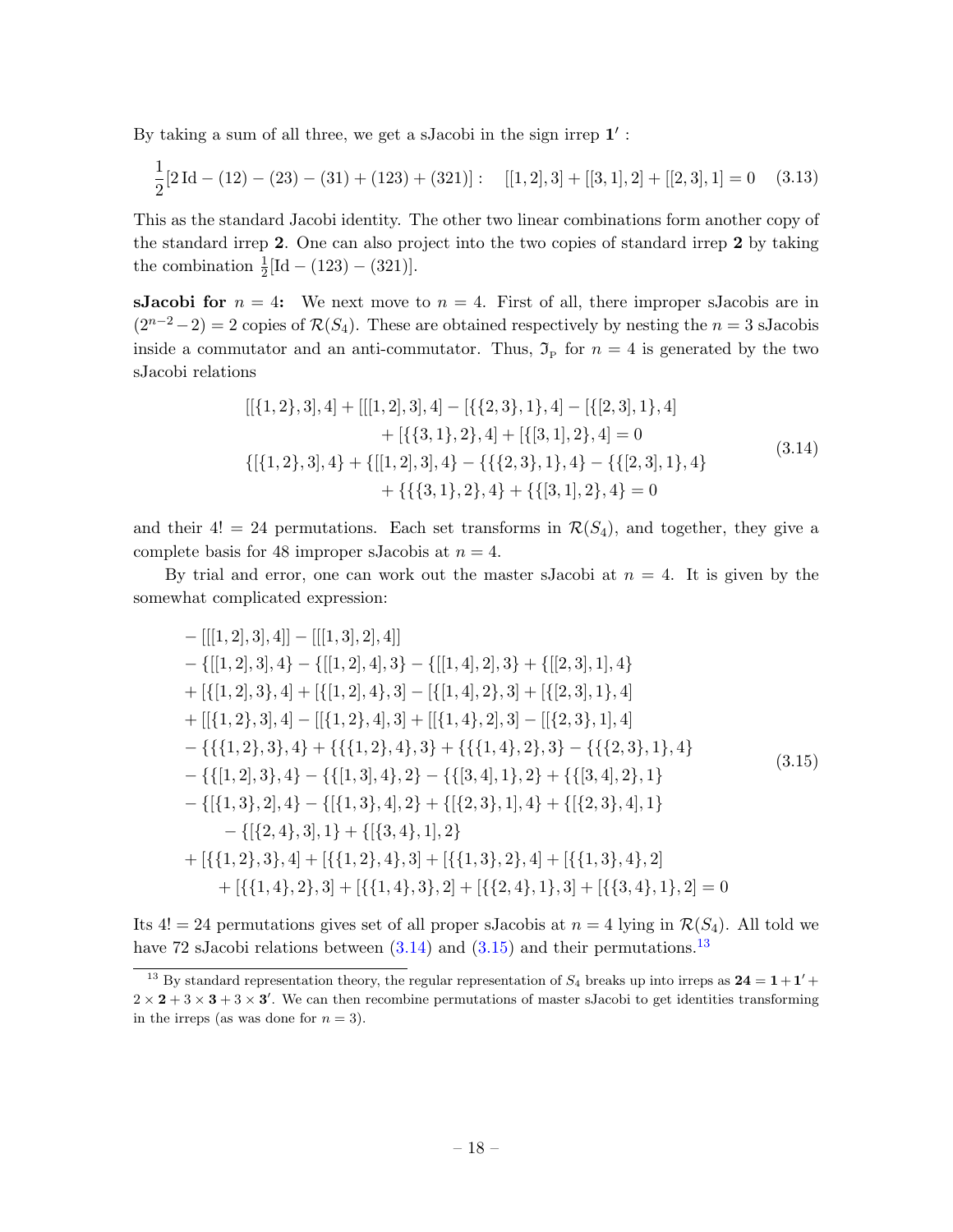By taking a sum of all three, we get a sJacobi in the sign irrep $\mathbf{1'}$ :

$$
\frac{1}{2}[2\,\mathrm{Id} - (12) - (23) - (31) + (123) + (321)] : \quad [[1,2],3] + [[3,1],2] + [[2,3],1] = 0 \tag{3.13}
$$

This as the standard Jacobi identity. The other two linear combinations form another copy of the standard irrep $\mathbf{2}$. One can also project into the two copies of standard irrep $\mathbf{2}$ by taking the combination $\frac{1}{2}[\mathrm{Id} - (123) - (321)]$.

**sJacobi for $n = 4$:** We next move to $n = 4$. First of all, there improper sJacobis are in $(2^{n-2} - 2) = 2$ copies of $\mathcal{R}(S_4)$. These are obtained respectively by nesting the $n = 3$ sJacobis inside a commutator and an anti-commutator. Thus, $\mathfrak{I}_{\mathrm{P}}$ for $n = 4$ is generated by the two sJacobi relations

$$
\begin{aligned}
&[[\{1,2\},3],4] + [[[1,2],3],4] - [\{\{2,3\},1\},4] - [\{[2,3],1\},4] \\
&\qquad\qquad + [\{\{3,1\},2\},4] + [\{[3,1],2\},4] = 0 \\
&\{[\{1,2\},3],4\} + \{[[1,2],3],4\} - \{\{\{2,3\},1\},4\} - \{\{[2,3],1\},4\} \\
&\qquad\qquad + \{\{\{3,1\},2\},4\} + \{\{[3,1],2\},4\} = 0
\end{aligned} \tag{3.14}
$$

and their $4! = 24$ permutations. Each set transforms in $\mathcal{R}(S_4)$, and together, they give a complete basis for 48 improper sJacobis at $n = 4$.

By trial and error, one can work out the master sJacobi at $n = 4$. It is given by the somewhat complicated expression:

$$
\begin{aligned}
&- [[[1,2],3],4]] - [[[1,3],2],4]] \\
&- \{[[1,2],3],4\} - \{[[1,2],4],3\} - \{[[1,4],2],3\} + \{[[2,3],1],4\} \\
&+ [\{[1,2],3\},4] + [\{[1,2],4\},3] - [\{[1,4],2\},3] + [\{[2,3],1\},4] \\
&+ [[\{1,2\},3],4] - [[\{1,2\},4],3] + [[\{1,4\},2],3] - [[\{2,3\},1],4] \\
&- \{\{\{1,2\},3\},4\} + \{\{\{1,2\},4\},3\} + \{\{\{1,4\},2\},3\} - \{\{\{2,3\},1\},4\} \\
&- \{\{[1,2],3\},4\} - \{\{[1,3],4\},2\} - \{\{[3,4],1\},2\} + \{\{[3,4],2\},1\} \\
&- \{[\{1,3\},2],4\} - \{[\{1,3\},4],2\} + \{[\{2,3\},1],4\} + \{[\{2,3\},4],1\} \\
&\qquad - \{[\{2,4\},3],1\} + \{[\{3,4\},1],2\} \\
&+ [\{\{1,2\},3\},4] + [\{\{1,2\},4\},3] + [\{\{1,3\},2\},4] + [\{\{1,3\},4\},2] \\
&\qquad + [\{\{1,4\},2\},3] + [\{\{1,4\},3\},2] + [\{\{2,4\},1\},3] + [\{\{3,4\},1\},2] = 0
\end{aligned} \tag{3.15}
$$

Its $4! = 24$ permutations gives set of all proper sJacobis at $n = 4$ lying in $\mathcal{R}(S_4)$. All told we have 72 sJacobi relations between (3.14) and (3.15) and their permutations.[13]

[13] By standard representation theory, the regular representation of $S_4$ breaks up into irreps as $\mathbf{24} = \mathbf{1} + \mathbf{1'} + 2 \times \mathbf{2} + 3 \times \mathbf{3} + 3 \times \mathbf{3'}$. We can then recombine permutations of master sJacobi to get identities transforming in the irreps (as was done for $n = 3$).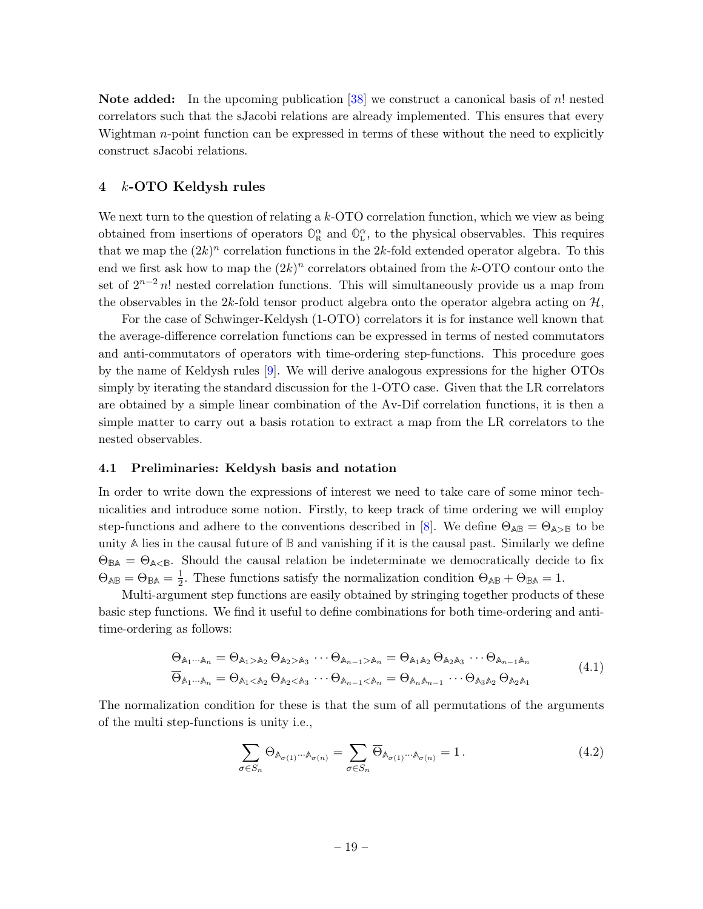**Note added:** In the upcoming publication [38] we construct a canonical basis of $n!$ nested correlators such that the sJacobi relations are already implemented. This ensures that every Wightman $n$-point function can be expressed in terms of these without the need to explicitly construct sJacobi relations.

## 4 $k$-OTO Keldysh rules

We next turn to the question of relating a $k$-OTO correlation function, which we view as being obtained from insertions of operators $\mathbb{O}^\alpha_{\rm R}$ and $\mathbb{O}^\alpha_{\rm L}$, to the physical observables. This requires that we map the $(2k)^n$ correlation functions in the $2k$-fold extended operator algebra. To this end we first ask how to map the $(2k)^n$ correlators obtained from the $k$-OTO contour onto the set of $2^{n-2}\, n!$ nested correlation functions. This will simultaneously provide us a map from the observables in the $2k$-fold tensor product algebra onto the operator algebra acting on $\mathcal{H}$,

For the case of Schwinger-Keldysh (1-OTO) correlators it is for instance well known that the average-difference correlation functions can be expressed in terms of nested commutators and anti-commutators of operators with time-ordering step-functions. This procedure goes by the name of Keldysh rules [9]. We will derive analogous expressions for the higher OTOs simply by iterating the standard discussion for the 1-OTO case. Given that the LR correlators are obtained by a simple linear combination of the Av-Dif correlation functions, it is then a simple matter to carry out a basis rotation to extract a map from the LR correlators to the nested observables.

### 4.1 Preliminaries: Keldysh basis and notation

In order to write down the expressions of interest we need to take care of some minor technicalities and introduce some notion. Firstly, to keep track of time ordering we will employ step-functions and adhere to the conventions described in [8]. We define $\Theta_{\mathbb{AB}} = \Theta_{\mathbb{A}>\mathbb{B}}$ to be unity $\mathbb{A}$ lies in the causal future of $\mathbb{B}$ and vanishing if it is the causal past. Similarly we define $\Theta_{\mathbb{BA}} = \Theta_{\mathbb{A}<\mathbb{B}}$. Should the causal relation be indeterminate we democratically decide to fix $\Theta_{\mathbb{AB}} = \Theta_{\mathbb{BA}} = \frac{1}{2}$. These functions satisfy the normalization condition $\Theta_{\mathbb{AB}} + \Theta_{\mathbb{BA}} = 1$.

Multi-argument step functions are easily obtained by stringing together products of these basic step functions. We find it useful to define combinations for both time-ordering and anti-time-ordering as follows:

$$
\begin{aligned}
\Theta_{\mathbb{A}_1\cdots\mathbb{A}_n} &= \Theta_{\mathbb{A}_1>\mathbb{A}_2}\,\Theta_{\mathbb{A}_2>\mathbb{A}_3}\,\cdots\Theta_{\mathbb{A}_{n-1}>\mathbb{A}_n} = \Theta_{\mathbb{A}_1\mathbb{A}_2}\,\Theta_{\mathbb{A}_2\mathbb{A}_3}\,\cdots\Theta_{\mathbb{A}_{n-1}\mathbb{A}_n}\\
\overline{\Theta}_{\mathbb{A}_1\cdots\mathbb{A}_n} &= \Theta_{\mathbb{A}_1<\mathbb{A}_2}\,\Theta_{\mathbb{A}_2<\mathbb{A}_3}\,\cdots\Theta_{\mathbb{A}_{n-1}<\mathbb{A}_n} = \Theta_{\mathbb{A}_n\mathbb{A}_{n-1}}\,\cdots\Theta_{\mathbb{A}_3\mathbb{A}_2}\,\Theta_{\mathbb{A}_2\mathbb{A}_1}
\end{aligned}
\tag{4.1}
$$

The normalization condition for these is that the sum of all permutations of the arguments of the multi step-functions is unity i.e.,

$$
\sum_{\sigma\in S_n}\Theta_{\mathbb{A}_{\sigma(1)}\cdots\mathbb{A}_{\sigma(n)}} = \sum_{\sigma\in S_n}\overline{\Theta}_{\mathbb{A}_{\sigma(1)}\cdots\mathbb{A}_{\sigma(n)}} = 1\,. \tag{4.2}
$$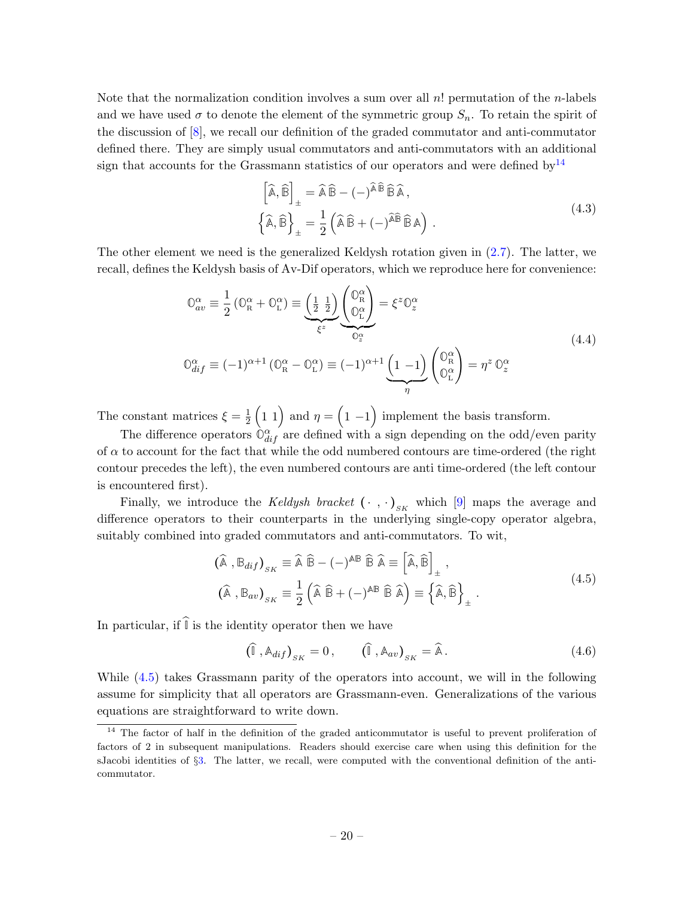Note that the normalization condition involves a sum over all $n!$ permutation of the $n$-labels and we have used $\sigma$ to denote the element of the symmetric group $S_n$. To retain the spirit of the discussion of [8], we recall our definition of the graded commutator and anti-commutator defined there. They are simply usual commutators and anti-commutators with an additional sign that accounts for the Grassmann statistics of our operators and were defined by[14]

$$
\begin{aligned}
\left[\widehat{\mathbb{A}}, \widehat{\mathbb{B}}\right]_{\pm} &= \widehat{\mathbb{A}}\,\widehat{\mathbb{B}} - (-)^{\widehat{\mathbb{A}}\,\widehat{\mathbb{B}}}\,\widehat{\mathbb{B}}\,\widehat{\mathbb{A}}\,, \\
\left\{\widehat{\mathbb{A}}, \widehat{\mathbb{B}}\right\}_{\pm} &= \frac{1}{2}\left(\widehat{\mathbb{A}}\,\widehat{\mathbb{B}} + (-)^{\widehat{\mathbb{A}}\widehat{\mathbb{B}}}\,\widehat{\mathbb{B}}\,\mathbb{A}\right).
\end{aligned}
\tag{4.3}
$$

The other element we need is the generalized Keldysh rotation given in (2.7). The latter, we recall, defines the Keldysh basis of Av-Dif operators, which we reproduce here for convenience:

$$
\begin{aligned}
\mathbb{O}^{\alpha}_{av} &\equiv \frac{1}{2}\left(\mathbb{O}^{\alpha}_{\mathrm{R}} + \mathbb{O}^{\alpha}_{\mathrm{L}}\right) \equiv \underbrace{\begin{pmatrix} \frac{1}{2} & \frac{1}{2} \end{pmatrix}}_{\xi^z} \underbrace{\begin{pmatrix} \mathbb{O}^{\alpha}_{\mathrm{R}} \\ \mathbb{O}^{\alpha}_{\mathrm{L}} \end{pmatrix}}_{\mathbb{O}^{\alpha}_{z}} = \xi^z \mathbb{O}^{\alpha}_{z} \\
\mathbb{O}^{\alpha}_{dif} &\equiv (-1)^{\alpha+1}\left(\mathbb{O}^{\alpha}_{\mathrm{R}} - \mathbb{O}^{\alpha}_{\mathrm{L}}\right) \equiv (-1)^{\alpha+1} \underbrace{\begin{pmatrix} 1 & -1 \end{pmatrix}}_{\eta} \begin{pmatrix} \mathbb{O}^{\alpha}_{\mathrm{R}} \\ \mathbb{O}^{\alpha}_{\mathrm{L}} \end{pmatrix} = \eta^z\, \mathbb{O}^{\alpha}_{z}
\end{aligned}
\tag{4.4}
$$

The constant matrices $\xi = \frac{1}{2}\begin{pmatrix} 1 & 1 \end{pmatrix}$ and $\eta = \begin{pmatrix} 1 & -1 \end{pmatrix}$ implement the basis transform.

The difference operators $\mathbb{O}^{\alpha}_{dif}$ are defined with a sign depending on the odd/even parity of $\alpha$ to account for the fact that while the odd numbered contours are time-ordered (the right contour precedes the left), the even numbered contours are anti time-ordered (the left contour is encountered first).

Finally, we introduce the *Keldysh bracket* $(\,\cdot\,,\cdot\,)_{_{SK}}$ which [9] maps the average and difference operators to their counterparts in the underlying single-copy operator algebra, suitably combined into graded commutators and anti-commutators. To wit,

$$
\begin{aligned}
\left(\widehat{\mathbb{A}}\,, \mathbb{B}_{dif}\right)_{_{SK}} &\equiv \widehat{\mathbb{A}}\,\widehat{\mathbb{B}} - (-)^{\mathbb{A}\mathbb{B}}\,\widehat{\mathbb{B}}\,\widehat{\mathbb{A}} \equiv \left[\widehat{\mathbb{A}}, \widehat{\mathbb{B}}\right]_{\pm}\,, \\
\left(\widehat{\mathbb{A}}\,, \mathbb{B}_{av}\right)_{_{SK}} &\equiv \frac{1}{2}\left(\widehat{\mathbb{A}}\,\widehat{\mathbb{B}} + (-)^{\mathbb{A}\mathbb{B}}\,\widehat{\mathbb{B}}\,\widehat{\mathbb{A}}\right) \equiv \left\{\widehat{\mathbb{A}}, \widehat{\mathbb{B}}\right\}_{\pm}\,.
\end{aligned}
\tag{4.5}
$$

In particular, if $\widehat{\mathbb{I}}$ is the identity operator then we have

$$
\left(\widehat{\mathbb{I}}\,, \mathbb{A}_{dif}\right)_{_{SK}} = 0\,, \qquad \left(\widehat{\mathbb{I}}\,, \mathbb{A}_{av}\right)_{_{SK}} = \widehat{\mathbb{A}}\,. \tag{4.6}
$$

While (4.5) takes Grassmann parity of the operators into account, we will in the following assume for simplicity that all operators are Grassmann-even. Generalizations of the various equations are straightforward to write down.

---

[14] The factor of half in the definition of the graded anticommutator is useful to prevent proliferation of factors of 2 in subsequent manipulations. Readers should exercise care when using this definition for the sJacobi identities of §3. The latter, we recall, were computed with the conventional definition of the anti-commutator.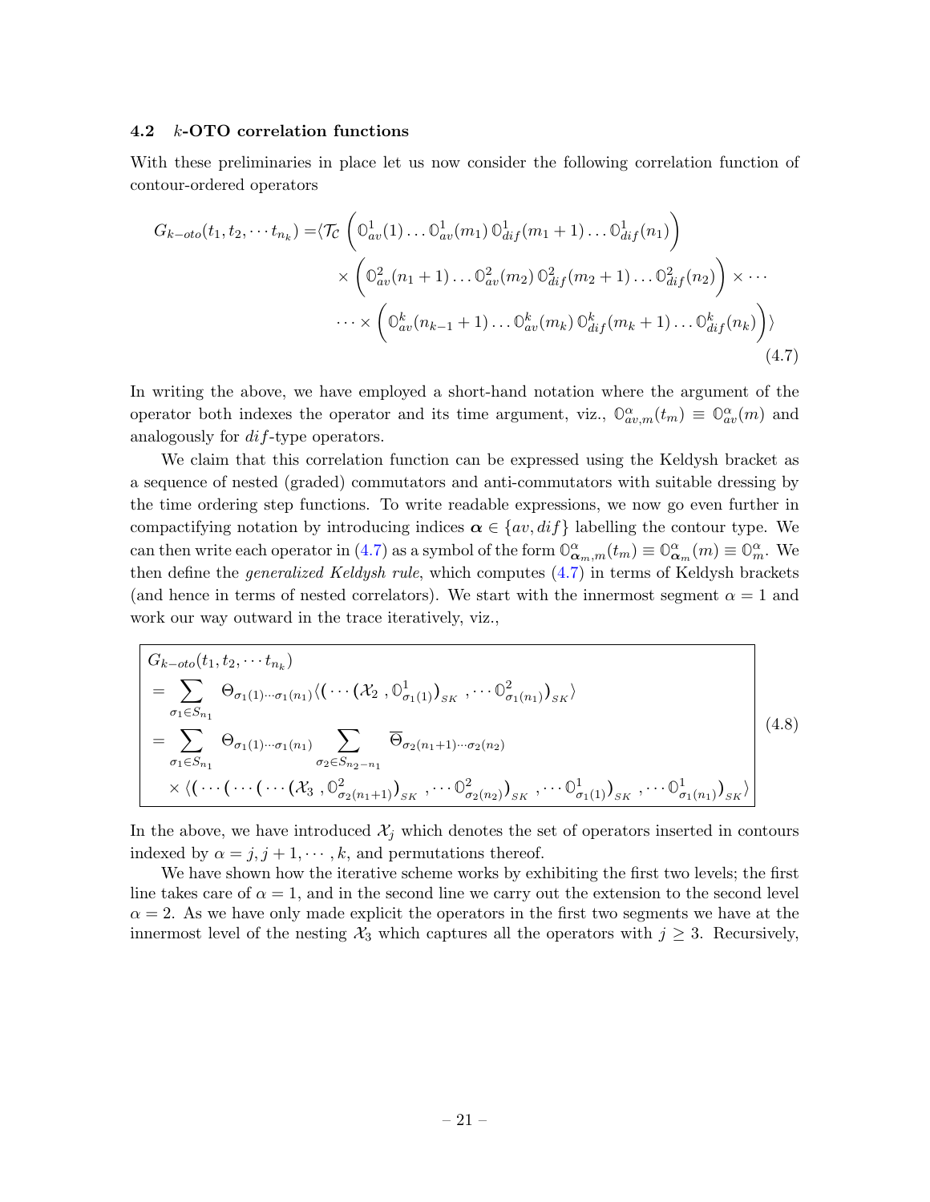### 4.2 $k$-OTO correlation functions

With these preliminaries in place let us now consider the following correlation function of contour-ordered operators

$$
\begin{aligned}
G_{k-oto}(t_1, t_2, \cdots t_{n_k}) = &\langle \mathcal{T}_\mathcal{C} \left( \mathbb{O}^1_{av}(1) \ldots \mathbb{O}^1_{av}(m_1)\, \mathbb{O}^1_{dif}(m_1+1) \ldots \mathbb{O}^1_{dif}(n_1) \right) \\
& \times \left( \mathbb{O}^2_{av}(n_1+1) \ldots \mathbb{O}^2_{av}(m_2)\, \mathbb{O}^2_{dif}(m_2+1) \ldots \mathbb{O}^2_{dif}(n_2) \right) \times \cdots \\
& \cdots \times \left( \mathbb{O}^k_{av}(n_{k-1}+1) \ldots \mathbb{O}^k_{av}(m_k)\, \mathbb{O}^k_{dif}(m_k+1) \ldots \mathbb{O}^k_{dif}(n_k) \right) \rangle
\end{aligned}
\tag{4.7}
$$

In writing the above, we have employed a short-hand notation where the argument of the operator both indexes the operator and its time argument, viz., $\mathbb{O}^\alpha_{av,m}(t_m) \equiv \mathbb{O}^\alpha_{av}(m)$ and analogously for $dif$-type operators.

We claim that this correlation function can be expressed using the Keldysh bracket as a sequence of nested (graded) commutators and anti-commutators with suitable dressing by the time ordering step functions. To write readable expressions, we now go even further in compactifying notation by introducing indices $\boldsymbol{\alpha} \in \{av, dif\}$ labelling the contour type. We can then write each operator in (4.7) as a symbol of the form $\mathbb{O}^\alpha_{\boldsymbol{\alpha}_m,m}(t_m) \equiv \mathbb{O}^\alpha_{\boldsymbol{\alpha}_m}(m) \equiv \mathbb{O}^\alpha_m$. We then define the *generalized Keldysh rule*, which computes (4.7) in terms of Keldysh brackets (and hence in terms of nested correlators). We start with the innermost segment $\alpha = 1$ and work our way outward in the trace iteratively, viz.,

$$
\begin{aligned}
& G_{k-oto}(t_1, t_2, \cdots t_{n_k}) \\
& = \sum_{\sigma_1 \in S_{n_1}} \Theta_{\sigma_1(1)\cdots\sigma_1(n_1)} \langle \big( \cdots \big( \mathcal{X}_2 \,, \mathbb{O}^1_{\sigma_1(1)} \big)_{SK} \,, \cdots \mathbb{O}^2_{\sigma_1(n_1)} \big)_{SK} \rangle \\
& = \sum_{\sigma_1 \in S_{n_1}} \Theta_{\sigma_1(1)\cdots\sigma_1(n_1)} \sum_{\sigma_2 \in S_{n_2-n_1}} \overline{\Theta}_{\sigma_2(n_1+1)\cdots\sigma_2(n_2)} \\
& \quad \times \langle \big( \cdots \big( \cdots \big( \cdots \big( \mathcal{X}_3 \,, \mathbb{O}^2_{\sigma_2(n_1+1)} \big)_{SK} \,, \cdots \mathbb{O}^2_{\sigma_2(n_2)} \big)_{SK} \,, \cdots \mathbb{O}^1_{\sigma_1(1)} \big)_{SK} \,, \cdots \mathbb{O}^1_{\sigma_1(n_1)} \big)_{SK} \rangle
\end{aligned}
\tag{4.8}
$$

In the above, we have introduced $\mathcal{X}_j$ which denotes the set of operators inserted in contours indexed by $\alpha = j, j+1, \cdots, k$, and permutations thereof.

We have shown how the iterative scheme works by exhibiting the first two levels; the first line takes care of $\alpha = 1$, and in the second line we carry out the extension to the second level $\alpha = 2$. As we have only made explicit the operators in the first two segments we have at the innermost level of the nesting $\mathcal{X}_3$ which captures all the operators with $j \geq 3$. Recursively,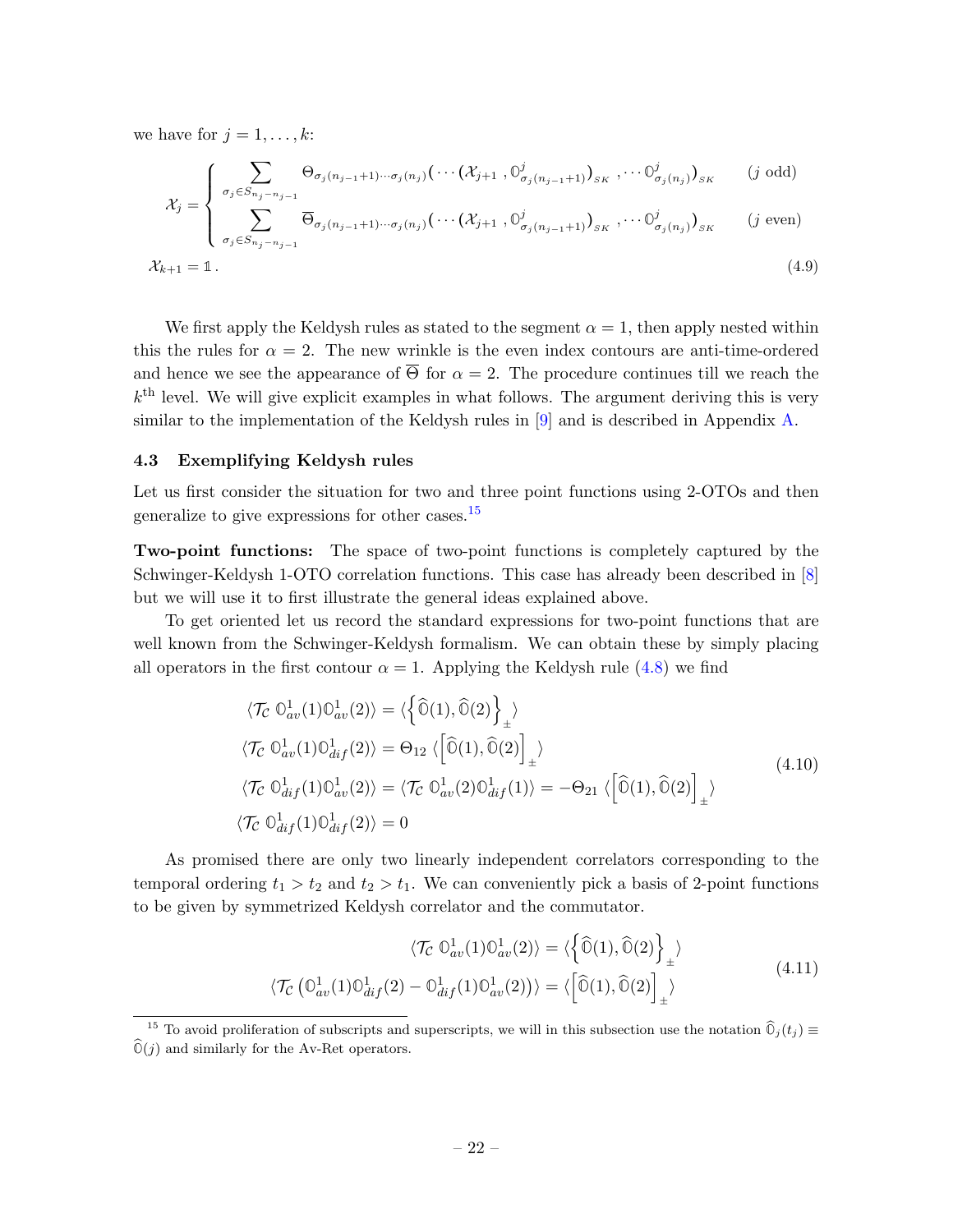we have for $j = 1, \ldots, k$:

$$
\mathcal{X}_j = \begin{cases} \displaystyle\sum_{\sigma_j \in S_{n_j - n_{j-1}}} \Theta_{\sigma_j(n_{j-1}+1)\cdots\sigma_j(n_j)} \big( \cdots \big(\mathcal{X}_{j+1} \,, \mathbb{O}^j_{\sigma_j(n_{j-1}+1)}\big)_{SK} \,, \cdots \mathbb{O}^j_{\sigma_j(n_j)}\big)_{SK} & (j \text{ odd}) \\ \displaystyle\sum_{\sigma_j \in S_{n_j - n_{j-1}}} \overline{\Theta}_{\sigma_j(n_{j-1}+1)\cdots\sigma_j(n_j)} \big( \cdots \big(\mathcal{X}_{j+1} \,, \mathbb{O}^j_{\sigma_j(n_{j-1}+1)}\big)_{SK} \,, \cdots \mathbb{O}^j_{\sigma_j(n_j)}\big)_{SK} & (j \text{ even}) \end{cases}
$$
$$
\mathcal{X}_{k+1} = \mathbb{1} \,. \tag{4.9}
$$

We first apply the Keldysh rules as stated to the segment $\alpha = 1$, then apply nested within this the rules for $\alpha = 2$. The new wrinkle is the even index contours are anti-time-ordered and hence we see the appearance of $\overline{\Theta}$ for $\alpha = 2$. The procedure continues till we reach the $k^{\text{th}}$ level. We will give explicit examples in what follows. The argument deriving this is very similar to the implementation of the Keldysh rules in [9] and is described in Appendix A.

### 4.3 Exemplifying Keldysh rules

Let us first consider the situation for two and three point functions using 2-OTOs and then generalize to give expressions for other cases.[15]

**Two-point functions:** The space of two-point functions is completely captured by the Schwinger-Keldysh 1-OTO correlation functions. This case has already been described in [8] but we will use it to first illustrate the general ideas explained above.

To get oriented let us record the standard expressions for two-point functions that are well known from the Schwinger-Keldysh formalism. We can obtain these by simply placing all operators in the first contour $\alpha = 1$. Applying the Keldysh rule (4.8) we find

$$
\begin{aligned}
\langle \mathcal{T}_\mathcal{C}\; \mathbb{O}^1_{av}(1) \mathbb{O}^1_{av}(2) \rangle &= \langle \Big\{ \widehat{\mathbb{O}}(1), \widehat{\mathbb{O}}(2) \Big\}_{\pm} \rangle \\
\langle \mathcal{T}_\mathcal{C}\; \mathbb{O}^1_{av}(1) \mathbb{O}^1_{dif}(2) \rangle &= \Theta_{12}\, \langle \Big[ \widehat{\mathbb{O}}(1), \widehat{\mathbb{O}}(2) \Big]_{\pm} \rangle \\
\langle \mathcal{T}_\mathcal{C}\; \mathbb{O}^1_{dif}(1) \mathbb{O}^1_{av}(2) \rangle &= \langle \mathcal{T}_\mathcal{C}\; \mathbb{O}^1_{av}(2) \mathbb{O}^1_{dif}(1) \rangle = -\Theta_{21}\, \langle \Big[ \widehat{\mathbb{O}}(1), \widehat{\mathbb{O}}(2) \Big]_{\pm} \rangle \\
\langle \mathcal{T}_\mathcal{C}\; \mathbb{O}^1_{dif}(1) \mathbb{O}^1_{dif}(2) \rangle &= 0
\end{aligned} \tag{4.10}
$$

As promised there are only two linearly independent correlators corresponding to the temporal ordering $t_1 > t_2$ and $t_2 > t_1$. We can conveniently pick a basis of 2-point functions to be given by symmetrized Keldysh correlator and the commutator.

$$
\begin{aligned}
\langle \mathcal{T}_\mathcal{C}\; \mathbb{O}^1_{av}(1) \mathbb{O}^1_{av}(2) \rangle &= \langle \Big\{ \widehat{\mathbb{O}}(1), \widehat{\mathbb{O}}(2) \Big\}_{\pm} \rangle \\
\langle \mathcal{T}_\mathcal{C}\, \big( \mathbb{O}^1_{av}(1) \mathbb{O}^1_{dif}(2) - \mathbb{O}^1_{dif}(1) \mathbb{O}^1_{av}(2) \big) \rangle &= \langle \Big[ \widehat{\mathbb{O}}(1), \widehat{\mathbb{O}}(2) \Big]_{\pm} \rangle
\end{aligned} \tag{4.11}
$$

[15] To avoid proliferation of subscripts and superscripts, we will in this subsection use the notation $\widehat{\mathbb{O}}_j(t_j) \equiv \widehat{\mathbb{O}}(j)$ and similarly for the Av-Ret operators.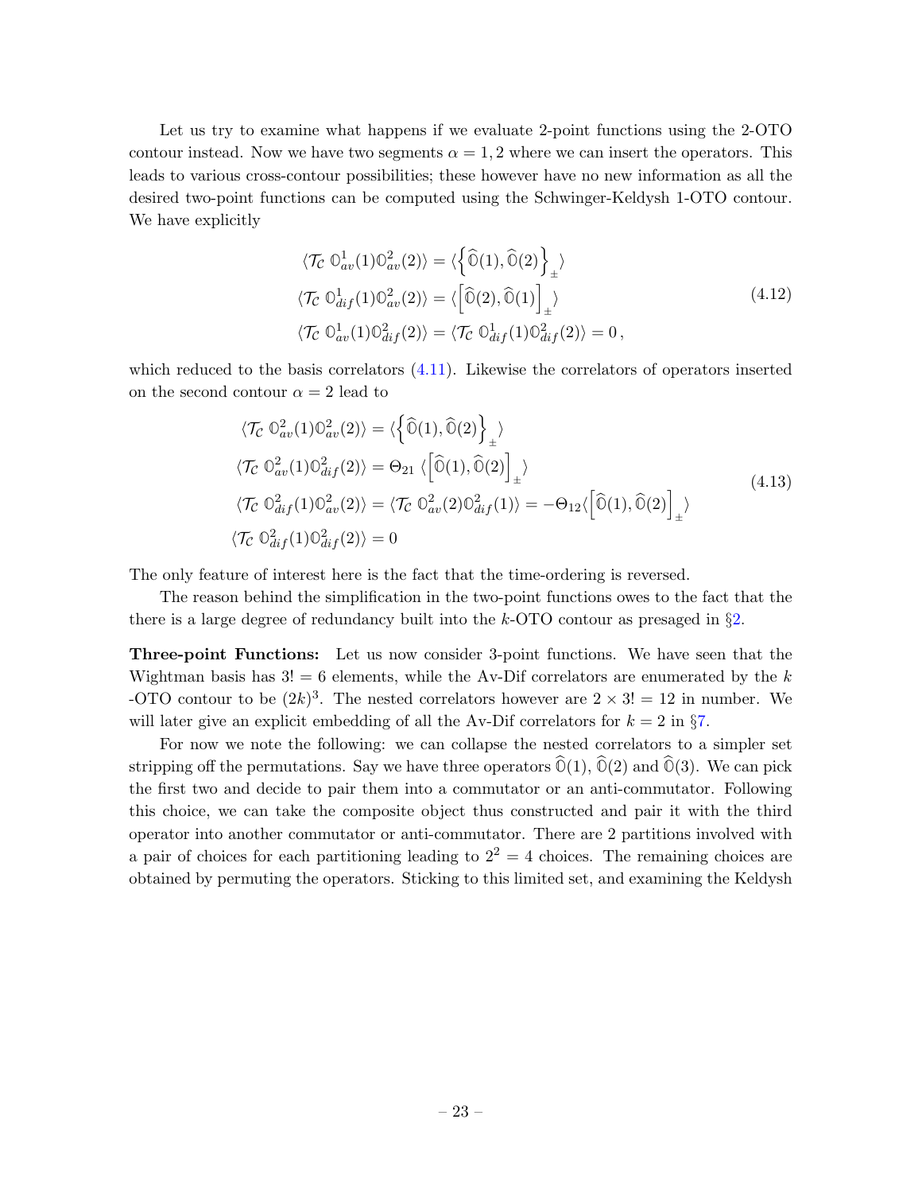Let us try to examine what happens if we evaluate 2-point functions using the 2-OTO contour instead. Now we have two segments $\alpha = 1, 2$ where we can insert the operators. This leads to various cross-contour possibilities; these however have no new information as all the desired two-point functions can be computed using the Schwinger-Keldysh 1-OTO contour. We have explicitly

$$
\begin{aligned}
\langle \mathcal{T}_{\mathcal{C}}\ \mathbb{O}^1_{av}(1)\mathbb{O}^2_{av}(2)\rangle &= \langle \Big\{ \widehat{\mathbb{O}}(1), \widehat{\mathbb{O}}(2) \Big\}_{\pm} \rangle \\
\langle \mathcal{T}_{\mathcal{C}}\ \mathbb{O}^1_{dif}(1)\mathbb{O}^2_{av}(2)\rangle &= \langle \Big[ \widehat{\mathbb{O}}(2), \widehat{\mathbb{O}}(1) \Big]_{\pm} \rangle \\
\langle \mathcal{T}_{\mathcal{C}}\ \mathbb{O}^1_{av}(1)\mathbb{O}^2_{dif}(2)\rangle &= \langle \mathcal{T}_{\mathcal{C}}\ \mathbb{O}^1_{dif}(1)\mathbb{O}^2_{dif}(2)\rangle = 0\,,
\end{aligned}
\tag{4.12}
$$

which reduced to the basis correlators (4.11). Likewise the correlators of operators inserted on the second contour $\alpha = 2$ lead to

$$
\begin{aligned}
\langle \mathcal{T}_{\mathcal{C}}\ \mathbb{O}^2_{av}(1)\mathbb{O}^2_{av}(2)\rangle &= \langle \Big\{ \widehat{\mathbb{O}}(1), \widehat{\mathbb{O}}(2) \Big\}_{\pm} \rangle \\
\langle \mathcal{T}_{\mathcal{C}}\ \mathbb{O}^2_{av}(1)\mathbb{O}^2_{dif}(2)\rangle &= \Theta_{21}\ \langle \Big[ \widehat{\mathbb{O}}(1), \widehat{\mathbb{O}}(2) \Big]_{\pm} \rangle \\
\langle \mathcal{T}_{\mathcal{C}}\ \mathbb{O}^2_{dif}(1)\mathbb{O}^2_{av}(2)\rangle &= \langle \mathcal{T}_{\mathcal{C}}\ \mathbb{O}^2_{av}(2)\mathbb{O}^2_{dif}(1)\rangle = -\Theta_{12} \langle \Big[ \widehat{\mathbb{O}}(1), \widehat{\mathbb{O}}(2) \Big]_{\pm} \rangle \\
\langle \mathcal{T}_{\mathcal{C}}\ \mathbb{O}^2_{dif}(1)\mathbb{O}^2_{dif}(2)\rangle &= 0
\end{aligned}
\tag{4.13}
$$

The only feature of interest here is the fact that the time-ordering is reversed.

The reason behind the simplification in the two-point functions owes to the fact that the there is a large degree of redundancy built into the $k$-OTO contour as presaged in §2.

**Three-point Functions:** Let us now consider 3-point functions. We have seen that the Wightman basis has $3! = 6$ elements, while the Av-Dif correlators are enumerated by the $k$ -OTO contour to be $(2k)^3$. The nested correlators however are $2 \times 3! = 12$ in number. We will later give an explicit embedding of all the Av-Dif correlators for $k = 2$ in §7.

For now we note the following: we can collapse the nested correlators to a simpler set stripping off the permutations. Say we have three operators $\widehat{\mathbb{O}}(1)$, $\widehat{\mathbb{O}}(2)$ and $\widehat{\mathbb{O}}(3)$. We can pick the first two and decide to pair them into a commutator or an anti-commutator. Following this choice, we can take the composite object thus constructed and pair it with the third operator into another commutator or anti-commutator. There are 2 partitions involved with a pair of choices for each partitioning leading to $2^2 = 4$ choices. The remaining choices are obtained by permuting the operators. Sticking to this limited set, and examining the Keldysh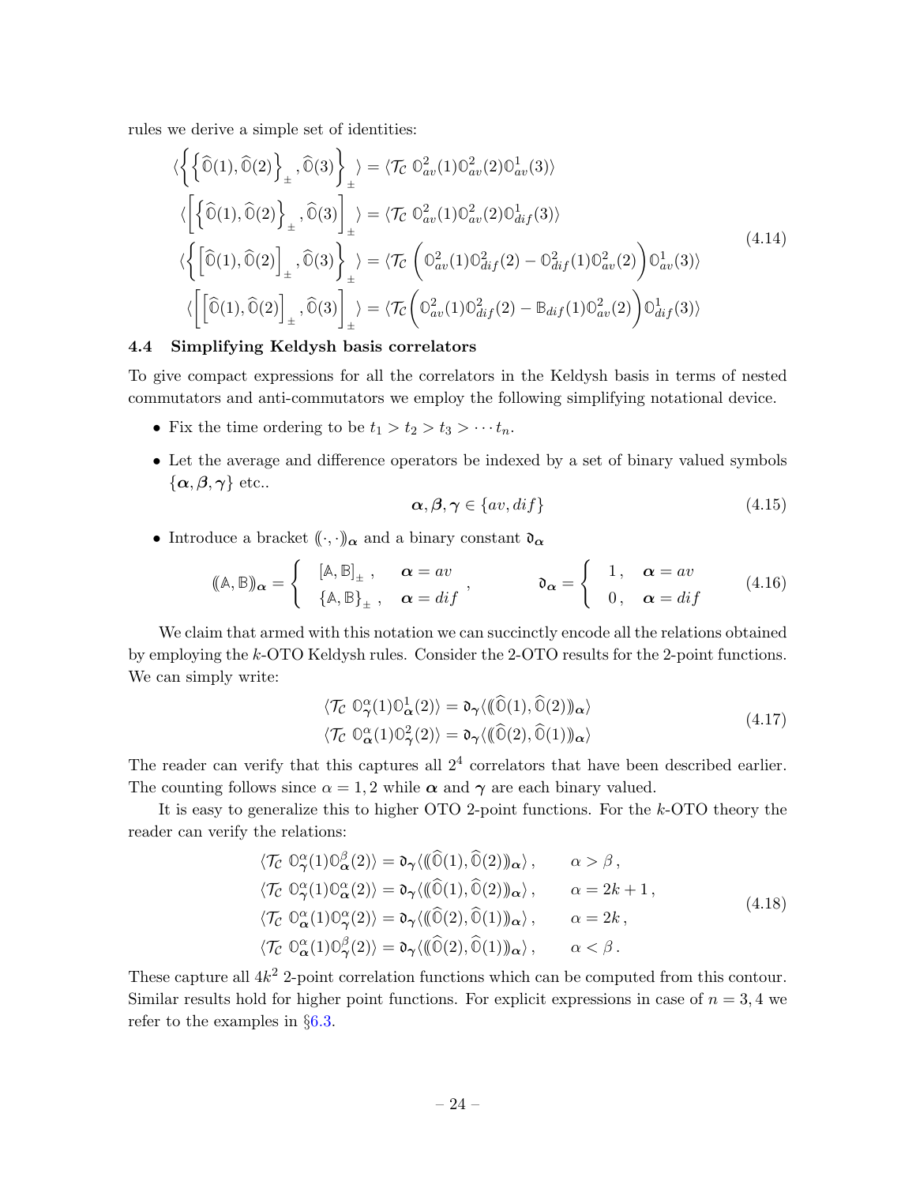rules we derive a simple set of identities:

$$
\begin{aligned}
\langle\left\{\left\{\widehat{\mathbb{O}}(1),\widehat{\mathbb{O}}(2)\right\}_{\pm},\widehat{\mathbb{O}}(3)\right\}_{\pm}\rangle &= \langle\mathcal{T}_{\mathcal{C}}\ \mathbb{O}^2_{av}(1)\mathbb{O}^2_{av}(2)\mathbb{O}^1_{av}(3)\rangle \\
\langle\left[\left\{\widehat{\mathbb{O}}(1),\widehat{\mathbb{O}}(2)\right\}_{\pm},\widehat{\mathbb{O}}(3)\right]_{\pm}\rangle &= \langle\mathcal{T}_{\mathcal{C}}\ \mathbb{O}^2_{av}(1)\mathbb{O}^2_{av}(2)\mathbb{O}^1_{dif}(3)\rangle \\
\langle\left\{\left[\widehat{\mathbb{O}}(1),\widehat{\mathbb{O}}(2)\right]_{\pm},\widehat{\mathbb{O}}(3)\right\}_{\pm}\rangle &= \langle\mathcal{T}_{\mathcal{C}}\ \left(\mathbb{O}^2_{av}(1)\mathbb{O}^2_{dif}(2)-\mathbb{O}^2_{dif}(1)\mathbb{O}^2_{av}(2)\right)\mathbb{O}^1_{av}(3)\rangle \\
\langle\left[\left[\widehat{\mathbb{O}}(1),\widehat{\mathbb{O}}(2)\right]_{\pm},\widehat{\mathbb{O}}(3)\right]_{\pm}\rangle &= \langle\mathcal{T}_{\mathcal{C}}\left(\mathbb{O}^2_{av}(1)\mathbb{O}^2_{dif}(2)-\mathbb{B}_{dif}(1)\mathbb{O}^2_{av}(2)\right)\mathbb{O}^1_{dif}(3)\rangle
\end{aligned}
\tag{4.14}
$$

### 4.4 Simplifying Keldysh basis correlators

To give compact expressions for all the correlators in the Keldysh basis in terms of nested commutators and anti-commutators we employ the following simplifying notational device.

- Fix the time ordering to be $t_1 > t_2 > t_3 > \cdots t_n$.
- Let the average and difference operators be indexed by a set of binary valued symbols $\{\boldsymbol{\alpha},\boldsymbol{\beta},\boldsymbol{\gamma}\}$ etc..

$$
\boldsymbol{\alpha},\boldsymbol{\beta},\boldsymbol{\gamma} \in \{av, dif\} \tag{4.15}
$$

- Introduce a bracket $(\!(\cdot,\cdot)\!)_{\boldsymbol{\alpha}}$ and a binary constant $\mathfrak{d}_{\boldsymbol{\alpha}}$

$$
(\!(\mathbb{A},\mathbb{B})\!)_{\boldsymbol{\alpha}} = \begin{cases} [\mathbb{A},\mathbb{B}]_{\pm}\,, & \boldsymbol{\alpha}=av \\ \{\mathbb{A},\mathbb{B}\}_{\pm}\,, & \boldsymbol{\alpha}=dif \end{cases}, \qquad \mathfrak{d}_{\boldsymbol{\alpha}} = \begin{cases} 1\,, & \boldsymbol{\alpha}=av \\ 0\,, & \boldsymbol{\alpha}=dif \end{cases} \tag{4.16}
$$

We claim that armed with this notation we can succinctly encode all the relations obtained by employing the $k$-OTO Keldysh rules. Consider the 2-OTO results for the 2-point functions. We can simply write:

$$
\begin{aligned}
\langle\mathcal{T}_{\mathcal{C}}\ \mathbb{O}^{\alpha}_{\boldsymbol{\gamma}}(1)\mathbb{O}^1_{\boldsymbol{\alpha}}(2)\rangle &= \mathfrak{d}_{\boldsymbol{\gamma}}\langle(\!(\widehat{\mathbb{O}}(1),\widehat{\mathbb{O}}(2))\!)_{\boldsymbol{\alpha}}\rangle \\
\langle\mathcal{T}_{\mathcal{C}}\ \mathbb{O}^{\alpha}_{\boldsymbol{\alpha}}(1)\mathbb{O}^2_{\boldsymbol{\gamma}}(2)\rangle &= \mathfrak{d}_{\boldsymbol{\gamma}}\langle(\!(\widehat{\mathbb{O}}(2),\widehat{\mathbb{O}}(1))\!)_{\boldsymbol{\alpha}}\rangle
\end{aligned}
\tag{4.17}
$$

The reader can verify that this captures all $2^4$ correlators that have been described earlier. The counting follows since $\alpha = 1, 2$ while $\boldsymbol{\alpha}$ and $\boldsymbol{\gamma}$ are each binary valued.

It is easy to generalize this to higher OTO 2-point functions. For the $k$-OTO theory the reader can verify the relations:

$$
\begin{aligned}
\langle\mathcal{T}_{\mathcal{C}}\ \mathbb{O}^{\alpha}_{\boldsymbol{\gamma}}(1)\mathbb{O}^{\beta}_{\boldsymbol{\alpha}}(2)\rangle &= \mathfrak{d}_{\boldsymbol{\gamma}}\langle(\!(\widehat{\mathbb{O}}(1),\widehat{\mathbb{O}}(2))\!)_{\boldsymbol{\alpha}}\rangle\,, & \alpha > \beta\,, \\
\langle\mathcal{T}_{\mathcal{C}}\ \mathbb{O}^{\alpha}_{\boldsymbol{\gamma}}(1)\mathbb{O}^{\alpha}_{\boldsymbol{\alpha}}(2)\rangle &= \mathfrak{d}_{\boldsymbol{\gamma}}\langle(\!(\widehat{\mathbb{O}}(1),\widehat{\mathbb{O}}(2))\!)_{\boldsymbol{\alpha}}\rangle\,, & \alpha = 2k+1\,, \\
\langle\mathcal{T}_{\mathcal{C}}\ \mathbb{O}^{\alpha}_{\boldsymbol{\alpha}}(1)\mathbb{O}^{\alpha}_{\boldsymbol{\gamma}}(2)\rangle &= \mathfrak{d}_{\boldsymbol{\gamma}}\langle(\!(\widehat{\mathbb{O}}(2),\widehat{\mathbb{O}}(1))\!)_{\boldsymbol{\alpha}}\rangle\,, & \alpha = 2k\,, \\
\langle\mathcal{T}_{\mathcal{C}}\ \mathbb{O}^{\alpha}_{\boldsymbol{\alpha}}(1)\mathbb{O}^{\beta}_{\boldsymbol{\gamma}}(2)\rangle &= \mathfrak{d}_{\boldsymbol{\gamma}}\langle(\!(\widehat{\mathbb{O}}(2),\widehat{\mathbb{O}}(1))\!)_{\boldsymbol{\alpha}}\rangle\,, & \alpha < \beta\,.
\end{aligned}
\tag{4.18}
$$

These capture all $4k^2$ 2-point correlation functions which can be computed from this contour. Similar results hold for higher point functions. For explicit expressions in case of $n = 3, 4$ we refer to the examples in §6.3.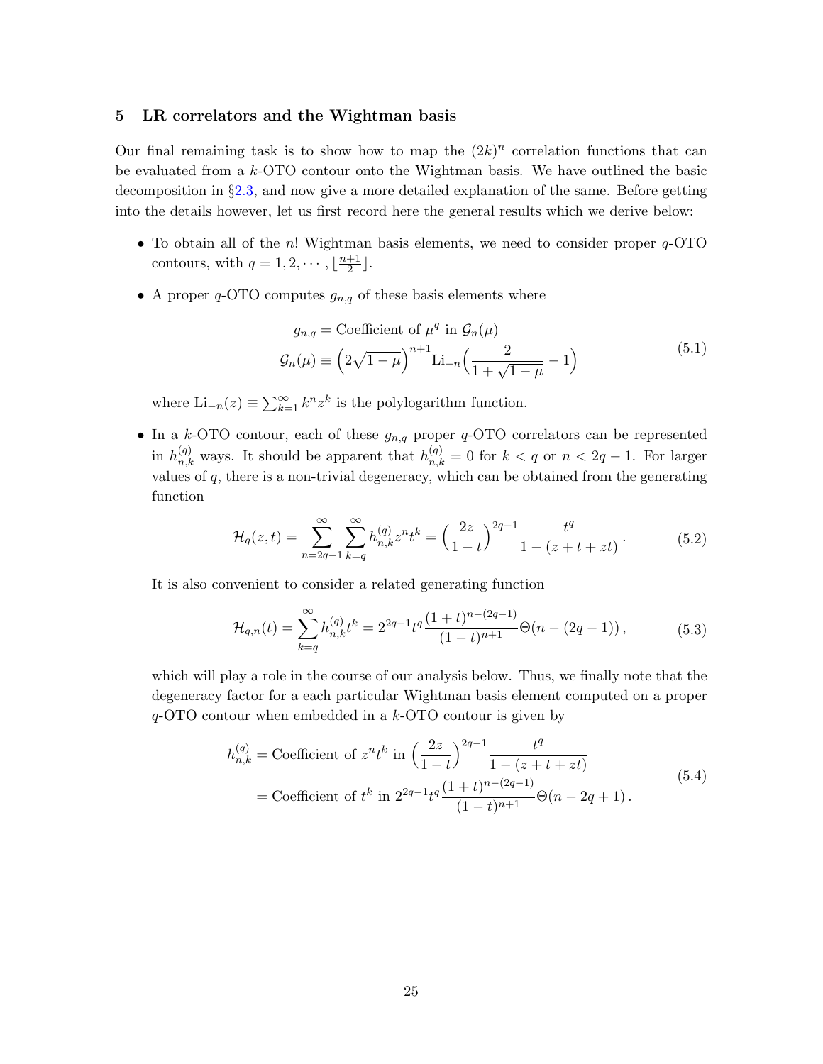## 5 LR correlators and the Wightman basis

Our final remaining task is to show how to map the $(2k)^n$ correlation functions that can be evaluated from a $k$-OTO contour onto the Wightman basis. We have outlined the basic decomposition in §2.3, and now give a more detailed explanation of the same. Before getting into the details however, let us first record here the general results which we derive below:

- To obtain all of the $n!$ Wightman basis elements, we need to consider proper $q$-OTO contours, with $q = 1, 2, \cdots, \lfloor \frac{n+1}{2} \rfloor$.
- A proper $q$-OTO computes $g_{n,q}$ of these basis elements where

$$
\begin{aligned}
g_{n,q} &= \text{Coefficient of } \mu^q \text{ in } \mathcal{G}_n(\mu) \\
\mathcal{G}_n(\mu) &\equiv \Big(2\sqrt{1-\mu}\Big)^{n+1} \text{Li}_{-n}\Big(\frac{2}{1+\sqrt{1-\mu}} - 1\Big)
\end{aligned}
\tag{5.1}
$$

  where $\text{Li}_{-n}(z) \equiv \sum_{k=1}^{\infty} k^n z^k$ is the polylogarithm function.

- In a $k$-OTO contour, each of these $g_{n,q}$ proper $q$-OTO correlators can be represented in $h^{(q)}_{n,k}$ ways. It should be apparent that $h^{(q)}_{n,k} = 0$ for $k < q$ or $n < 2q-1$. For larger values of $q$, there is a non-trivial degeneracy, which can be obtained from the generating function

$$
\mathcal{H}_q(z,t) = \sum_{n=2q-1}^{\infty} \sum_{k=q}^{\infty} h^{(q)}_{n,k} z^n t^k = \Big(\frac{2z}{1-t}\Big)^{2q-1} \frac{t^q}{1-(z+t+zt)}\,. \tag{5.2}
$$

  It is also convenient to consider a related generating function

$$
\mathcal{H}_{q,n}(t) = \sum_{k=q}^{\infty} h^{(q)}_{n,k} t^k = 2^{2q-1} t^q \frac{(1+t)^{n-(2q-1)}}{(1-t)^{n+1}} \Theta(n-(2q-1))\,, \tag{5.3}
$$

  which will play a role in the course of our analysis below. Thus, we finally note that the degeneracy factor for a each particular Wightman basis element computed on a proper $q$-OTO contour when embedded in a $k$-OTO contour is given by

$$
\begin{aligned}
h^{(q)}_{n,k} &= \text{Coefficient of } z^n t^k \text{ in } \Big(\frac{2z}{1-t}\Big)^{2q-1} \frac{t^q}{1-(z+t+zt)} \\
&= \text{Coefficient of } t^k \text{ in } 2^{2q-1} t^q \frac{(1+t)^{n-(2q-1)}}{(1-t)^{n+1}} \Theta(n-2q+1)\,.
\end{aligned}
\tag{5.4}
$$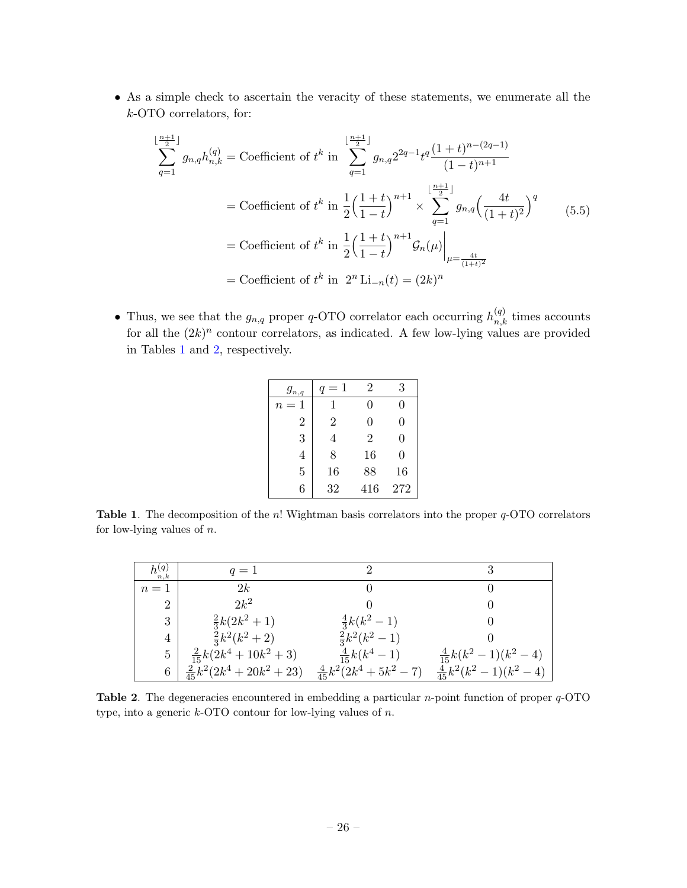- As a simple check to ascertain the veracity of these statements, we enumerate all the $k$-OTO correlators, for:

$$
\begin{aligned}
\sum_{q=1}^{\lfloor \frac{n+1}{2} \rfloor} g_{n,q} h_{n,k}^{(q)} &= \text{Coefficient of } t^k \text{ in } \sum_{q=1}^{\lfloor \frac{n+1}{2} \rfloor} g_{n,q} 2^{2q-1} t^q \frac{(1+t)^{n-(2q-1)}}{(1-t)^{n+1}} \\
&= \text{Coefficient of } t^k \text{ in } \frac{1}{2}\Big(\frac{1+t}{1-t}\Big)^{n+1} \times \sum_{q=1}^{\lfloor \frac{n+1}{2} \rfloor} g_{n,q} \Big(\frac{4t}{(1+t)^2}\Big)^q \\
&= \text{Coefficient of } t^k \text{ in } \frac{1}{2}\Big(\frac{1+t}{1-t}\Big)^{n+1} \mathcal{G}_n(\mu)\Big|_{\mu=\frac{4t}{(1+t)^2}} \\
&= \text{Coefficient of } t^k \text{ in } \; 2^n \, \mathrm{Li}_{-n}(t) = (2k)^n
\end{aligned}
\tag{5.5}
$$

- Thus, we see that the $g_{n,q}$ proper $q$-OTO correlator each occurring $h_{n,k}^{(q)}$ times accounts for all the $(2k)^n$ contour correlators, as indicated. A few low-lying values are provided in Tables 1 and 2, respectively.

| $g_{n,q}$ | $q=1$ | 2 | 3 |
|---|---|---|---|
| $n=1$ | 1 | 0 | 0 |
| 2 | 2 | 0 | 0 |
| 3 | 4 | 2 | 0 |
| 4 | 8 | 16 | 0 |
| 5 | 16 | 88 | 16 |
| 6 | 32 | 416 | 272 |

**Table 1**. The decomposition of the $n!$ Wightman basis correlators into the proper $q$-OTO correlators for low-lying values of $n$.

| $h_{n,k}^{(q)}$ | $q=1$ | 2 | 3 |
|---|---|---|---|
| $n=1$ | $2k$ | 0 | 0 |
| 2 | $2k^2$ | 0 | 0 |
| 3 | $\frac{2}{3}k(2k^2+1)$ | $\frac{4}{3}k(k^2-1)$ | 0 |
| 4 | $\frac{2}{3}k^2(k^2+2)$ | $\frac{2}{3}k^2(k^2-1)$ | 0 |
| 5 | $\frac{2}{15}k(2k^4+10k^2+3)$ | $\frac{4}{15}k(k^4-1)$ | $\frac{4}{15}k(k^2-1)(k^2-4)$ |
| 6 | $\frac{2}{45}k^2(2k^4+20k^2+23)$ | $\frac{4}{45}k^2(2k^4+5k^2-7)$ | $\frac{4}{45}k^2(k^2-1)(k^2-4)$ |

**Table 2**. The degeneracies encountered in embedding a particular $n$-point function of proper $q$-OTO type, into a generic $k$-OTO contour for low-lying values of $n$.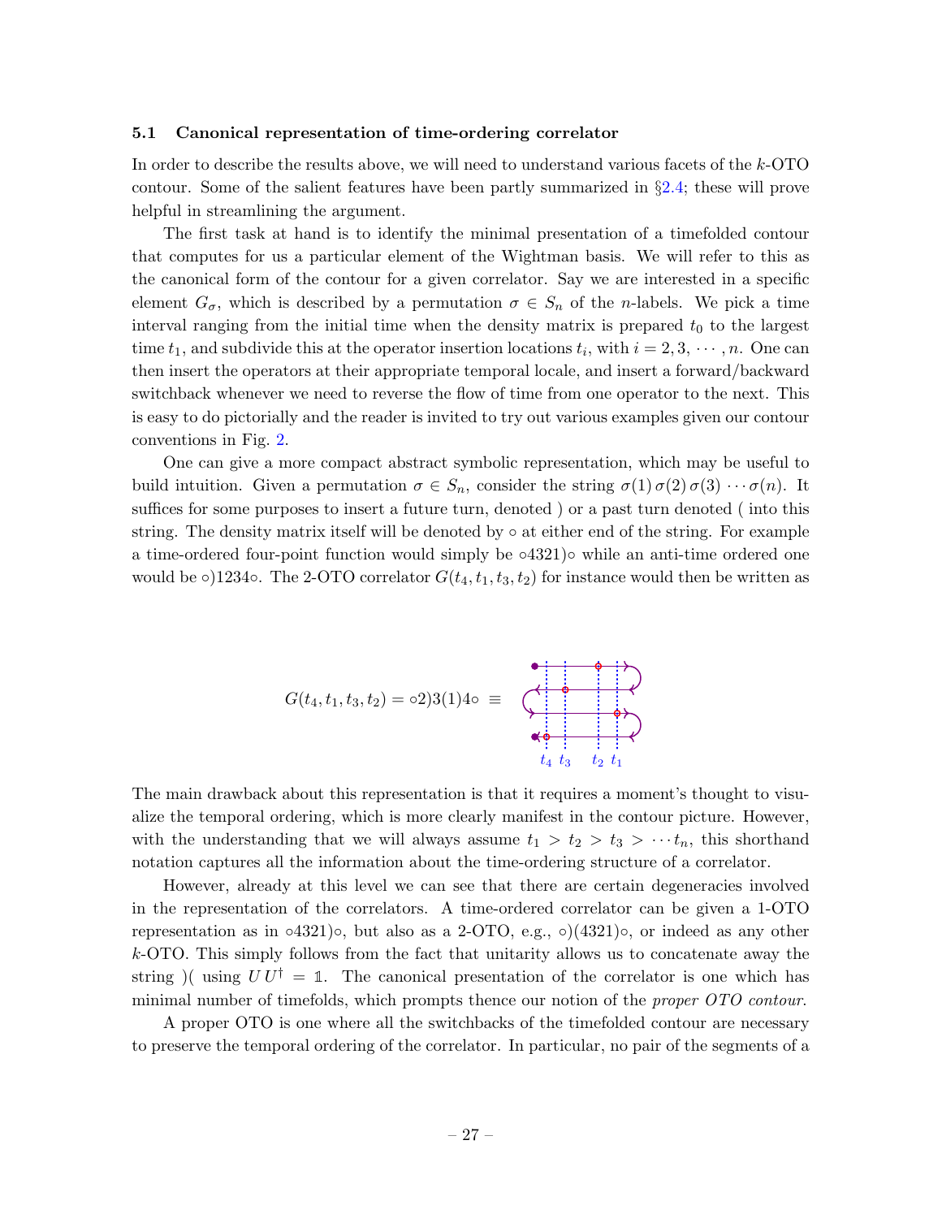### 5.1 Canonical representation of time-ordering correlator

In order to describe the results above, we will need to understand various facets of the $k$-OTO contour. Some of the salient features have been partly summarized in §2.4; these will prove helpful in streamlining the argument.

The first task at hand is to identify the minimal presentation of a timefolded contour that computes for us a particular element of the Wightman basis. We will refer to this as the canonical form of the contour for a given correlator. Say we are interested in a specific element $G_\sigma$, which is described by a permutation $\sigma \in S_n$ of the $n$-labels. We pick a time interval ranging from the initial time when the density matrix is prepared $t_0$ to the largest time $t_1$, and subdivide this at the operator insertion locations $t_i$, with $i = 2, 3, \cdots, n$. One can then insert the operators at their appropriate temporal locale, and insert a forward/backward switchback whenever we need to reverse the flow of time from one operator to the next. This is easy to do pictorially and the reader is invited to try out various examples given our contour conventions in Fig. 2.

One can give a more compact abstract symbolic representation, which may be useful to build intuition. Given a permutation $\sigma \in S_n$, consider the string $\sigma(1)\,\sigma(2)\,\sigma(3)\cdots\sigma(n)$. It suffices for some purposes to insert a future turn, denoted ) or a past turn denoted ( into this string. The density matrix itself will be denoted by ∘ at either end of the string. For example a time-ordered four-point function would simply be ∘4321)∘ while an anti-time ordered one would be ∘)1234∘. The 2-OTO correlator $G(t_4, t_1, t_3, t_2)$ for instance would then be written as

$$G(t_4, t_1, t_3, t_2) = \circ 2)3(1)4\circ \;\equiv$$

The main drawback about this representation is that it requires a moment's thought to visualize the temporal ordering, which is more clearly manifest in the contour picture. However, with the understanding that we will always assume $t_1 > t_2 > t_3 > \cdots t_n$, this shorthand notation captures all the information about the time-ordering structure of a correlator.

However, already at this level we can see that there are certain degeneracies involved in the representation of the correlators. A time-ordered correlator can be given a 1-OTO representation as in ∘4321)∘, but also as a 2-OTO, e.g., ∘)(4321)∘, or indeed as any other $k$-OTO. This simply follows from the fact that unitarity allows us to concatenate away the string )( using $U\,U^\dagger = \mathbb{1}$. The canonical presentation of the correlator is one which has minimal number of timefolds, which prompts thence our notion of the *proper OTO contour*.

A proper OTO is one where all the switchbacks of the timefolded contour are necessary to preserve the temporal ordering of the correlator. In particular, no pair of the segments of a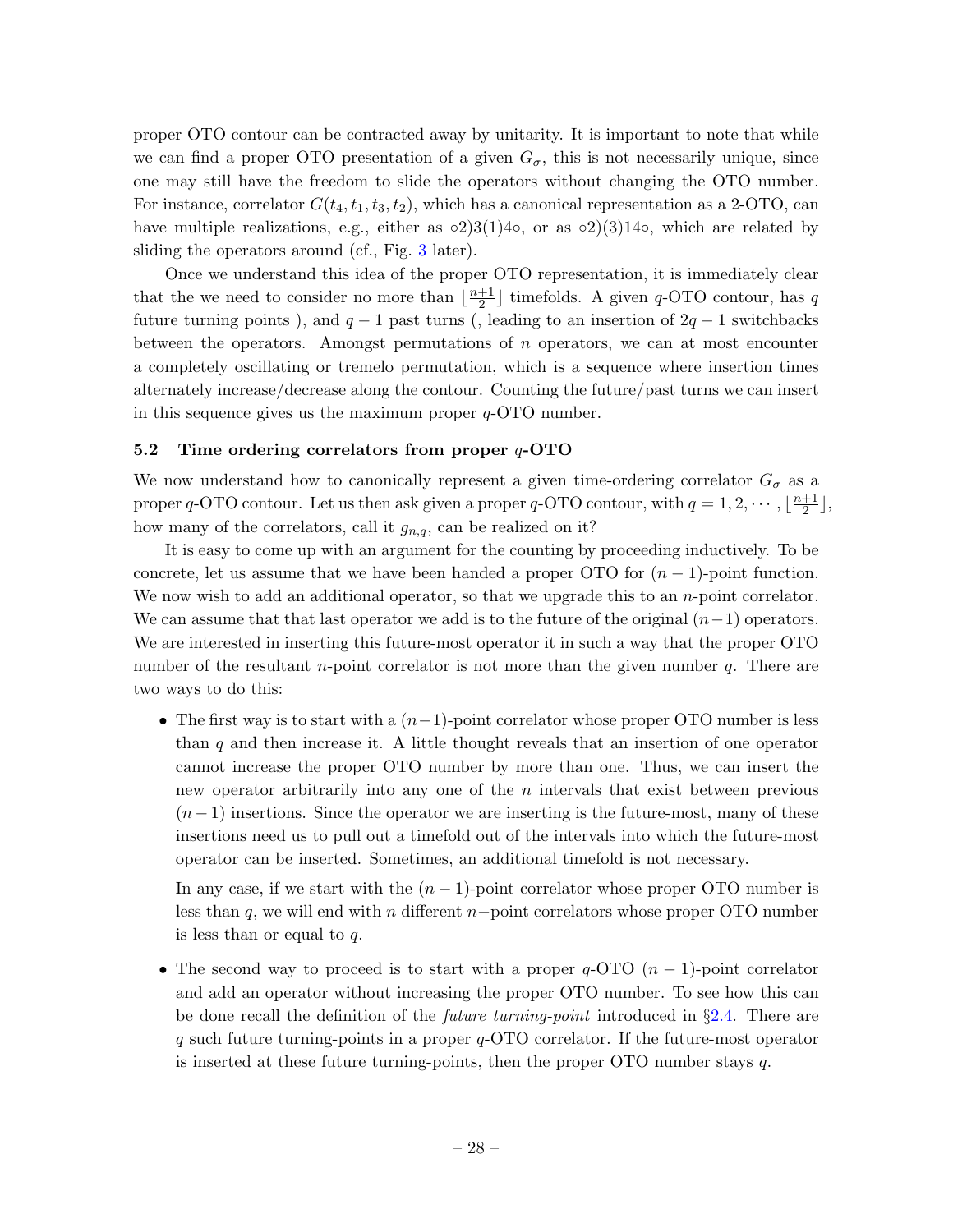proper OTO contour can be contracted away by unitarity. It is important to note that while we can find a proper OTO presentation of a given $G_\sigma$, this is not necessarily unique, since one may still have the freedom to slide the operators without changing the OTO number. For instance, correlator $G(t_4, t_1, t_3, t_2)$, which has a canonical representation as a 2-OTO, can have multiple realizations, e.g., either as ∘2)3(1)4∘, or as ∘2)(3)14∘, which are related by sliding the operators around (cf., Fig. 3 later).

Once we understand this idea of the proper OTO representation, it is immediately clear that the we need to consider no more than $\lfloor \frac{n+1}{2} \rfloor$ timefolds. A given $q$-OTO contour, has $q$ future turning points ), and $q-1$ past turns (, leading to an insertion of $2q-1$ switchbacks between the operators. Amongst permutations of $n$ operators, we can at most encounter a completely oscillating or tremelo permutation, which is a sequence where insertion times alternately increase/decrease along the contour. Counting the future/past turns we can insert in this sequence gives us the maximum proper $q$-OTO number.

### 5.2 Time ordering correlators from proper $q$-OTO

We now understand how to canonically represent a given time-ordering correlator $G_\sigma$ as a proper $q$-OTO contour. Let us then ask given a proper $q$-OTO contour, with $q = 1, 2, \cdots, \lfloor \frac{n+1}{2} \rfloor$, how many of the correlators, call it $g_{n,q}$, can be realized on it?

It is easy to come up with an argument for the counting by proceeding inductively. To be concrete, let us assume that we have been handed a proper OTO for $(n-1)$-point function. We now wish to add an additional operator, so that we upgrade this to an $n$-point correlator. We can assume that that last operator we add is to the future of the original $(n-1)$ operators. We are interested in inserting this future-most operator it in such a way that the proper OTO number of the resultant $n$-point correlator is not more than the given number $q$. There are two ways to do this:

- The first way is to start with a $(n-1)$-point correlator whose proper OTO number is less than $q$ and then increase it. A little thought reveals that an insertion of one operator cannot increase the proper OTO number by more than one. Thus, we can insert the new operator arbitrarily into any one of the $n$ intervals that exist between previous $(n-1)$ insertions. Since the operator we are inserting is the future-most, many of these insertions need us to pull out a timefold out of the intervals into which the future-most operator can be inserted. Sometimes, an additional timefold is not necessary.

  In any case, if we start with the $(n-1)$-point correlator whose proper OTO number is less than $q$, we will end with $n$ different $n-$point correlators whose proper OTO number is less than or equal to $q$.

- The second way to proceed is to start with a proper $q$-OTO $(n-1)$-point correlator and add an operator without increasing the proper OTO number. To see how this can be done recall the definition of the *future turning-point* introduced in §2.4. There are $q$ such future turning-points in a proper $q$-OTO correlator. If the future-most operator is inserted at these future turning-points, then the proper OTO number stays $q$.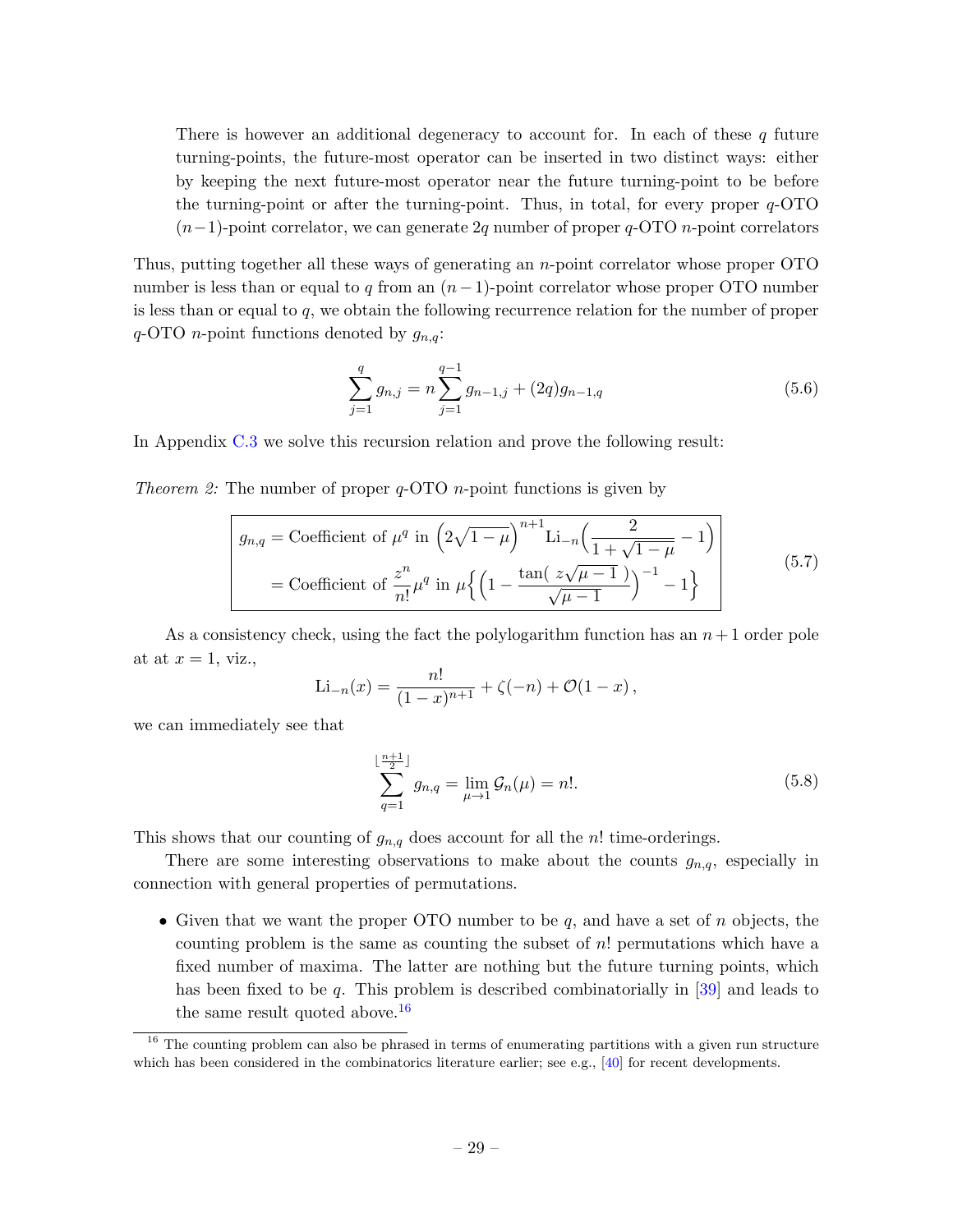There is however an additional degeneracy to account for. In each of these $q$ future turning-points, the future-most operator can be inserted in two distinct ways: either by keeping the next future-most operator near the future turning-point to be before the turning-point or after the turning-point. Thus, in total, for every proper $q$-OTO $(n-1)$-point correlator, we can generate $2q$ number of proper $q$-OTO $n$-point correlators

Thus, putting together all these ways of generating an $n$-point correlator whose proper OTO number is less than or equal to $q$ from an $(n-1)$-point correlator whose proper OTO number is less than or equal to $q$, we obtain the following recurrence relation for the number of proper $q$-OTO $n$-point functions denoted by $g_{n,q}$:

$$\sum_{j=1}^{q} g_{n,j} = n \sum_{j=1}^{q-1} g_{n-1,j} + (2q) g_{n-1,q} \tag{5.6}$$

In Appendix C.3 we solve this recursion relation and prove the following result:

*Theorem 2:* The number of proper $q$-OTO $n$-point functions is given by

$$\boxed{\begin{aligned} g_{n,q} &= \text{Coefficient of } \mu^q \text{ in } \Big(2\sqrt{1-\mu}\Big)^{n+1} \text{Li}_{-n}\Big(\frac{2}{1+\sqrt{1-\mu}} - 1\Big) \\ &= \text{Coefficient of } \frac{z^n}{n!}\mu^q \text{ in } \mu\Big\{\Big(1 - \frac{\tan(\ z\sqrt{\mu-1}\ )}{\sqrt{\mu-1}}\Big)^{-1} - 1\Big\} \end{aligned}} \tag{5.7}$$

As a consistency check, using the fact the polylogarithm function has an $n+1$ order pole at at $x = 1$, viz.,

$$\text{Li}_{-n}(x) = \frac{n!}{(1-x)^{n+1}} + \zeta(-n) + \mathcal{O}(1-x)\,,$$

we can immediately see that

$$\sum_{q=1}^{\lfloor \frac{n+1}{2} \rfloor} g_{n,q} = \lim_{\mu \to 1} \mathcal{G}_n(\mu) = n!. \tag{5.8}$$

This shows that our counting of $g_{n,q}$ does account for all the $n!$ time-orderings.

There are some interesting observations to make about the counts $g_{n,q}$, especially in connection with general properties of permutations.

- Given that we want the proper OTO number to be $q$, and have a set of $n$ objects, the counting problem is the same as counting the subset of $n!$ permutations which have a fixed number of maxima. The latter are nothing but the future turning points, which has been fixed to be $q$. This problem is described combinatorially in [39] and leads to the same result quoted above.[16]

[16] The counting problem can also be phrased in terms of enumerating partitions with a given run structure which has been considered in the combinatorics literature earlier; see e.g., [40] for recent developments.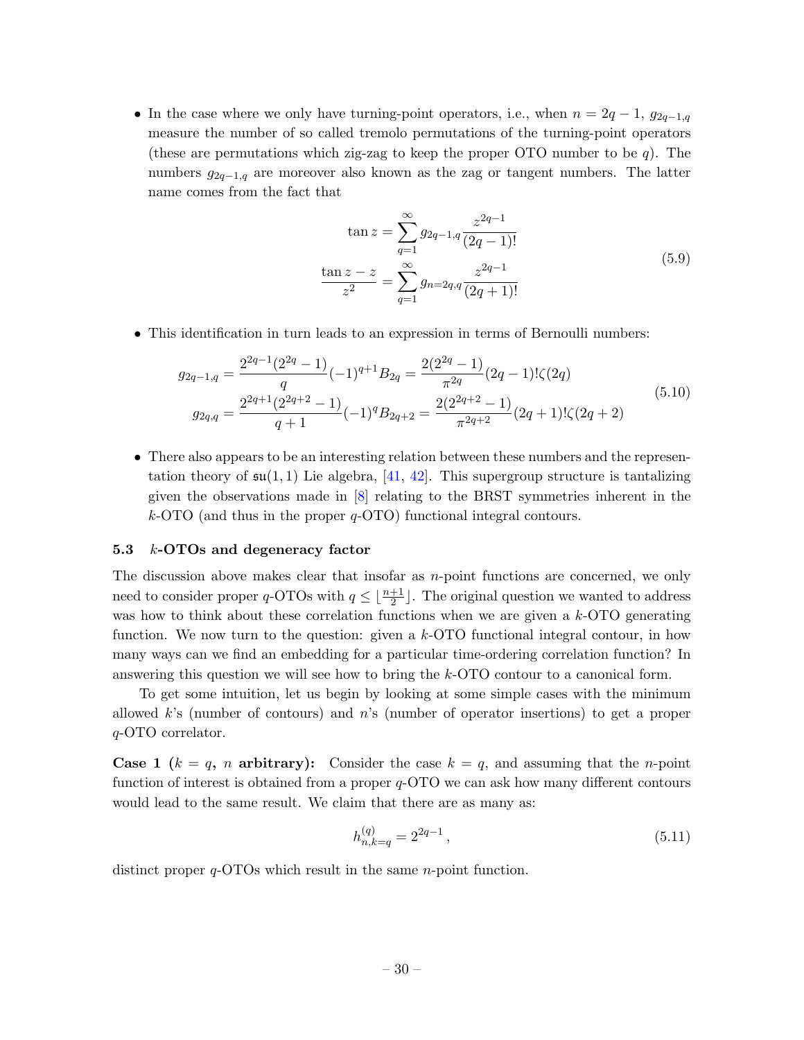- In the case where we only have turning-point operators, i.e., when $n = 2q - 1$, $g_{2q-1,q}$ measure the number of so called tremolo permutations of the turning-point operators (these are permutations which zig-zag to keep the proper OTO number to be $q$). The numbers $g_{2q-1,q}$ are moreover also known as the zag or tangent numbers. The latter name comes from the fact that

$$
\begin{aligned}
\tan z &= \sum_{q=1}^{\infty} g_{2q-1,q} \frac{z^{2q-1}}{(2q-1)!} \\
\frac{\tan z - z}{z^2} &= \sum_{q=1}^{\infty} g_{n=2q,q} \frac{z^{2q-1}}{(2q+1)!}
\end{aligned}
\tag{5.9}
$$

- This identification in turn leads to an expression in terms of Bernoulli numbers:

$$
\begin{aligned}
g_{2q-1,q} &= \frac{2^{2q-1}(2^{2q}-1)}{q}(-1)^{q+1} B_{2q} = \frac{2(2^{2q}-1)}{\pi^{2q}}(2q-1)!\zeta(2q) \\
g_{2q,q} &= \frac{2^{2q+1}(2^{2q+2}-1)}{q+1}(-1)^{q} B_{2q+2} = \frac{2(2^{2q+2}-1)}{\pi^{2q+2}}(2q+1)!\zeta(2q+2)
\end{aligned}
\tag{5.10}
$$

- There also appears to be an interesting relation between these numbers and the representation theory of $\mathfrak{su}(1,1)$ Lie algebra, [41, 42]. This supergroup structure is tantalizing given the observations made in [8] relating to the BRST symmetries inherent in the $k$-OTO (and thus in the proper $q$-OTO) functional integral contours.

### 5.3 $k$-OTOs and degeneracy factor

The discussion above makes clear that insofar as $n$-point functions are concerned, we only need to consider proper $q$-OTOs with $q \leq \lfloor \frac{n+1}{2} \rfloor$. The original question we wanted to address was how to think about these correlation functions when we are given a $k$-OTO generating function. We now turn to the question: given a $k$-OTO functional integral contour, in how many ways can we find an embedding for a particular time-ordering correlation function? In answering this question we will see how to bring the $k$-OTO contour to a canonical form.

To get some intuition, let us begin by looking at some simple cases with the minimum allowed $k$'s (number of contours) and $n$'s (number of operator insertions) to get a proper $q$-OTO correlator.

**Case 1 ($k = q$, $n$ arbitrary):** Consider the case $k = q$, and assuming that the $n$-point function of interest is obtained from a proper $q$-OTO we can ask how many different contours would lead to the same result. We claim that there are as many as:

$$
h^{(q)}_{n,k=q} = 2^{2q-1}\,, \tag{5.11}
$$

distinct proper $q$-OTOs which result in the same $n$-point function.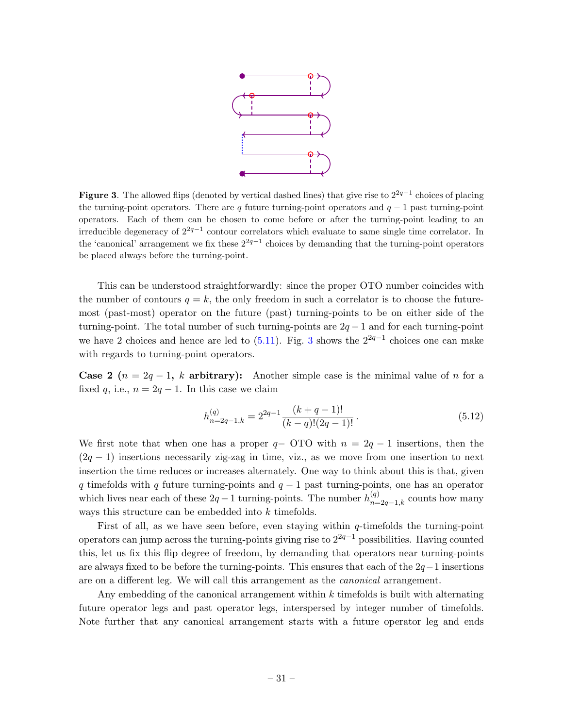**Figure 3**. The allowed flips (denoted by vertical dashed lines) that give rise to $2^{2q-1}$ choices of placing the turning-point operators. There are $q$ future turning-point operators and $q-1$ past turning-point operators. Each of them can be chosen to come before or after the turning-point leading to an irreducible degeneracy of $2^{2q-1}$ contour correlators which evaluate to same single time correlator. In the 'canonical' arrangement we fix these $2^{2q-1}$ choices by demanding that the turning-point operators be placed always before the turning-point.

This can be understood straightforwardly: since the proper OTO number coincides with the number of contours $q = k$, the only freedom in such a correlator is to choose the future-most (past-most) operator on the future (past) turning-points to be on either side of the turning-point. The total number of such turning-points are $2q-1$ and for each turning-point we have 2 choices and hence are led to (5.11). Fig. 3 shows the $2^{2q-1}$ choices one can make with regards to turning-point operators.

**Case 2 ($n = 2q-1$, $k$ arbitrary):** Another simple case is the minimal value of $n$ for a fixed $q$, i.e., $n = 2q-1$. In this case we claim

$$h^{(q)}_{n=2q-1,k} = 2^{2q-1}\frac{(k+q-1)!}{(k-q)!(2q-1)!}\,. \tag{5.12}$$

We first note that when one has a proper $q-$ OTO with $n = 2q-1$ insertions, then the $(2q-1)$ insertions necessarily zig-zag in time, viz., as we move from one insertion to next insertion the time reduces or increases alternately. One way to think about this is that, given $q$ timefolds with $q$ future turning-points and $q-1$ past turning-points, one has an operator which lives near each of these $2q-1$ turning-points. The number $h^{(q)}_{n=2q-1,k}$ counts how many ways this structure can be embedded into $k$ timefolds.

First of all, as we have seen before, even staying within $q$-timefolds the turning-point operators can jump across the turning-points giving rise to $2^{2q-1}$ possibilities. Having counted this, let us fix this flip degree of freedom, by demanding that operators near turning-points are always fixed to be before the turning-points. This ensures that each of the $2q-1$ insertions are on a different leg. We will call this arrangement as the *canonical* arrangement.

Any embedding of the canonical arrangement within $k$ timefolds is built with alternating future operator legs and past operator legs, interspersed by integer number of timefolds. Note further that any canonical arrangement starts with a future operator leg and ends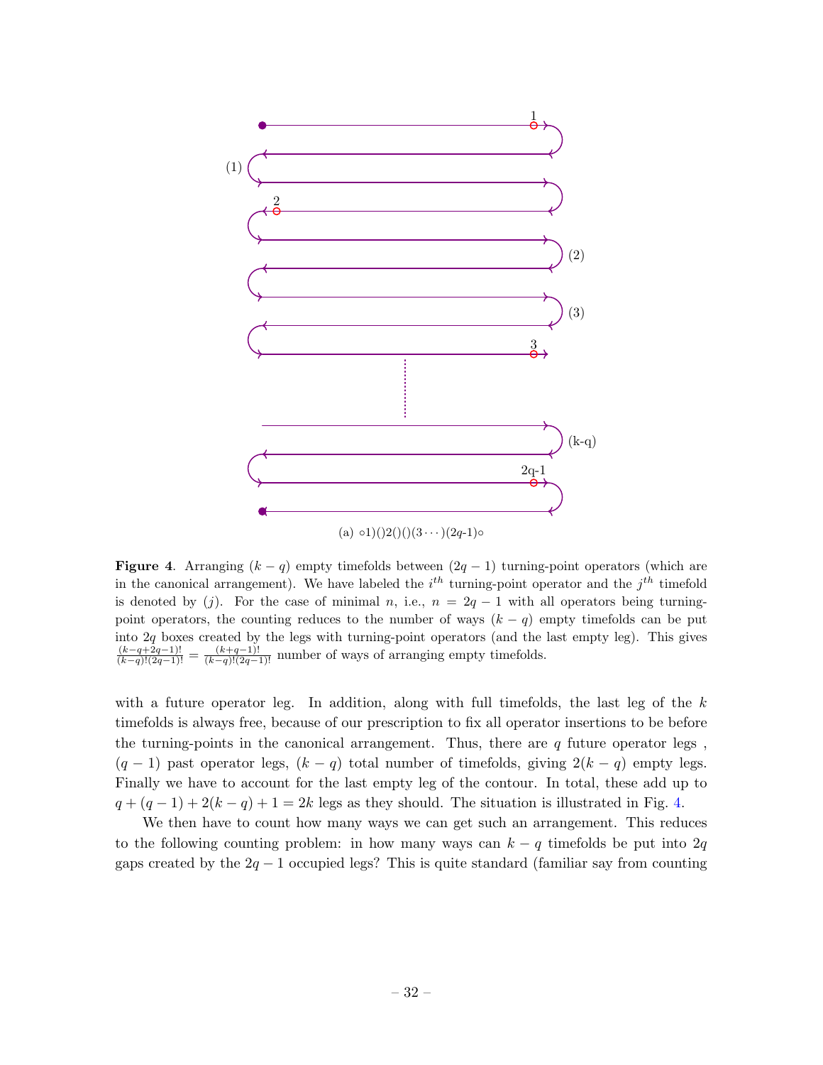(a) $\circ 1)()2()()(3\cdots)(2q\text{-}1)\circ$

**Figure 4**. Arranging $(k-q)$ empty timefolds between $(2q-1)$ turning-point operators (which are in the canonical arrangement). We have labeled the $i^{th}$ turning-point operator and the $j^{th}$ timefold is denoted by $(j)$. For the case of minimal $n$, i.e., $n = 2q-1$ with all operators being turning-point operators, the counting reduces to the number of ways $(k-q)$ empty timefolds can be put into $2q$ boxes created by the legs with turning-point operators (and the last empty leg). This gives $\frac{(k-q+2q-1)!}{(k-q)!(2q-1)!} = \frac{(k+q-1)!}{(k-q)!(2q-1)!}$ number of ways of arranging empty timefolds.

with a future operator leg. In addition, along with full timefolds, the last leg of the $k$ timefolds is always free, because of our prescription to fix all operator insertions to be before the turning-points in the canonical arrangement. Thus, there are $q$ future operator legs , $(q-1)$ past operator legs, $(k-q)$ total number of timefolds, giving $2(k-q)$ empty legs. Finally we have to account for the last empty leg of the contour. In total, these add up to $q + (q-1) + 2(k-q) + 1 = 2k$ legs as they should. The situation is illustrated in Fig. 4.

We then have to count how many ways we can get such an arrangement. This reduces to the following counting problem: in how many ways can $k-q$ timefolds be put into $2q$ gaps created by the $2q-1$ occupied legs? This is quite standard (familiar say from counting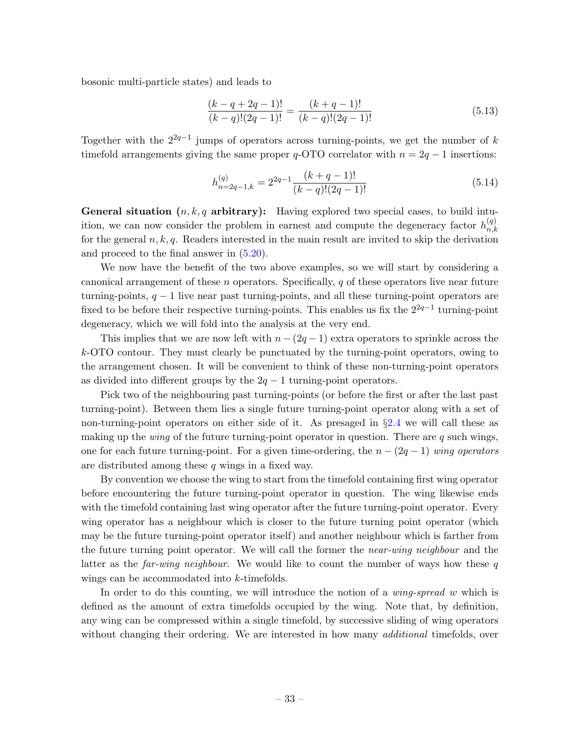bosonic multi-particle states) and leads to

$$\frac{(k-q+2q-1)!}{(k-q)!(2q-1)!} = \frac{(k+q-1)!}{(k-q)!(2q-1)!} \tag{5.13}$$

Together with the $2^{2q-1}$ jumps of operators across turning-points, we get the number of $k$ timefold arrangements giving the same proper $q$-OTO correlator with $n = 2q-1$ insertions:

$$h^{(q)}_{n=2q-1,k} = 2^{2q-1}\frac{(k+q-1)!}{(k-q)!(2q-1)!} \tag{5.14}$$

**General situation ($n, k, q$ arbitrary):** Having explored two special cases, to build intuition, we can now consider the problem in earnest and compute the degeneracy factor $h^{(q)}_{n,k}$ for the general $n, k, q$. Readers interested in the main result are invited to skip the derivation and proceed to the final answer in (5.20).

We now have the benefit of the two above examples, so we will start by considering a canonical arrangement of these $n$ operators. Specifically, $q$ of these operators live near future turning-points, $q-1$ live near past turning-points, and all these turning-point operators are fixed to be before their respective turning-points. This enables us fix the $2^{2q-1}$ turning-point degeneracy, which we will fold into the analysis at the very end.

This implies that we are now left with $n-(2q-1)$ extra operators to sprinkle across the $k$-OTO contour. They must clearly be punctuated by the turning-point operators, owing to the arrangement chosen. It will be convenient to think of these non-turning-point operators as divided into different groups by the $2q-1$ turning-point operators.

Pick two of the neighbouring past turning-points (or before the first or after the last past turning-point). Between them lies a single future turning-point operator along with a set of non-turning-point operators on either side of it. As presaged in §2.4 we will call these as making up the *wing* of the future turning-point operator in question. There are $q$ such wings, one for each future turning-point. For a given time-ordering, the $n-(2q-1)$ *wing operators* are distributed among these $q$ wings in a fixed way.

By convention we choose the wing to start from the timefold containing first wing operator before encountering the future turning-point operator in question. The wing likewise ends with the timefold containing last wing operator after the future turning-point operator. Every wing operator has a neighbour which is closer to the future turning point operator (which may be the future turning-point operator itself) and another neighbour which is farther from the future turning point operator. We will call the former the *near-wing neighbour* and the latter as the *far-wing neighbour*. We would like to count the number of ways how these $q$ wings can be accommodated into $k$-timefolds.

In order to do this counting, we will introduce the notion of a *wing-spread* $w$ which is defined as the amount of extra timefolds occupied by the wing. Note that, by definition, any wing can be compressed within a single timefold, by successive sliding of wing operators without changing their ordering. We are interested in how many *additional* timefolds, over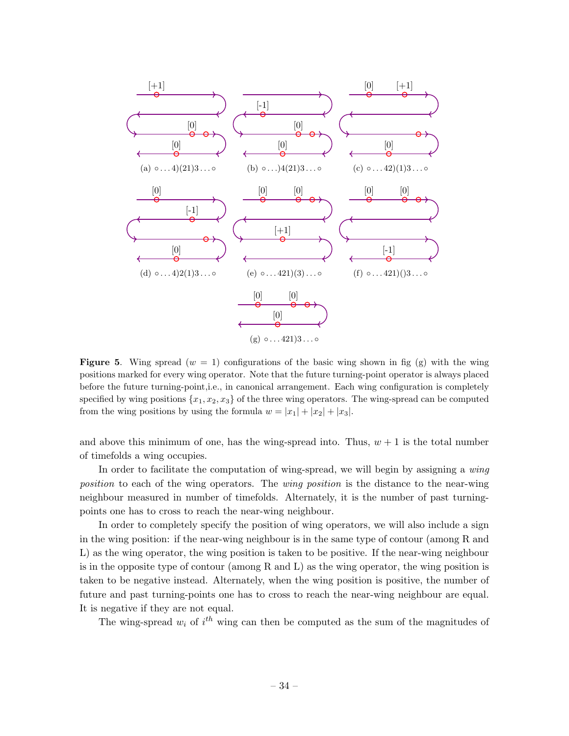(a) $\circ \ldots 4)(21)3 \ldots \circ$

(b) $\circ \ldots)4(21)3 \ldots \circ$

(c) $\circ \ldots 42)(1)3 \ldots \circ$

(d) $\circ \ldots 4)2(1)3 \ldots \circ$

(e) $\circ \ldots 421)(3) \ldots \circ$

(f) $\circ \ldots 421)()3 \ldots \circ$

(g) $\circ \ldots 421)3 \ldots \circ$

**Figure 5**. Wing spread ($w = 1$) configurations of the basic wing shown in fig (g) with the wing positions marked for every wing operator. Note that the future turning-point operator is always placed before the future turning-point,i.e., in canonical arrangement. Each wing configuration is completely specified by wing positions $\{x_1, x_2, x_3\}$ of the three wing operators. The wing-spread can be computed from the wing positions by using the formula $w = |x_1| + |x_2| + |x_3|$.

and above this minimum of one, has the wing-spread into. Thus, $w + 1$ is the total number of timefolds a wing occupies.

In order to facilitate the computation of wing-spread, we will begin by assigning a *wing position* to each of the wing operators. The *wing position* is the distance to the near-wing neighbour measured in number of timefolds. Alternately, it is the number of past turning-points one has to cross to reach the near-wing neighbour.

In order to completely specify the position of wing operators, we will also include a sign in the wing position: if the near-wing neighbour is in the same type of contour (among R and L) as the wing operator, the wing position is taken to be positive. If the near-wing neighbour is in the opposite type of contour (among R and L) as the wing operator, the wing position is taken to be negative instead. Alternately, when the wing position is positive, the number of future and past turning-points one has to cross to reach the near-wing neighbour are equal. It is negative if they are not equal.

The wing-spread $w_i$ of $i^{th}$ wing can then be computed as the sum of the magnitudes of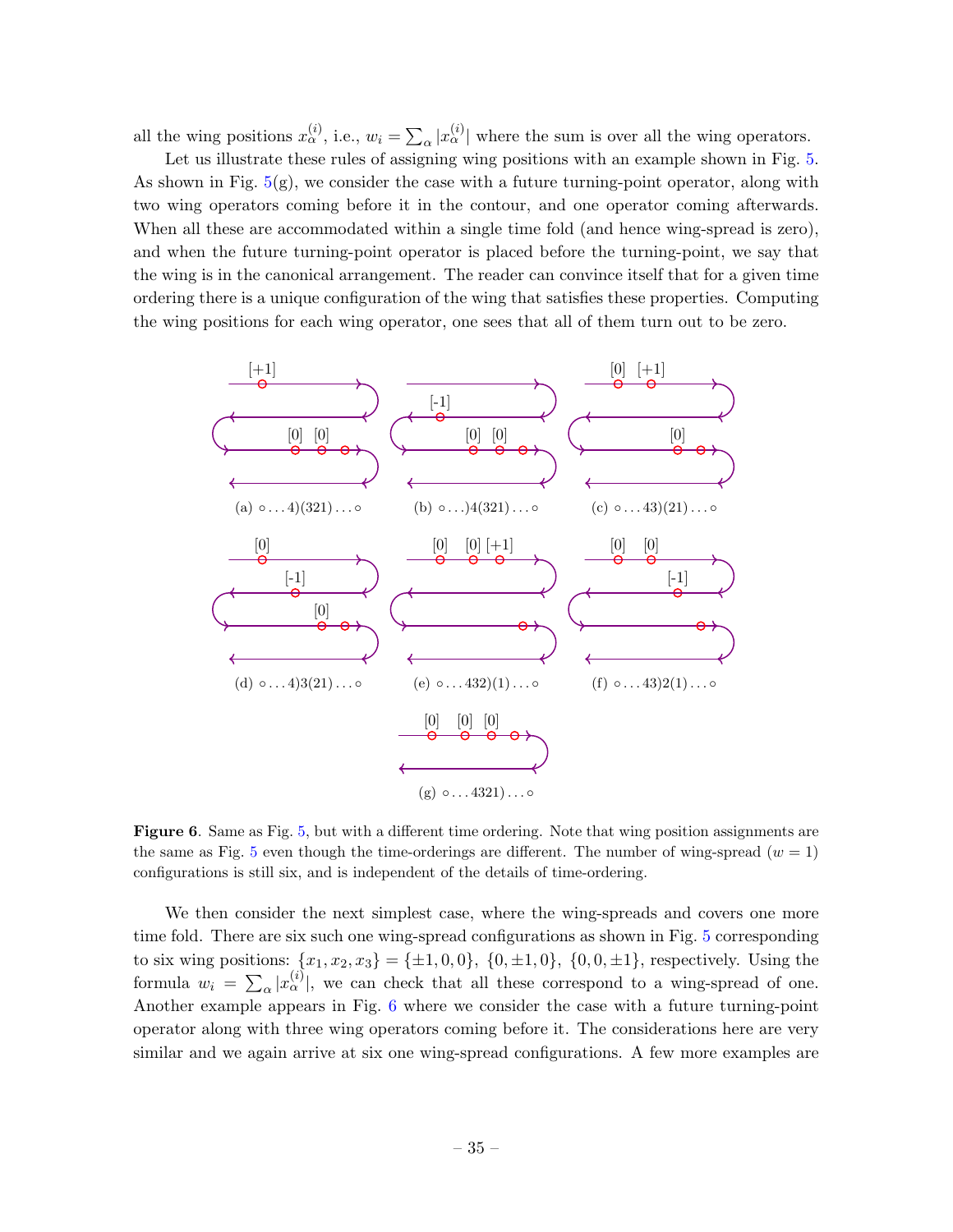all the wing positions $x_\alpha^{(i)}$, i.e., $w_i = \sum_\alpha |x_\alpha^{(i)}|$ where the sum is over all the wing operators.

Let us illustrate these rules of assigning wing positions with an example shown in Fig. 5. As shown in Fig. 5(g), we consider the case with a future turning-point operator, along with two wing operators coming before it in the contour, and one operator coming afterwards. When all these are accommodated within a single time fold (and hence wing-spread is zero), and when the future turning-point operator is placed before the turning-point, we say that the wing is in the canonical arrangement. The reader can convince itself that for a given time ordering there is a unique configuration of the wing that satisfies these properties. Computing the wing positions for each wing operator, one sees that all of them turn out to be zero.

(a) $\circ \ldots 4)(321) \ldots \circ$ (b) $\circ \ldots )4(321) \ldots \circ$ (c) $\circ \ldots 43)(21) \ldots \circ$

(d) $\circ \ldots 4)3(21) \ldots \circ$ (e) $\circ \ldots 432)(1) \ldots \circ$ (f) $\circ \ldots 43)2(1) \ldots \circ$

(g) $\circ \ldots 4321) \ldots \circ$

**Figure 6**. Same as Fig. 5, but with a different time ordering. Note that wing position assignments are the same as Fig. 5 even though the time-orderings are different. The number of wing-spread ($w = 1$) configurations is still six, and is independent of the details of time-ordering.

We then consider the next simplest case, where the wing-spreads and covers one more time fold. There are six such one wing-spread configurations as shown in Fig. 5 corresponding to six wing positions: $\{x_1, x_2, x_3\} = \{\pm 1, 0, 0\},\ \{0, \pm 1, 0\},\ \{0, 0, \pm 1\}$, respectively. Using the formula $w_i = \sum_\alpha |x_\alpha^{(i)}|$, we can check that all these correspond to a wing-spread of one. Another example appears in Fig. 6 where we consider the case with a future turning-point operator along with three wing operators coming before it. The considerations here are very similar and we again arrive at six one wing-spread configurations. A few more examples are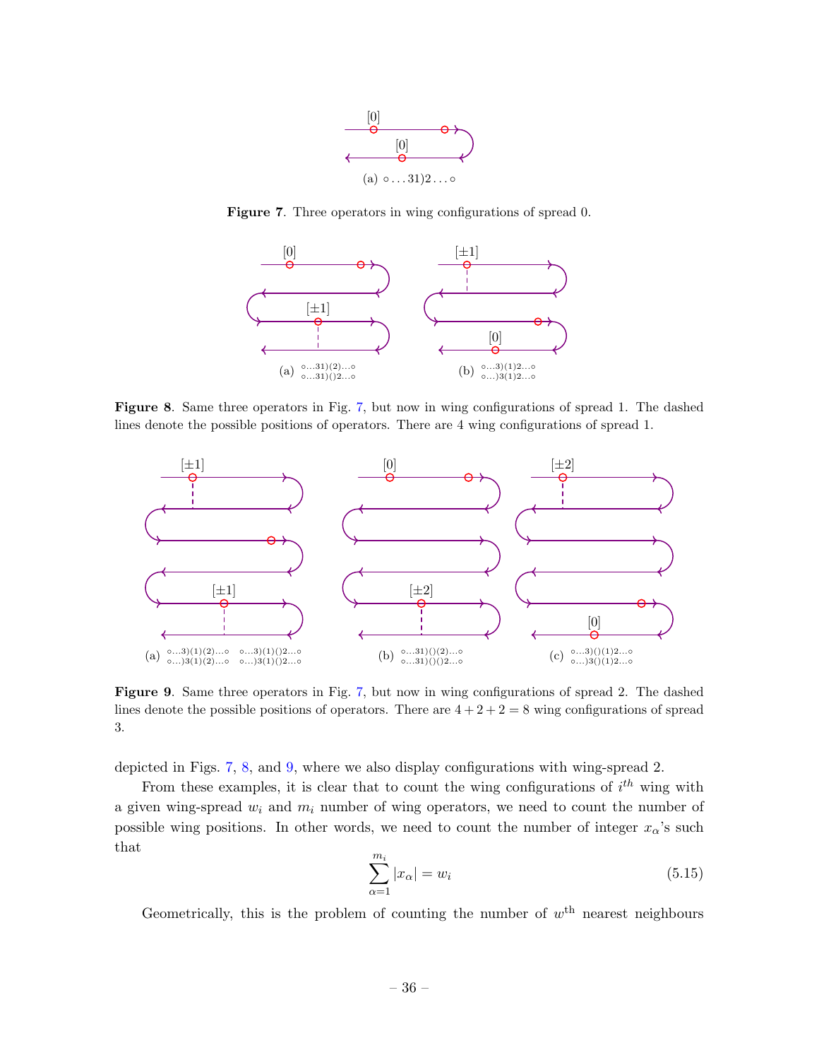(a) ○ . . . 31)2 . . . ○

**Figure 7**. Three operators in wing configurations of spread 0.

(a) ○...31)(2)...○ ○...31)()2...○

(b) ○...3)(1)2...○ ○...)3(1)2...○

**Figure 8**. Same three operators in Fig. 7, but now in wing configurations of spread 1. The dashed lines denote the possible positions of operators. There are 4 wing configurations of spread 1.

(a) ○...3)(1)(2)...○ ○...3)(1)()2...○ ○...)3(1)(2)...○ ○...)3(1)()2...○

(b) ○...31)()(2)...○ ○...31)()()2...○

(c) ○...3)()(1)2...○ ○...)3()(1)2...○

**Figure 9**. Same three operators in Fig. 7, but now in wing configurations of spread 2. The dashed lines denote the possible positions of operators. There are $4+2+2=8$ wing configurations of spread 3.

depicted in Figs. 7, 8, and 9, where we also display configurations with wing-spread 2.

From these examples, it is clear that to count the wing configurations of $i^{th}$ wing with a given wing-spread $w_i$ and $m_i$ number of wing operators, we need to count the number of possible wing positions. In other words, we need to count the number of integer $x_\alpha$'s such that

$$\sum_{\alpha=1}^{m_i} |x_\alpha| = w_i \tag{5.15}$$

Geometrically, this is the problem of counting the number of $w^{\text{th}}$ nearest neighbours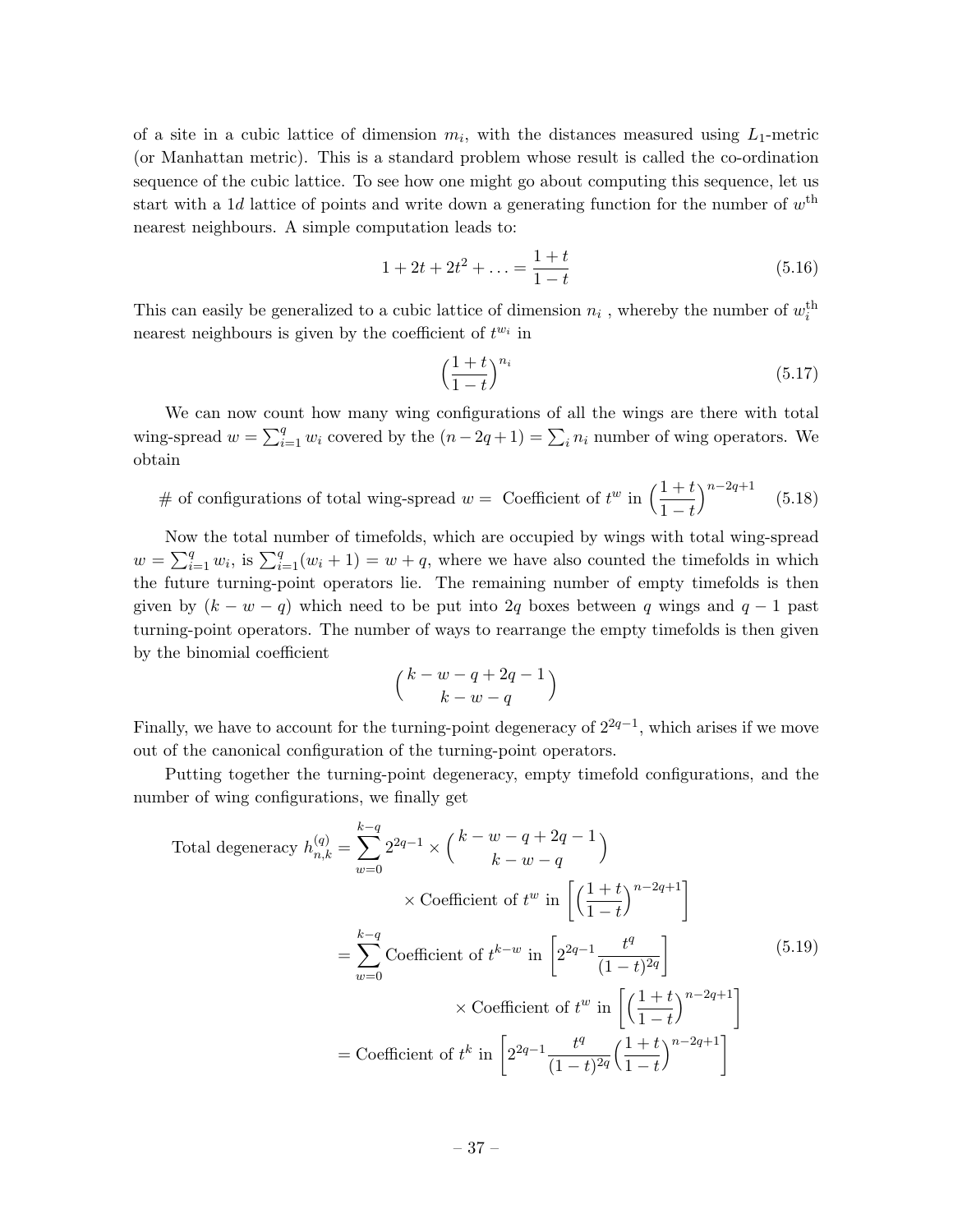of a site in a cubic lattice of dimension $m_i$, with the distances measured using $L_1$-metric (or Manhattan metric). This is a standard problem whose result is called the co-ordination sequence of the cubic lattice. To see how one might go about computing this sequence, let us start with a $1d$ lattice of points and write down a generating function for the number of $w^{\text{th}}$ nearest neighbours. A simple computation leads to:

$$1 + 2t + 2t^2 + \ldots = \frac{1+t}{1-t} \tag{5.16}$$

This can easily be generalized to a cubic lattice of dimension $n_i$ , whereby the number of $w_i^{\text{th}}$ nearest neighbours is given by the coefficient of $t^{w_i}$ in

$$\Big(\frac{1+t}{1-t}\Big)^{n_i} \tag{5.17}$$

We can now count how many wing configurations of all the wings are there with total wing-spread $w = \sum_{i=1}^{q} w_i$ covered by the $(n-2q+1) = \sum_i n_i$ number of wing operators. We obtain

$$\#\text{ of configurations of total wing-spread } w = \text{ Coefficient of } t^w \text{ in } \Big(\frac{1+t}{1-t}\Big)^{n-2q+1} \tag{5.18}$$

Now the total number of timefolds, which are occupied by wings with total wing-spread $w = \sum_{i=1}^{q} w_i$, is $\sum_{i=1}^{q}(w_i+1) = w+q$, where we have also counted the timefolds in which the future turning-point operators lie. The remaining number of empty timefolds is then given by $(k-w-q)$ which need to be put into $2q$ boxes between $q$ wings and $q-1$ past turning-point operators. The number of ways to rearrange the empty timefolds is then given by the binomial coefficient

$$\binom{k-w-q+2q-1}{k-w-q}$$

Finally, we have to account for the turning-point degeneracy of $2^{2q-1}$, which arises if we move out of the canonical configuration of the turning-point operators.

Putting together the turning-point degeneracy, empty timefold configurations, and the number of wing configurations, we finally get

$$\begin{aligned}
\text{Total degeneracy } h_{n,k}^{(q)} &= \sum_{w=0}^{k-q} 2^{2q-1} \times \binom{k-w-q+2q-1}{k-w-q} \\
&\qquad\qquad \times \text{Coefficient of } t^w \text{ in } \left[\Big(\frac{1+t}{1-t}\Big)^{n-2q+1}\right] \\
&= \sum_{w=0}^{k-q} \text{Coefficient of } t^{k-w} \text{ in } \left[2^{2q-1}\frac{t^q}{(1-t)^{2q}}\right] \\
&\qquad\qquad \times \text{Coefficient of } t^w \text{ in } \left[\Big(\frac{1+t}{1-t}\Big)^{n-2q+1}\right] \\
&= \text{Coefficient of } t^k \text{ in } \left[2^{2q-1}\frac{t^q}{(1-t)^{2q}}\Big(\frac{1+t}{1-t}\Big)^{n-2q+1}\right]
\end{aligned} \tag{5.19}$$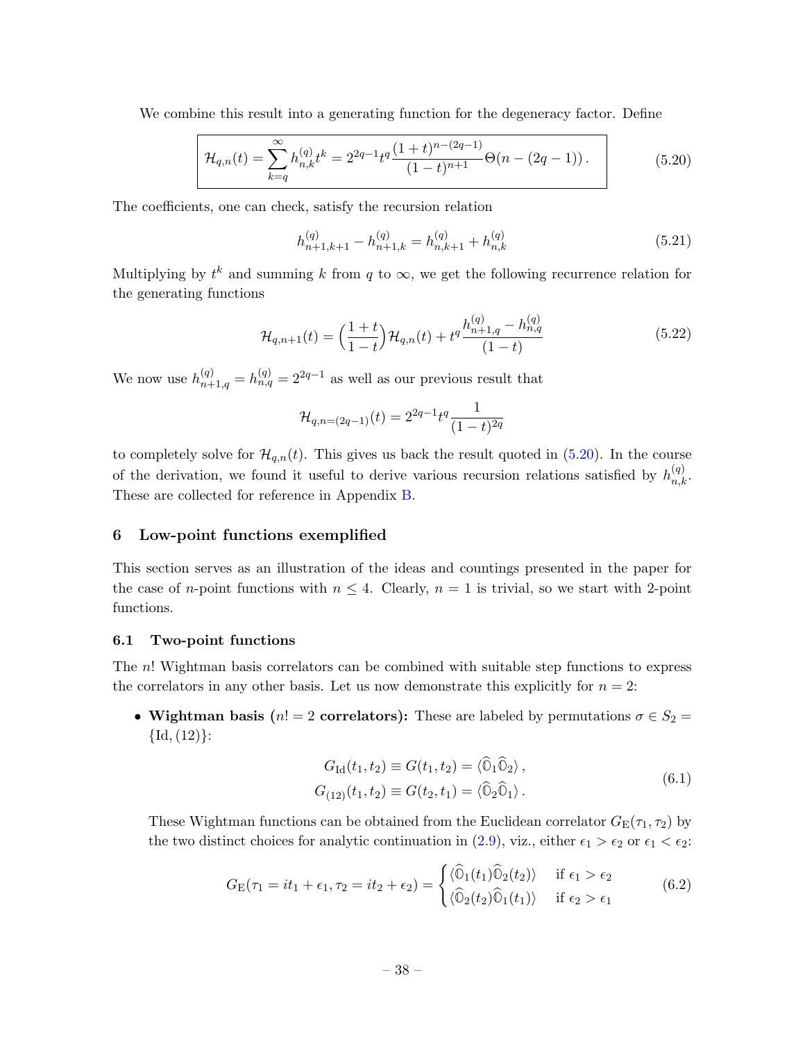We combine this result into a generating function for the degeneracy factor. Define

$$\boxed{\mathcal{H}_{q,n}(t) = \sum_{k=q}^{\infty} h^{(q)}_{n,k} t^k = 2^{2q-1} t^q \frac{(1+t)^{n-(2q-1)}}{(1-t)^{n+1}} \Theta(n-(2q-1)) \,.} \tag{5.20}$$

The coefficients, one can check, satisfy the recursion relation

$$h^{(q)}_{n+1,k+1} - h^{(q)}_{n+1,k} = h^{(q)}_{n,k+1} + h^{(q)}_{n,k} \tag{5.21}$$

Multiplying by $t^k$ and summing $k$ from $q$ to $\infty$, we get the following recurrence relation for the generating functions

$$\mathcal{H}_{q,n+1}(t) = \Big(\frac{1+t}{1-t}\Big) \mathcal{H}_{q,n}(t) + t^q \frac{h^{(q)}_{n+1,q} - h^{(q)}_{n,q}}{(1-t)} \tag{5.22}$$

We now use $h^{(q)}_{n+1,q} = h^{(q)}_{n,q} = 2^{2q-1}$ as well as our previous result that

$$\mathcal{H}_{q,n=(2q-1)}(t) = 2^{2q-1} t^q \frac{1}{(1-t)^{2q}}$$

to completely solve for $\mathcal{H}_{q,n}(t)$. This gives us back the result quoted in (5.20). In the course of the derivation, we found it useful to derive various recursion relations satisfied by $h^{(q)}_{n,k}$. These are collected for reference in Appendix B.

## 6 Low-point functions exemplified

This section serves as an illustration of the ideas and countings presented in the paper for the case of $n$-point functions with $n \leq 4$. Clearly, $n = 1$ is trivial, so we start with 2-point functions.

### 6.1 Two-point functions

The $n!$ Wightman basis correlators can be combined with suitable step functions to express the correlators in any other basis. Let us now demonstrate this explicitly for $n = 2$:

- **Wightman basis ($n! = 2$ correlators):** These are labeled by permutations $\sigma \in S_2 = \{\text{Id}, (12)\}$:

$$\begin{aligned} G_{\text{Id}}(t_1, t_2) &\equiv G(t_1, t_2) = \langle \widehat{\mathbb{O}}_1 \widehat{\mathbb{O}}_2 \rangle \,, \\ G_{(12)}(t_1, t_2) &\equiv G(t_2, t_1) = \langle \widehat{\mathbb{O}}_2 \widehat{\mathbb{O}}_1 \rangle \,. \end{aligned} \tag{6.1}$$

  These Wightman functions can be obtained from the Euclidean correlator $G_{\text{E}}(\tau_1, \tau_2)$ by the two distinct choices for analytic continuation in (2.9), viz., either $\epsilon_1 > \epsilon_2$ or $\epsilon_1 < \epsilon_2$:

$$G_{\text{E}}(\tau_1 = it_1 + \epsilon_1, \tau_2 = it_2 + \epsilon_2) = \begin{cases} \langle \widehat{\mathbb{O}}_1(t_1) \widehat{\mathbb{O}}_2(t_2) \rangle & \text{if } \epsilon_1 > \epsilon_2 \\ \langle \widehat{\mathbb{O}}_2(t_2) \widehat{\mathbb{O}}_1(t_1) \rangle & \text{if } \epsilon_2 > \epsilon_1 \end{cases} \tag{6.2}$$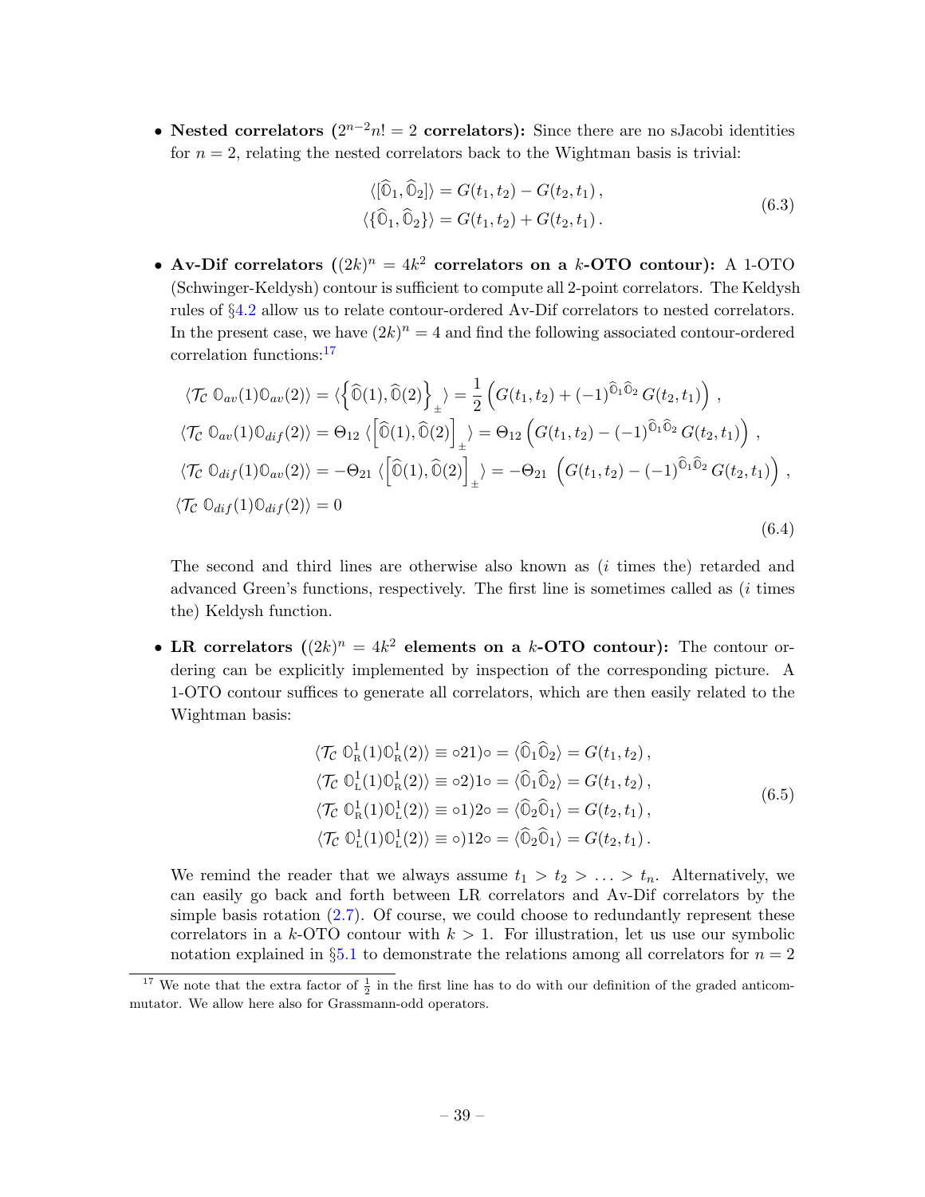- **Nested correlators ($2^{n-2}n! = 2$ correlators):** Since there are no sJacobi identities for $n = 2$, relating the nested correlators back to the Wightman basis is trivial:

$$
\begin{aligned}
\langle [\widehat{\mathbb{O}}_1, \widehat{\mathbb{O}}_2] \rangle &= G(t_1, t_2) - G(t_2, t_1)\,, \\
\langle \{\widehat{\mathbb{O}}_1, \widehat{\mathbb{O}}_2\} \rangle &= G(t_1, t_2) + G(t_2, t_1)\,.
\end{aligned}
\tag{6.3}
$$

- **Av-Dif correlators ($(2k)^n = 4k^2$ correlators on a $k$-OTO contour):** A 1-OTO (Schwinger-Keldysh) contour is sufficient to compute all 2-point correlators. The Keldysh rules of §4.2 allow us to relate contour-ordered Av-Dif correlators to nested correlators. In the present case, we have $(2k)^n = 4$ and find the following associated contour-ordered correlation functions:[17]

$$
\begin{aligned}
&\langle \mathcal{T}_{\mathcal{C}}\ \mathbb{O}_{av}(1)\mathbb{O}_{av}(2)\rangle = \langle \Big\{\widehat{\mathbb{O}}(1), \widehat{\mathbb{O}}(2)\Big\}_{\pm}\rangle = \frac{1}{2}\Big(G(t_1,t_2) + (-1)^{\widehat{\mathbb{O}}_1\widehat{\mathbb{O}}_2}\, G(t_2,t_1)\Big)\,, \\
&\langle \mathcal{T}_{\mathcal{C}}\ \mathbb{O}_{av}(1)\mathbb{O}_{dif}(2)\rangle = \Theta_{12}\, \langle \Big[\widehat{\mathbb{O}}(1), \widehat{\mathbb{O}}(2)\Big]_{\pm}\rangle = \Theta_{12}\Big(G(t_1,t_2) - (-1)^{\widehat{\mathbb{O}}_1\widehat{\mathbb{O}}_2}\, G(t_2,t_1)\Big)\,, \\
&\langle \mathcal{T}_{\mathcal{C}}\ \mathbb{O}_{dif}(1)\mathbb{O}_{av}(2)\rangle = -\Theta_{21}\, \langle \Big[\widehat{\mathbb{O}}(1), \widehat{\mathbb{O}}(2)\Big]_{\pm}\rangle = -\Theta_{21}\ \Big(G(t_1,t_2) - (-1)^{\widehat{\mathbb{O}}_1\widehat{\mathbb{O}}_2}\, G(t_2,t_1)\Big)\,, \\
&\langle \mathcal{T}_{\mathcal{C}}\ \mathbb{O}_{dif}(1)\mathbb{O}_{dif}(2)\rangle = 0
\end{aligned}
\tag{6.4}
$$

The second and third lines are otherwise also known as ($i$ times the) retarded and advanced Green's functions, respectively. The first line is sometimes called as ($i$ times the) Keldysh function.

- **LR correlators ($(2k)^n = 4k^2$ elements on a $k$-OTO contour):** The contour ordering can be explicitly implemented by inspection of the corresponding picture. A 1-OTO contour suffices to generate all correlators, which are then easily related to the Wightman basis:

$$
\begin{aligned}
\langle \mathcal{T}_{\mathcal{C}}\ \mathbb{O}^1_{\mathrm{R}}(1)\mathbb{O}^1_{\mathrm{R}}(2)\rangle &\equiv \circ 21)\circ = \langle \widehat{\mathbb{O}}_1\widehat{\mathbb{O}}_2\rangle = G(t_1,t_2)\,, \\
\langle \mathcal{T}_{\mathcal{C}}\ \mathbb{O}^1_{\mathrm{L}}(1)\mathbb{O}^1_{\mathrm{R}}(2)\rangle &\equiv \circ 2)1\circ = \langle \widehat{\mathbb{O}}_1\widehat{\mathbb{O}}_2\rangle = G(t_1,t_2)\,, \\
\langle \mathcal{T}_{\mathcal{C}}\ \mathbb{O}^1_{\mathrm{R}}(1)\mathbb{O}^1_{\mathrm{L}}(2)\rangle &\equiv \circ 1)2\circ = \langle \widehat{\mathbb{O}}_2\widehat{\mathbb{O}}_1\rangle = G(t_2,t_1)\,, \\
\langle \mathcal{T}_{\mathcal{C}}\ \mathbb{O}^1_{\mathrm{L}}(1)\mathbb{O}^1_{\mathrm{L}}(2)\rangle &\equiv \circ)12\circ = \langle \widehat{\mathbb{O}}_2\widehat{\mathbb{O}}_1\rangle = G(t_2,t_1)\,.
\end{aligned}
\tag{6.5}
$$

We remind the reader that we always assume $t_1 > t_2 > \ldots > t_n$. Alternatively, we can easily go back and forth between LR correlators and Av-Dif correlators by the simple basis rotation (2.7). Of course, we could choose to redundantly represent these correlators in a $k$-OTO contour with $k > 1$. For illustration, let us use our symbolic notation explained in §5.1 to demonstrate the relations among all correlators for $n = 2$

[17] We note that the extra factor of $\frac{1}{2}$ in the first line has to do with our definition of the graded anticommutator. We allow here also for Grassmann-odd operators.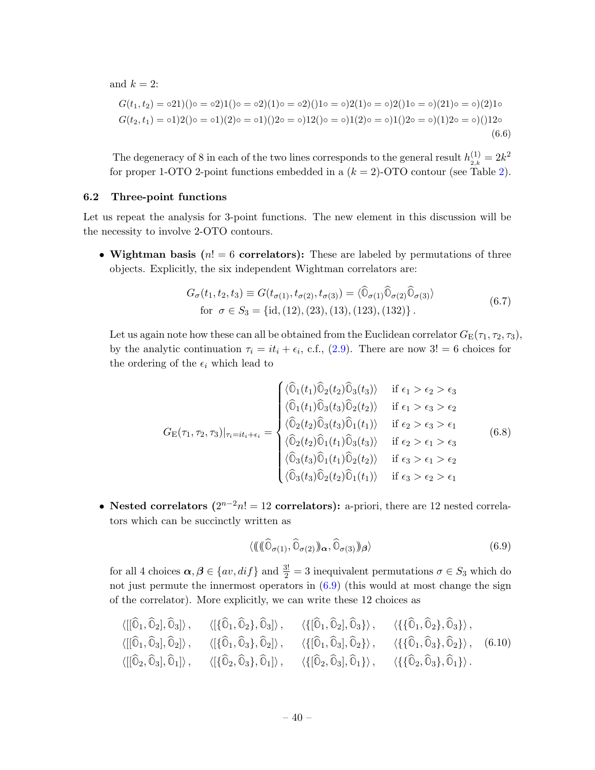and $k = 2$:

$$
\begin{aligned}
G(t_1,t_2) &= \circ 21)()\circ = \circ 2)1()\circ = \circ 2)(1)\circ = \circ 2)()1\circ = \circ)2(1)\circ = \circ)2()1\circ = \circ)(21)\circ = \circ)(2)1\circ \\
G(t_2,t_1) &= \circ 1)2()\circ = \circ 1)(2)\circ = \circ 1)()2\circ = \circ)12()\circ = \circ)1(2)\circ = \circ)1()2\circ = \circ)(1)2\circ = \circ)()12\circ
\end{aligned}
\tag{6.6}
$$

The degeneracy of 8 in each of the two lines corresponds to the general result $h^{(1)}_{2,k} = 2k^2$ for proper 1-OTO 2-point functions embedded in a ($k = 2$)-OTO contour (see Table 2).

### 6.2 Three-point functions

Let us repeat the analysis for 3-point functions. The new element in this discussion will be the necessity to involve 2-OTO contours.

- **Wightman basis ($n! = 6$ correlators):** These are labeled by permutations of three objects. Explicitly, the six independent Wightman correlators are:

$$
\begin{aligned}
G_\sigma(t_1,t_2,t_3) \equiv G(t_{\sigma(1)},t_{\sigma(2)},t_{\sigma(3)}) &= \langle \widehat{\mathbb{O}}_{\sigma(1)}\widehat{\mathbb{O}}_{\sigma(2)}\widehat{\mathbb{O}}_{\sigma(3)}\rangle \\
\text{for } \; \sigma \in S_3 &= \{\text{id}, (12), (23), (13), (123), (132)\}\,.
\end{aligned}
\tag{6.7}
$$

  Let us again note how these can all be obtained from the Euclidean correlator $G_{\rm E}(\tau_1,\tau_2,\tau_3)$, by the analytic continuation $\tau_i = it_i + \epsilon_i$, c.f., (2.9). There are now $3! = 6$ choices for the ordering of the $\epsilon_i$ which lead to

$$
G_{\rm E}(\tau_1,\tau_2,\tau_3)|_{\tau_i = it_i+\epsilon_i} =
\begin{cases}
\langle \widehat{\mathbb{O}}_1(t_1)\widehat{\mathbb{O}}_2(t_2)\widehat{\mathbb{O}}_3(t_3)\rangle & \text{if } \epsilon_1 > \epsilon_2 > \epsilon_3 \\
\langle \widehat{\mathbb{O}}_1(t_1)\widehat{\mathbb{O}}_3(t_3)\widehat{\mathbb{O}}_2(t_2)\rangle & \text{if } \epsilon_1 > \epsilon_3 > \epsilon_2 \\
\langle \widehat{\mathbb{O}}_2(t_2)\widehat{\mathbb{O}}_3(t_3)\widehat{\mathbb{O}}_1(t_1)\rangle & \text{if } \epsilon_2 > \epsilon_3 > \epsilon_1 \\
\langle \widehat{\mathbb{O}}_2(t_2)\widehat{\mathbb{O}}_1(t_1)\widehat{\mathbb{O}}_3(t_3)\rangle & \text{if } \epsilon_2 > \epsilon_1 > \epsilon_3 \\
\langle \widehat{\mathbb{O}}_3(t_3)\widehat{\mathbb{O}}_1(t_1)\widehat{\mathbb{O}}_2(t_2)\rangle & \text{if } \epsilon_3 > \epsilon_1 > \epsilon_2 \\
\langle \widehat{\mathbb{O}}_3(t_3)\widehat{\mathbb{O}}_2(t_2)\widehat{\mathbb{O}}_1(t_1)\rangle & \text{if } \epsilon_3 > \epsilon_2 > \epsilon_1
\end{cases}
\tag{6.8}
$$

- **Nested correlators ($2^{n-2}n! = 12$ correlators):** a-priori, there are 12 nested correlators which can be succinctly written as

$$
\langle (\!( (\!( \widehat{\mathbb{O}}_{\sigma(1)}, \widehat{\mathbb{O}}_{\sigma(2)} )\!)_{\boldsymbol{\alpha}}, \widehat{\mathbb{O}}_{\sigma(3)} )\!)_{\boldsymbol{\beta}} \rangle
\tag{6.9}
$$

  for all 4 choices $\boldsymbol{\alpha},\boldsymbol{\beta} \in \{av, dif\}$ and $\frac{3!}{2} = 3$ inequivalent permutations $\sigma \in S_3$ which do not just permute the innermost operators in (6.9) (this would at most change the sign of the correlator). More explicitly, we can write these 12 choices as

$$
\begin{aligned}
&\langle [[\widehat{\mathbb{O}}_1,\widehat{\mathbb{O}}_2],\widehat{\mathbb{O}}_3]\rangle\,, \quad \langle [\{\widehat{\mathbb{O}}_1,\widehat{\mathbb{O}}_2\},\widehat{\mathbb{O}}_3]\rangle\,, \quad \langle \{[\widehat{\mathbb{O}}_1,\widehat{\mathbb{O}}_2],\widehat{\mathbb{O}}_3\}\rangle\,, \quad \langle \{\{\widehat{\mathbb{O}}_1,\widehat{\mathbb{O}}_2\},\widehat{\mathbb{O}}_3\}\rangle\,, \\
&\langle [[\widehat{\mathbb{O}}_1,\widehat{\mathbb{O}}_3],\widehat{\mathbb{O}}_2]\rangle\,, \quad \langle [\{\widehat{\mathbb{O}}_1,\widehat{\mathbb{O}}_3\},\widehat{\mathbb{O}}_2]\rangle\,, \quad \langle \{[\widehat{\mathbb{O}}_1,\widehat{\mathbb{O}}_3],\widehat{\mathbb{O}}_2\}\rangle\,, \quad \langle \{\{\widehat{\mathbb{O}}_1,\widehat{\mathbb{O}}_3\},\widehat{\mathbb{O}}_2\}\rangle\,, \\
&\langle [[\widehat{\mathbb{O}}_2,\widehat{\mathbb{O}}_3],\widehat{\mathbb{O}}_1]\rangle\,, \quad \langle [\{\widehat{\mathbb{O}}_2,\widehat{\mathbb{O}}_3\},\widehat{\mathbb{O}}_1]\rangle\,, \quad \langle \{[\widehat{\mathbb{O}}_2,\widehat{\mathbb{O}}_3],\widehat{\mathbb{O}}_1\}\rangle\,, \quad \langle \{\{\widehat{\mathbb{O}}_2,\widehat{\mathbb{O}}_3\},\widehat{\mathbb{O}}_1\}\rangle\,.
\end{aligned}
\tag{6.10}
$$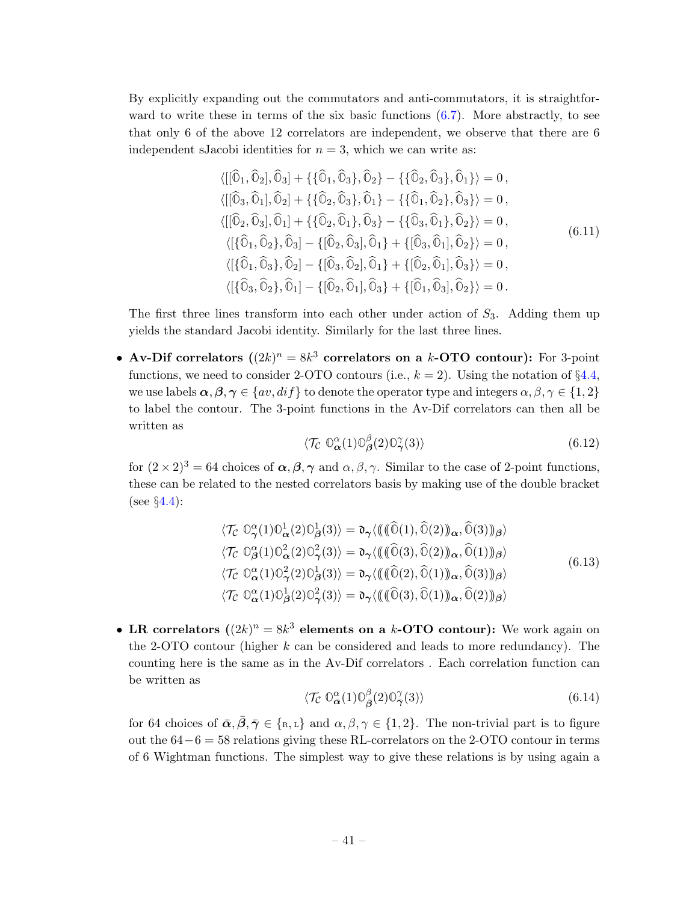By explicitly expanding out the commutators and anti-commutators, it is straightforward to write these in terms of the six basic functions (6.7). More abstractly, to see that only 6 of the above 12 correlators are independent, we observe that there are 6 independent sJacobi identities for $n = 3$, which we can write as:

$$
\begin{aligned}
\langle [[\widehat{\mathbb{O}}_1, \widehat{\mathbb{O}}_2], \widehat{\mathbb{O}}_3] + \{\{\widehat{\mathbb{O}}_1, \widehat{\mathbb{O}}_3\}, \widehat{\mathbb{O}}_2\} - \{\{\widehat{\mathbb{O}}_2, \widehat{\mathbb{O}}_3\}, \widehat{\mathbb{O}}_1\}\rangle &= 0\,, \\
\langle [[\widehat{\mathbb{O}}_3, \widehat{\mathbb{O}}_1], \widehat{\mathbb{O}}_2] + \{\{\widehat{\mathbb{O}}_2, \widehat{\mathbb{O}}_3\}, \widehat{\mathbb{O}}_1\} - \{\{\widehat{\mathbb{O}}_1, \widehat{\mathbb{O}}_2\}, \widehat{\mathbb{O}}_3\}\rangle &= 0\,, \\
\langle [[\widehat{\mathbb{O}}_2, \widehat{\mathbb{O}}_3], \widehat{\mathbb{O}}_1] + \{\{\widehat{\mathbb{O}}_2, \widehat{\mathbb{O}}_1\}, \widehat{\mathbb{O}}_3\} - \{\{\widehat{\mathbb{O}}_3, \widehat{\mathbb{O}}_1\}, \widehat{\mathbb{O}}_2\}\rangle &= 0\,, \\
\langle [\{\widehat{\mathbb{O}}_1, \widehat{\mathbb{O}}_2\}, \widehat{\mathbb{O}}_3] - \{[\widehat{\mathbb{O}}_2, \widehat{\mathbb{O}}_3], \widehat{\mathbb{O}}_1\} + \{[\widehat{\mathbb{O}}_3, \widehat{\mathbb{O}}_1], \widehat{\mathbb{O}}_2\}\rangle &= 0\,, \\
\langle [\{\widehat{\mathbb{O}}_1, \widehat{\mathbb{O}}_3\}, \widehat{\mathbb{O}}_2] - \{[\widehat{\mathbb{O}}_3, \widehat{\mathbb{O}}_2], \widehat{\mathbb{O}}_1\} + \{[\widehat{\mathbb{O}}_2, \widehat{\mathbb{O}}_1], \widehat{\mathbb{O}}_3\}\rangle &= 0\,, \\
\langle [\{\widehat{\mathbb{O}}_3, \widehat{\mathbb{O}}_2\}, \widehat{\mathbb{O}}_1] - \{[\widehat{\mathbb{O}}_2, \widehat{\mathbb{O}}_1], \widehat{\mathbb{O}}_3\} + \{[\widehat{\mathbb{O}}_1, \widehat{\mathbb{O}}_3], \widehat{\mathbb{O}}_2\}\rangle &= 0\,.
\end{aligned}
\tag{6.11}
$$

The first three lines transform into each other under action of $S_3$. Adding them up yields the standard Jacobi identity. Similarly for the last three lines.

- **Av-Dif correlators ($(2k)^n = 8k^3$ correlators on a $k$-OTO contour):** For 3-point functions, we need to consider 2-OTO contours (i.e., $k = 2$). Using the notation of §4.4, we use labels $\boldsymbol{\alpha}, \boldsymbol{\beta}, \boldsymbol{\gamma} \in \{av, dif\}$ to denote the operator type and integers $\alpha, \beta, \gamma \in \{1, 2\}$ to label the contour. The 3-point functions in the Av-Dif correlators can then all be written as

$$
\langle \mathcal{T}_{\mathcal{C}}\ \mathbb{O}^{\alpha}_{\boldsymbol{\alpha}}(1)\mathbb{O}^{\beta}_{\boldsymbol{\beta}}(2)\mathbb{O}^{\gamma}_{\boldsymbol{\gamma}}(3)\rangle \tag{6.12}
$$

for $(2 \times 2)^3 = 64$ choices of $\boldsymbol{\alpha}, \boldsymbol{\beta}, \boldsymbol{\gamma}$ and $\alpha, \beta, \gamma$. Similar to the case of 2-point functions, these can be related to the nested correlators basis by making use of the double bracket (see §4.4):

$$
\begin{aligned}
\langle \mathcal{T}_{\mathcal{C}}\ \mathbb{O}^{\alpha}_{\boldsymbol{\gamma}}(1)\mathbb{O}^{1}_{\boldsymbol{\alpha}}(2)\mathbb{O}^{1}_{\boldsymbol{\beta}}(3)\rangle &= \mathfrak{d}_{\boldsymbol{\gamma}}\langle (\!(\,(\!(\widehat{\mathbb{O}}(1), \widehat{\mathbb{O}}(2))\!)_{\boldsymbol{\alpha}}, \widehat{\mathbb{O}}(3))\!)_{\boldsymbol{\beta}}\rangle \\
\langle \mathcal{T}_{\mathcal{C}}\ \mathbb{O}^{\alpha}_{\boldsymbol{\beta}}(1)\mathbb{O}^{2}_{\boldsymbol{\alpha}}(2)\mathbb{O}^{2}_{\boldsymbol{\gamma}}(3)\rangle &= \mathfrak{d}_{\boldsymbol{\gamma}}\langle (\!(\,(\!(\widehat{\mathbb{O}}(3), \widehat{\mathbb{O}}(2))\!)_{\boldsymbol{\alpha}}, \widehat{\mathbb{O}}(1))\!)_{\boldsymbol{\beta}}\rangle \\
\langle \mathcal{T}_{\mathcal{C}}\ \mathbb{O}^{\alpha}_{\boldsymbol{\alpha}}(1)\mathbb{O}^{2}_{\boldsymbol{\gamma}}(2)\mathbb{O}^{1}_{\boldsymbol{\beta}}(3)\rangle &= \mathfrak{d}_{\boldsymbol{\gamma}}\langle (\!(\,(\!(\widehat{\mathbb{O}}(2), \widehat{\mathbb{O}}(1))\!)_{\boldsymbol{\alpha}}, \widehat{\mathbb{O}}(3))\!)_{\boldsymbol{\beta}}\rangle \\
\langle \mathcal{T}_{\mathcal{C}}\ \mathbb{O}^{\alpha}_{\boldsymbol{\alpha}}(1)\mathbb{O}^{1}_{\boldsymbol{\beta}}(2)\mathbb{O}^{2}_{\boldsymbol{\gamma}}(3)\rangle &= \mathfrak{d}_{\boldsymbol{\gamma}}\langle (\!(\,(\!(\widehat{\mathbb{O}}(3), \widehat{\mathbb{O}}(1))\!)_{\boldsymbol{\alpha}}, \widehat{\mathbb{O}}(2))\!)_{\boldsymbol{\beta}}\rangle
\end{aligned}
\tag{6.13}
$$

- **LR correlators ($(2k)^n = 8k^3$ elements on a $k$-OTO contour):** We work again on the 2-OTO contour (higher $k$ can be considered and leads to more redundancy). The counting here is the same as in the Av-Dif correlators . Each correlation function can be written as

$$
\langle \mathcal{T}_{\mathcal{C}}\ \mathbb{O}^{\alpha}_{\bar{\boldsymbol{\alpha}}}(1)\mathbb{O}^{\beta}_{\bar{\boldsymbol{\beta}}}(2)\mathbb{O}^{\gamma}_{\bar{\boldsymbol{\gamma}}}(3)\rangle \tag{6.14}
$$

for 64 choices of $\bar{\boldsymbol{\alpha}}, \bar{\boldsymbol{\beta}}, \bar{\boldsymbol{\gamma}} \in \{\text{R}, \text{L}\}$ and $\alpha, \beta, \gamma \in \{1, 2\}$. The non-trivial part is to figure out the $64 - 6 = 58$ relations giving these RL-correlators on the 2-OTO contour in terms of 6 Wightman functions. The simplest way to give these relations is by using again a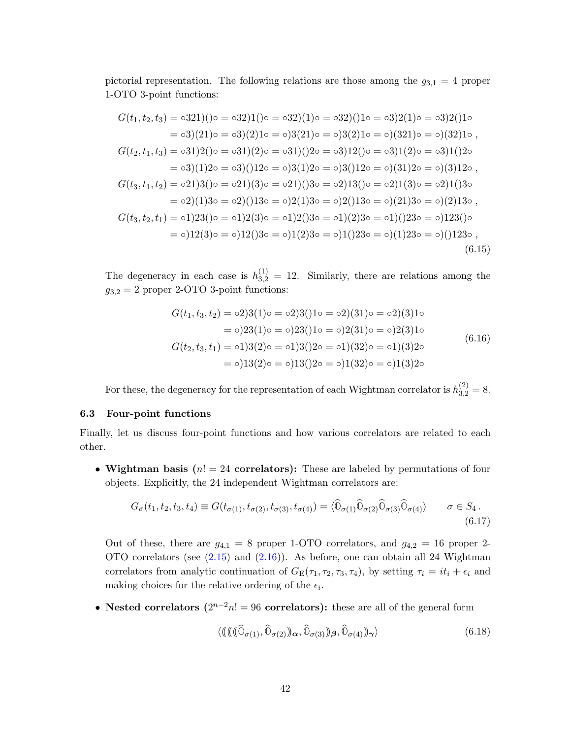pictorial representation. The following relations are those among the $g_{3,1} = 4$ proper 1-OTO 3-point functions:

$$
\begin{aligned}
G(t_1,t_2,t_3) &= \circ 321)()\circ = \circ 32)1()\circ = \circ 32)(1)\circ = \circ 32)()1\circ = \circ 3)2(1)\circ = \circ 3)2()1\circ \\
&= \circ 3)(21)\circ = \circ 3)(2)1\circ = \circ)3(21)\circ = \circ)3(2)1\circ = \circ)(321)\circ = \circ)(32)1\circ \,, \\
G(t_2,t_1,t_3) &= \circ 31)2()\circ = \circ 31)(2)\circ = \circ 31)()2\circ = \circ 3)12()\circ = \circ 3)1(2)\circ = \circ 3)1()2\circ \\
&= \circ 3)(1)2\circ = \circ 3)()12\circ = \circ)3(1)2\circ = \circ)3()12\circ = \circ)(31)2\circ = \circ)(3)12\circ \,, \\
G(t_3,t_1,t_2) &= \circ 21)3()\circ = \circ 21)(3)\circ = \circ 21)()3\circ = \circ 2)13()\circ = \circ 2)1(3)\circ = \circ 2)1()3\circ \\
&= \circ 2)(1)3\circ = \circ 2)()13\circ = \circ)2(1)3\circ = \circ)2()13\circ = \circ)(21)3\circ = \circ)(2)13\circ \,, \\
G(t_3,t_2,t_1) &= \circ 1)23()\circ = \circ 1)2(3)\circ = \circ 1)2()3\circ = \circ 1)(2)3\circ = \circ 1)()23\circ = \circ)123()\circ \\
&= \circ)12(3)\circ = \circ)12()3\circ = \circ)1(2)3\circ = \circ)1()23\circ = \circ)(1)23\circ = \circ)()123\circ \,,
\end{aligned}
\tag{6.15}
$$

The degeneracy in each case is $h^{(1)}_{3,2} = 12$. Similarly, there are relations among the $g_{3,2} = 2$ proper 2-OTO 3-point functions:

$$
\begin{aligned}
G(t_1,t_3,t_2) &= \circ 2)3(1)\circ = \circ 2)3()1\circ = \circ 2)(31)\circ = \circ 2)(3)1\circ \\
&= \circ)23(1)\circ = \circ)23()1\circ = \circ)2(31)\circ = \circ)2(3)1\circ \\
G(t_2,t_3,t_1) &= \circ 1)3(2)\circ = \circ 1)3()2\circ = \circ 1)(32)\circ = \circ 1)(3)2\circ \\
&= \circ)13(2)\circ = \circ)13()2\circ = \circ)1(32)\circ = \circ)1(3)2\circ
\end{aligned}
\tag{6.16}
$$

For these, the degeneracy for the representation of each Wightman correlator is $h^{(2)}_{3,2} = 8$.

### 6.3 Four-point functions

Finally, let us discuss four-point functions and how various correlators are related to each other.

- **Wightman basis ($n! = 24$ correlators):** These are labeled by permutations of four objects. Explicitly, the 24 independent Wightman correlators are:

$$
G_\sigma(t_1,t_2,t_3,t_4) \equiv G(t_{\sigma(1)},t_{\sigma(2)},t_{\sigma(3)},t_{\sigma(4)}) = \langle \widehat{\mathbb{O}}_{\sigma(1)}\widehat{\mathbb{O}}_{\sigma(2)}\widehat{\mathbb{O}}_{\sigma(3)}\widehat{\mathbb{O}}_{\sigma(4)}\rangle \qquad \sigma \in S_4 \,.
\tag{6.17}
$$

  Out of these, there are $g_{4,1} = 8$ proper 1-OTO correlators, and $g_{4,2} = 16$ proper 2-OTO correlators (see (2.15) and (2.16)). As before, one can obtain all 24 Wightman correlators from analytic continuation of $G_{\mathrm{E}}(\tau_1,\tau_2,\tau_3,\tau_4)$, by setting $\tau_i = it_i + \epsilon_i$ and making choices for the relative ordering of the $\epsilon_i$.

- **Nested correlators ($2^{n-2}n! = 96$ correlators):** these are all of the general form

$$
\langle (\!(\, (\!(\, (\!(\widehat{\mathbb{O}}_{\sigma(1)}, \widehat{\mathbb{O}}_{\sigma(2)})\!)_{\boldsymbol{\alpha}}, \widehat{\mathbb{O}}_{\sigma(3)})\!)_{\boldsymbol{\beta}}, \widehat{\mathbb{O}}_{\sigma(4)})\!)_{\boldsymbol{\gamma}} \rangle
\tag{6.18}
$$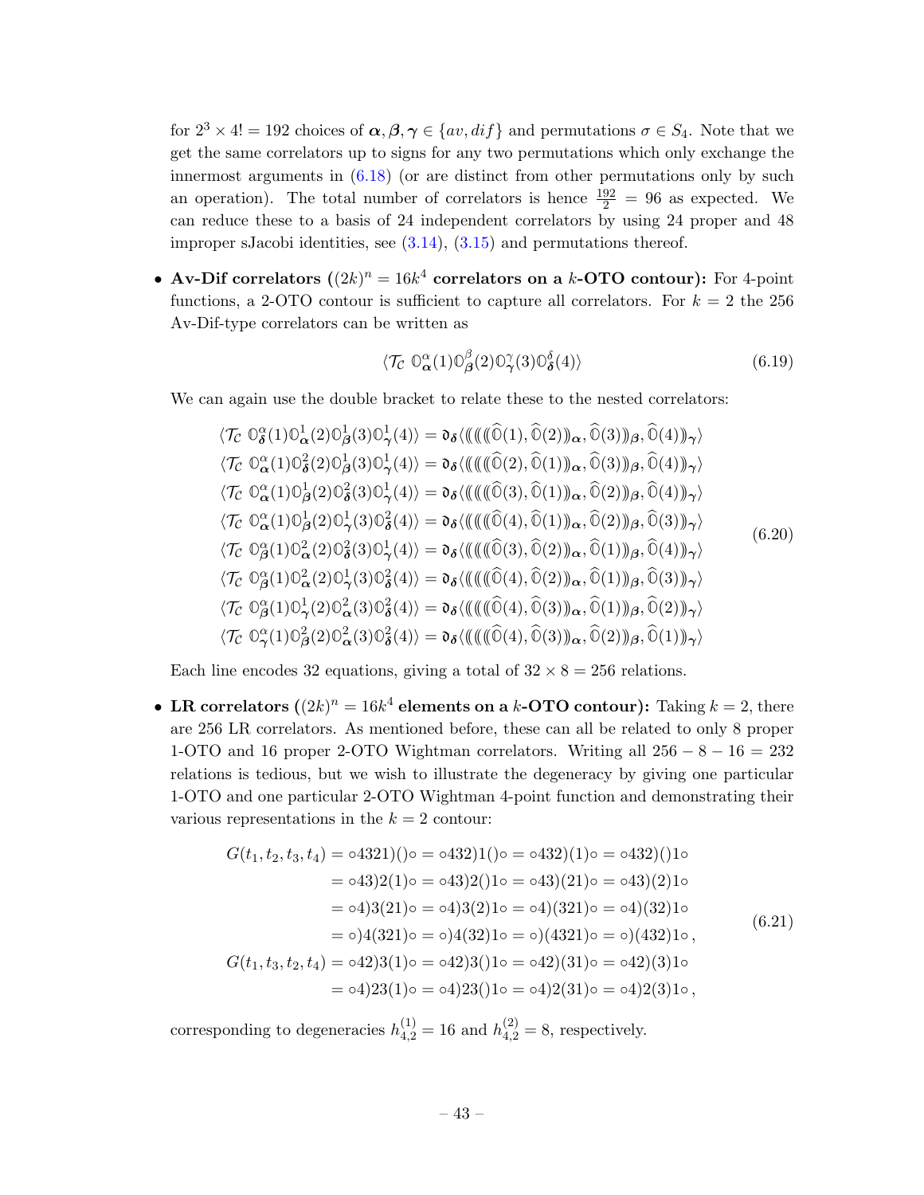for $2^3 \times 4! = 192$ choices of $\boldsymbol{\alpha}, \boldsymbol{\beta}, \boldsymbol{\gamma} \in \{av, dif\}$ and permutations $\sigma \in S_4$. Note that we get the same correlators up to signs for any two permutations which only exchange the innermost arguments in (6.18) (or are distinct from other permutations only by such an operation). The total number of correlators is hence $\frac{192}{2} = 96$ as expected. We can reduce these to a basis of 24 independent correlators by using 24 proper and 48 improper sJacobi identities, see (3.14), (3.15) and permutations thereof.

- **Av-Dif correlators ($(2k)^n = 16k^4$ correlators on a $k$-OTO contour):** For 4-point functions, a 2-OTO contour is sufficient to capture all correlators. For $k = 2$ the 256 Av-Dif-type correlators can be written as

$$\langle \mathcal{T}_{\mathcal{C}} \ \mathbb{O}^{\alpha}_{\boldsymbol{\alpha}}(1)\mathbb{O}^{\beta}_{\boldsymbol{\beta}}(2)\mathbb{O}^{\gamma}_{\boldsymbol{\gamma}}(3)\mathbb{O}^{\delta}_{\boldsymbol{\delta}}(4)\rangle \tag{6.19}$$

We can again use the double bracket to relate these to the nested correlators:

$$\begin{aligned}
\langle \mathcal{T}_{\mathcal{C}} \ \mathbb{O}^{\alpha}_{\boldsymbol{\delta}}(1)\mathbb{O}^{1}_{\boldsymbol{\alpha}}(2)\mathbb{O}^{1}_{\boldsymbol{\beta}}(3)\mathbb{O}^{1}_{\boldsymbol{\gamma}}(4)\rangle &= \mathfrak{d}_{\boldsymbol{\delta}}\langle\!\langle\!\langle\!\langle\!\langle\widehat{\mathbb{O}}(1),\widehat{\mathbb{O}}(2)\rangle\!\rangle_{\boldsymbol{\alpha}},\widehat{\mathbb{O}}(3)\rangle\!\rangle_{\boldsymbol{\beta}},\widehat{\mathbb{O}}(4)\rangle\!\rangle_{\boldsymbol{\gamma}}\rangle \\
\langle \mathcal{T}_{\mathcal{C}} \ \mathbb{O}^{\alpha}_{\boldsymbol{\alpha}}(1)\mathbb{O}^{2}_{\boldsymbol{\delta}}(2)\mathbb{O}^{1}_{\boldsymbol{\beta}}(3)\mathbb{O}^{1}_{\boldsymbol{\gamma}}(4)\rangle &= \mathfrak{d}_{\boldsymbol{\delta}}\langle\!\langle\!\langle\!\langle\!\langle\widehat{\mathbb{O}}(2),\widehat{\mathbb{O}}(1)\rangle\!\rangle_{\boldsymbol{\alpha}},\widehat{\mathbb{O}}(3)\rangle\!\rangle_{\boldsymbol{\beta}},\widehat{\mathbb{O}}(4)\rangle\!\rangle_{\boldsymbol{\gamma}}\rangle \\
\langle \mathcal{T}_{\mathcal{C}} \ \mathbb{O}^{\alpha}_{\boldsymbol{\alpha}}(1)\mathbb{O}^{1}_{\boldsymbol{\beta}}(2)\mathbb{O}^{2}_{\boldsymbol{\delta}}(3)\mathbb{O}^{1}_{\boldsymbol{\gamma}}(4)\rangle &= \mathfrak{d}_{\boldsymbol{\delta}}\langle\!\langle\!\langle\!\langle\!\langle\widehat{\mathbb{O}}(3),\widehat{\mathbb{O}}(1)\rangle\!\rangle_{\boldsymbol{\alpha}},\widehat{\mathbb{O}}(2)\rangle\!\rangle_{\boldsymbol{\beta}},\widehat{\mathbb{O}}(4)\rangle\!\rangle_{\boldsymbol{\gamma}}\rangle \\
\langle \mathcal{T}_{\mathcal{C}} \ \mathbb{O}^{\alpha}_{\boldsymbol{\alpha}}(1)\mathbb{O}^{1}_{\boldsymbol{\beta}}(2)\mathbb{O}^{1}_{\boldsymbol{\gamma}}(3)\mathbb{O}^{2}_{\boldsymbol{\delta}}(4)\rangle &= \mathfrak{d}_{\boldsymbol{\delta}}\langle\!\langle\!\langle\!\langle\!\langle\widehat{\mathbb{O}}(4),\widehat{\mathbb{O}}(1)\rangle\!\rangle_{\boldsymbol{\alpha}},\widehat{\mathbb{O}}(2)\rangle\!\rangle_{\boldsymbol{\beta}},\widehat{\mathbb{O}}(3)\rangle\!\rangle_{\boldsymbol{\gamma}}\rangle \\
\langle \mathcal{T}_{\mathcal{C}} \ \mathbb{O}^{\alpha}_{\boldsymbol{\beta}}(1)\mathbb{O}^{2}_{\boldsymbol{\alpha}}(2)\mathbb{O}^{2}_{\boldsymbol{\delta}}(3)\mathbb{O}^{1}_{\boldsymbol{\gamma}}(4)\rangle &= \mathfrak{d}_{\boldsymbol{\delta}}\langle\!\langle\!\langle\!\langle\!\langle\widehat{\mathbb{O}}(3),\widehat{\mathbb{O}}(2)\rangle\!\rangle_{\boldsymbol{\alpha}},\widehat{\mathbb{O}}(1)\rangle\!\rangle_{\boldsymbol{\beta}},\widehat{\mathbb{O}}(4)\rangle\!\rangle_{\boldsymbol{\gamma}}\rangle \\
\langle \mathcal{T}_{\mathcal{C}} \ \mathbb{O}^{\alpha}_{\boldsymbol{\beta}}(1)\mathbb{O}^{2}_{\boldsymbol{\alpha}}(2)\mathbb{O}^{1}_{\boldsymbol{\gamma}}(3)\mathbb{O}^{2}_{\boldsymbol{\delta}}(4)\rangle &= \mathfrak{d}_{\boldsymbol{\delta}}\langle\!\langle\!\langle\!\langle\!\langle\widehat{\mathbb{O}}(4),\widehat{\mathbb{O}}(2)\rangle\!\rangle_{\boldsymbol{\alpha}},\widehat{\mathbb{O}}(1)\rangle\!\rangle_{\boldsymbol{\beta}},\widehat{\mathbb{O}}(3)\rangle\!\rangle_{\boldsymbol{\gamma}}\rangle \\
\langle \mathcal{T}_{\mathcal{C}} \ \mathbb{O}^{\alpha}_{\boldsymbol{\beta}}(1)\mathbb{O}^{1}_{\boldsymbol{\gamma}}(2)\mathbb{O}^{2}_{\boldsymbol{\alpha}}(3)\mathbb{O}^{2}_{\boldsymbol{\delta}}(4)\rangle &= \mathfrak{d}_{\boldsymbol{\delta}}\langle\!\langle\!\langle\!\langle\!\langle\widehat{\mathbb{O}}(4),\widehat{\mathbb{O}}(3)\rangle\!\rangle_{\boldsymbol{\alpha}},\widehat{\mathbb{O}}(1)\rangle\!\rangle_{\boldsymbol{\beta}},\widehat{\mathbb{O}}(2)\rangle\!\rangle_{\boldsymbol{\gamma}}\rangle \\
\langle \mathcal{T}_{\mathcal{C}} \ \mathbb{O}^{\alpha}_{\boldsymbol{\gamma}}(1)\mathbb{O}^{2}_{\boldsymbol{\beta}}(2)\mathbb{O}^{2}_{\boldsymbol{\alpha}}(3)\mathbb{O}^{2}_{\boldsymbol{\delta}}(4)\rangle &= \mathfrak{d}_{\boldsymbol{\delta}}\langle\!\langle\!\langle\!\langle\!\langle\widehat{\mathbb{O}}(4),\widehat{\mathbb{O}}(3)\rangle\!\rangle_{\boldsymbol{\alpha}},\widehat{\mathbb{O}}(2)\rangle\!\rangle_{\boldsymbol{\beta}},\widehat{\mathbb{O}}(1)\rangle\!\rangle_{\boldsymbol{\gamma}}\rangle
\end{aligned} \tag{6.20}$$

Each line encodes 32 equations, giving a total of $32 \times 8 = 256$ relations.

- **LR correlators ($(2k)^n = 16k^4$ elements on a $k$-OTO contour):** Taking $k = 2$, there are 256 LR correlators. As mentioned before, these can all be related to only 8 proper 1-OTO and 16 proper 2-OTO Wightman correlators. Writing all $256 - 8 - 16 = 232$ relations is tedious, but we wish to illustrate the degeneracy by giving one particular 1-OTO and one particular 2-OTO Wightman 4-point function and demonstrating their various representations in the $k = 2$ contour:

$$\begin{aligned}
G(t_1,t_2,t_3,t_4) &= \circ 4321)()\circ = \circ 432)1()\circ = \circ 432)(1)\circ = \circ 432)()1\circ \\
&= \circ 43)2(1)\circ = \circ 43)2()1\circ = \circ 43)(21)\circ = \circ 43)(2)1\circ \\
&= \circ 4)3(21)\circ = \circ 4)3(2)1\circ = \circ 4)(321)\circ = \circ 4)(32)1\circ \\
&= \circ)4(321)\circ = \circ)4(32)1\circ = \circ)(4321)\circ = \circ)(432)1\circ\,, \\
G(t_1,t_3,t_2,t_4) &= \circ 42)3(1)\circ = \circ 42)3()1\circ = \circ 42)(31)\circ = \circ 42)(3)1\circ \\
&= \circ 4)23(1)\circ = \circ 4)23()1\circ = \circ 4)2(31)\circ = \circ 4)2(3)1\circ\,,
\end{aligned} \tag{6.21}$$

corresponding to degeneracies $h^{(1)}_{4,2} = 16$ and $h^{(2)}_{4,2} = 8$, respectively.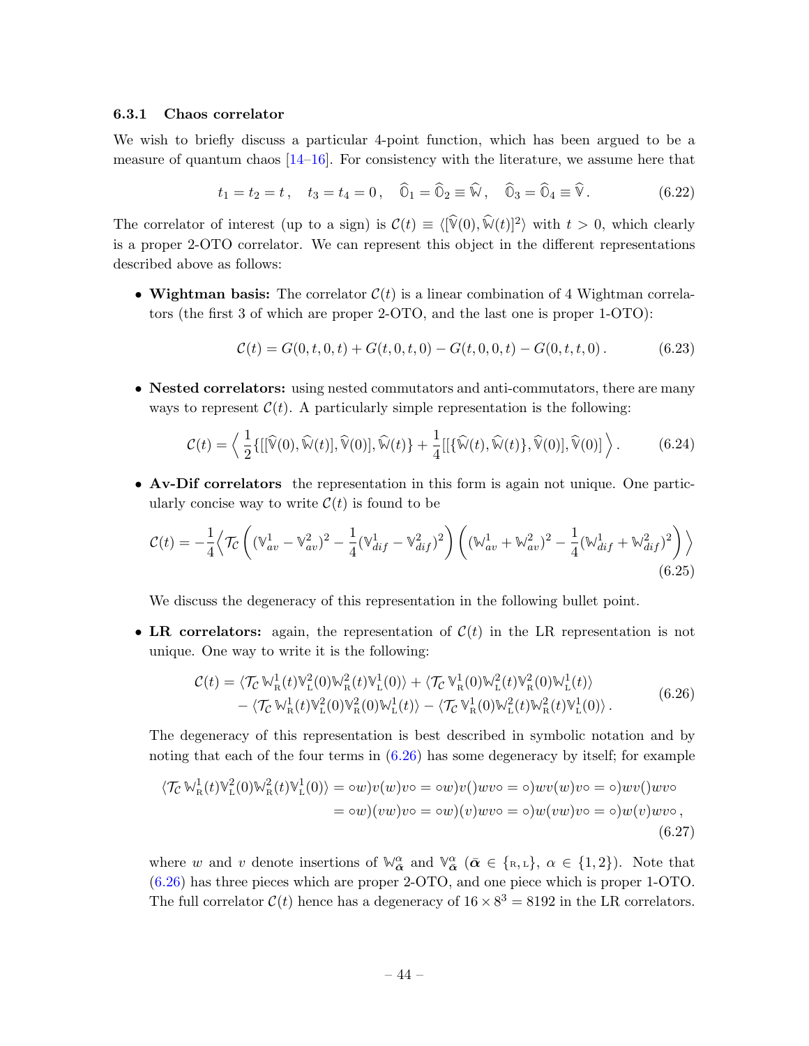### 6.3.1 Chaos correlator

We wish to briefly discuss a particular 4-point function, which has been argued to be a measure of quantum chaos [14–16]. For consistency with the literature, we assume here that

$$t_1 = t_2 = t\,, \quad t_3 = t_4 = 0\,, \quad \widehat{\mathbb{O}}_1 = \widehat{\mathbb{O}}_2 \equiv \widehat{\mathbb{W}}\,, \quad \widehat{\mathbb{O}}_3 = \widehat{\mathbb{O}}_4 \equiv \widehat{\mathbb{V}}\,. \tag{6.22}$$

The correlator of interest (up to a sign) is $\mathcal{C}(t) \equiv \langle [\widehat{\mathbb{V}}(0), \widehat{\mathbb{W}}(t)]^2 \rangle$ with $t > 0$, which clearly is a proper 2-OTO correlator. We can represent this object in the different representations described above as follows:

- **Wightman basis:** The correlator $\mathcal{C}(t)$ is a linear combination of 4 Wightman correlators (the first 3 of which are proper 2-OTO, and the last one is proper 1-OTO):

$$\mathcal{C}(t) = G(0,t,0,t) + G(t,0,t,0) - G(t,0,0,t) - G(0,t,t,0)\,. \tag{6.23}$$

- **Nested correlators:** using nested commutators and anti-commutators, there are many ways to represent $\mathcal{C}(t)$. A particularly simple representation is the following:

$$\mathcal{C}(t) = \left\langle \frac{1}{2}\{[[\widehat{\mathbb{V}}(0), \widehat{\mathbb{W}}(t)], \widehat{\mathbb{V}}(0)], \widehat{\mathbb{W}}(t)\} + \frac{1}{4}[[\{\widehat{\mathbb{W}}(t), \widehat{\mathbb{W}}(t)\}, \widehat{\mathbb{V}}(0)], \widehat{\mathbb{V}}(0)] \right\rangle. \tag{6.24}$$

- **Av-Dif correlators** the representation in this form is again not unique. One particularly concise way to write $\mathcal{C}(t)$ is found to be

$$\mathcal{C}(t) = -\frac{1}{4}\left\langle \mathcal{T}_{\mathcal{C}} \left( (\mathbb{V}^1_{av} - \mathbb{V}^2_{av})^2 - \frac{1}{4}(\mathbb{V}^1_{dif} - \mathbb{V}^2_{dif})^2 \right) \left( (\mathbb{W}^1_{av} + \mathbb{W}^2_{av})^2 - \frac{1}{4}(\mathbb{W}^1_{dif} + \mathbb{W}^2_{dif})^2 \right) \right\rangle \tag{6.25}$$

  We discuss the degeneracy of this representation in the following bullet point.

- **LR correlators:** again, the representation of $\mathcal{C}(t)$ in the LR representation is not unique. One way to write it is the following:

$$\begin{aligned} \mathcal{C}(t) &= \langle \mathcal{T}_{\mathcal{C}}\, \mathbb{W}^1_{\text{R}}(t)\mathbb{V}^2_{\text{L}}(0)\mathbb{W}^2_{\text{R}}(t)\mathbb{V}^1_{\text{L}}(0)\rangle + \langle \mathcal{T}_{\mathcal{C}}\, \mathbb{V}^1_{\text{R}}(0)\mathbb{W}^2_{\text{L}}(t)\mathbb{V}^2_{\text{R}}(0)\mathbb{W}^1_{\text{L}}(t)\rangle \\ &\quad - \langle \mathcal{T}_{\mathcal{C}}\, \mathbb{W}^1_{\text{R}}(t)\mathbb{V}^2_{\text{L}}(0)\mathbb{V}^2_{\text{R}}(0)\mathbb{W}^1_{\text{L}}(t)\rangle - \langle \mathcal{T}_{\mathcal{C}}\, \mathbb{V}^1_{\text{R}}(0)\mathbb{W}^2_{\text{L}}(t)\mathbb{W}^2_{\text{R}}(t)\mathbb{V}^1_{\text{L}}(0)\rangle\,. \end{aligned} \tag{6.26}$$

  The degeneracy of this representation is best described in symbolic notation and by noting that each of the four terms in (6.26) has some degeneracy by itself; for example

$$\begin{aligned} \langle \mathcal{T}_{\mathcal{C}}\, \mathbb{W}^1_{\text{R}}(t)\mathbb{V}^2_{\text{L}}(0)\mathbb{W}^2_{\text{R}}(t)\mathbb{V}^1_{\text{L}}(0)\rangle &= \circ w)v(w)v\circ = \circ w)v()wv\circ = \circ)wv(w)v\circ = \circ)wv()wv\circ \\ &= \circ w)(vw)v\circ = \circ w)(v)wv\circ = \circ)w(vw)v\circ = \circ)w(v)wv\circ\,, \end{aligned} \tag{6.27}$$

  where $w$ and $v$ denote insertions of $\mathbb{W}^{\alpha}_{\bar{\boldsymbol{\alpha}}}$ and $\mathbb{V}^{\alpha}_{\bar{\boldsymbol{\alpha}}}$ ($\bar{\boldsymbol{\alpha}} \in \{\text{R}, \text{L}\}$, $\alpha \in \{1,2\}$). Note that (6.26) has three pieces which are proper 2-OTO, and one piece which is proper 1-OTO. The full correlator $\mathcal{C}(t)$ hence has a degeneracy of $16 \times 8^3 = 8192$ in the LR correlators.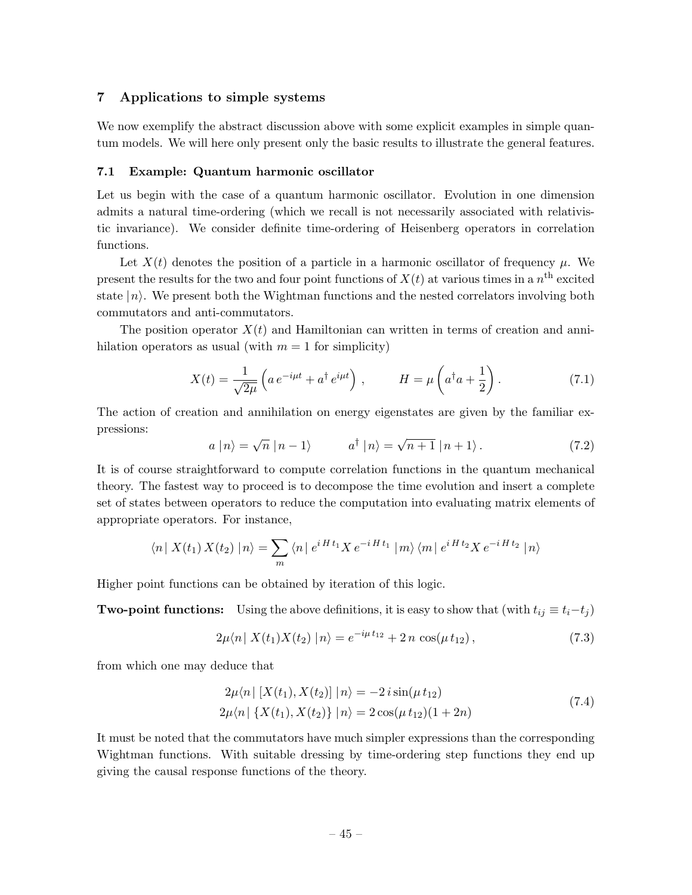## 7 Applications to simple systems

We now exemplify the abstract discussion above with some explicit examples in simple quantum models. We will here only present only the basic results to illustrate the general features.

### 7.1 Example: Quantum harmonic oscillator

Let us begin with the case of a quantum harmonic oscillator. Evolution in one dimension admits a natural time-ordering (which we recall is not necessarily associated with relativistic invariance). We consider definite time-ordering of Heisenberg operators in correlation functions.

Let $X(t)$ denotes the position of a particle in a harmonic oscillator of frequency $\mu$. We present the results for the two and four point functions of $X(t)$ at various times in a $n^{\text{th}}$ excited state $|n\rangle$. We present both the Wightman functions and the nested correlators involving both commutators and anti-commutators.

The position operator $X(t)$ and Hamiltonian can written in terms of creation and annihilation operators as usual (with $m = 1$ for simplicity)

$$X(t) = \frac{1}{\sqrt{2\mu}} \left( a\, e^{-i\mu t} + a^\dagger\, e^{i\mu t} \right) , \qquad H = \mu \left( a^\dagger a + \frac{1}{2} \right) . \tag{7.1}$$

The action of creation and annihilation on energy eigenstates are given by the familiar expressions:

$$a\, |n\rangle = \sqrt{n}\, |n-1\rangle \qquad a^\dagger\, |n\rangle = \sqrt{n+1}\, |n+1\rangle \, . \tag{7.2}$$

It is of course straightforward to compute correlation functions in the quantum mechanical theory. The fastest way to proceed is to decompose the time evolution and insert a complete set of states between operators to reduce the computation into evaluating matrix elements of appropriate operators. For instance,

$$\langle n|\, X(t_1)\, X(t_2)\, |n\rangle = \sum_m \langle n|\, e^{i\,H\,t_1} X\, e^{-i\,H\,t_1}\, |m\rangle \, \langle m|\, e^{i\,H\,t_2} X\, e^{-i\,H\,t_2}\, |n\rangle$$

Higher point functions can be obtained by iteration of this logic.

**Two-point functions:** Using the above definitions, it is easy to show that (with $t_{ij} \equiv t_i - t_j$)

$$2\mu \langle n|\, X(t_1) X(t_2)\, |n\rangle = e^{-i\mu\, t_{12}} + 2\, n\, \cos(\mu\, t_{12}) \, , \tag{7.3}$$

from which one may deduce that

$$\begin{aligned} 2\mu \langle n|\, [X(t_1), X(t_2)]\, |n\rangle &= -2\, i \sin(\mu\, t_{12}) \\ 2\mu \langle n|\, \{X(t_1), X(t_2)\}\, |n\rangle &= 2 \cos(\mu\, t_{12})(1 + 2n) \end{aligned} \tag{7.4}$$

It must be noted that the commutators have much simpler expressions than the corresponding Wightman functions. With suitable dressing by time-ordering step functions they end up giving the causal response functions of the theory.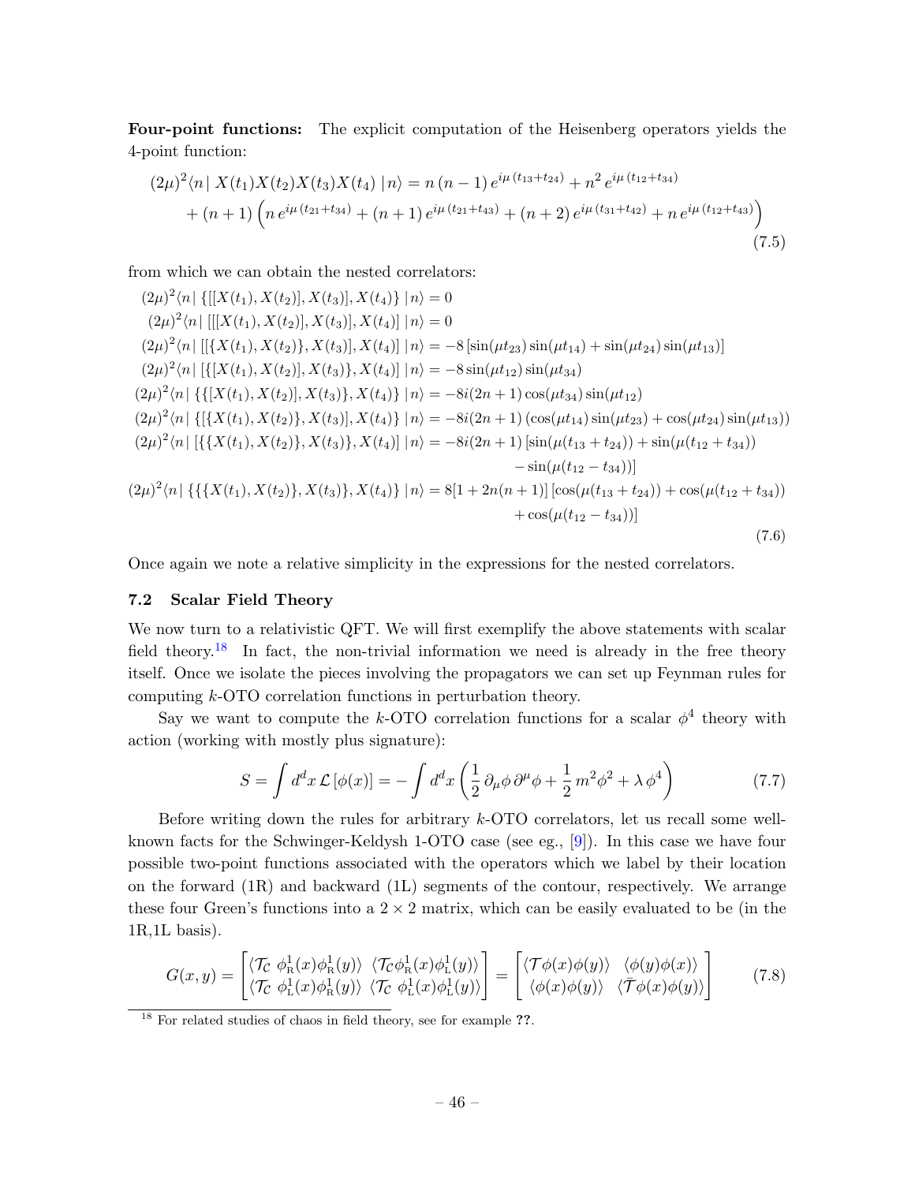**Four-point functions:** The explicit computation of the Heisenberg operators yields the 4-point function:

$$
\begin{aligned}
(2\mu)^2 \langle n|\, X(t_1)X(t_2)X(t_3)X(t_4)\, |n\rangle &= n\,(n-1)\, e^{i\mu\,(t_{13}+t_{24})} + n^2\, e^{i\mu\,(t_{12}+t_{34})} \\
&+ (n+1)\left(n\, e^{i\mu\,(t_{21}+t_{34})} + (n+1)\, e^{i\mu\,(t_{21}+t_{43})} + (n+2)\, e^{i\mu\,(t_{31}+t_{42})} + n\, e^{i\mu\,(t_{12}+t_{43})}\right)
\end{aligned}
\tag{7.5}
$$

from which we can obtain the nested correlators:

$$
\begin{aligned}
(2\mu)^2\langle n|\, \{[[X(t_1),X(t_2)],X(t_3)],X(t_4)\}\, |n\rangle &= 0 \\
(2\mu)^2\langle n|\, [[[X(t_1),X(t_2)],X(t_3)],X(t_4)]\, |n\rangle &= 0 \\
(2\mu)^2\langle n|\, [[\{X(t_1),X(t_2)\},X(t_3)],X(t_4)]\, |n\rangle &= -8\,[\sin(\mu t_{23})\sin(\mu t_{14}) + \sin(\mu t_{24})\sin(\mu t_{13})] \\
(2\mu)^2\langle n|\, [\{[X(t_1),X(t_2)],X(t_3)\},X(t_4)]\, |n\rangle &= -8\sin(\mu t_{12})\sin(\mu t_{34}) \\
(2\mu)^2\langle n|\, \{\{[X(t_1),X(t_2)],X(t_3)\},X(t_4)\}\, |n\rangle &= -8i(2n+1)\cos(\mu t_{34})\sin(\mu t_{12}) \\
(2\mu)^2\langle n|\, \{[\{X(t_1),X(t_2)\},X(t_3)],X(t_4)\}\, |n\rangle &= -8i(2n+1)\left(\cos(\mu t_{14})\sin(\mu t_{23}) + \cos(\mu t_{24})\sin(\mu t_{13})\right) \\
(2\mu)^2\langle n|\, [\{\{X(t_1),X(t_2)\},X(t_3)\},X(t_4)]\, |n\rangle &= -8i(2n+1)\,[\sin(\mu(t_{13}+t_{24})) + \sin(\mu(t_{12}+t_{34})) \\
&\qquad - \sin(\mu(t_{12}-t_{34}))] \\
(2\mu)^2\langle n|\, \{\{\{X(t_1),X(t_2)\},X(t_3)\},X(t_4)\}\, |n\rangle &= 8[1+2n(n+1)]\,[\cos(\mu(t_{13}+t_{24})) + \cos(\mu(t_{12}+t_{34})) \\
&\qquad + \cos(\mu(t_{12}-t_{34}))]
\end{aligned}
\tag{7.6}
$$

Once again we note a relative simplicity in the expressions for the nested correlators.

### 7.2 Scalar Field Theory

We now turn to a relativistic QFT. We will first exemplify the above statements with scalar field theory.[18] In fact, the non-trivial information we need is already in the free theory itself. Once we isolate the pieces involving the propagators we can set up Feynman rules for computing $k$-OTO correlation functions in perturbation theory.

Say we want to compute the $k$-OTO correlation functions for a scalar $\phi^4$ theory with action (working with mostly plus signature):

$$
S = \int d^d x\, \mathcal{L}\,[\phi(x)] = -\int d^d x \left(\frac{1}{2}\,\partial_\mu\phi\,\partial^\mu\phi + \frac{1}{2}\,m^2\phi^2 + \lambda\,\phi^4\right)
\tag{7.7}
$$

Before writing down the rules for arbitrary $k$-OTO correlators, let us recall some well-known facts for the Schwinger-Keldysh 1-OTO case (see eg., [9]). In this case we have four possible two-point functions associated with the operators which we label by their location on the forward (1R) and backward (1L) segments of the contour, respectively. We arrange these four Green's functions into a $2\times 2$ matrix, which can be easily evaluated to be (in the 1R,1L basis).

$$
G(x,y) = \begin{bmatrix} \langle \mathcal{T}_{\mathcal{C}}\ \phi^1_{\text{R}}(x)\phi^1_{\text{R}}(y)\rangle & \langle \mathcal{T}_{\mathcal{C}}\phi^1_{\text{R}}(x)\phi^1_{\text{L}}(y)\rangle \\ \langle \mathcal{T}_{\mathcal{C}}\ \phi^1_{\text{L}}(x)\phi^1_{\text{R}}(y)\rangle & \langle \mathcal{T}_{\mathcal{C}}\ \phi^1_{\text{L}}(x)\phi^1_{\text{L}}(y)\rangle \end{bmatrix} = \begin{bmatrix} \langle \mathcal{T}\phi(x)\phi(y)\rangle & \langle \phi(y)\phi(x)\rangle \\ \langle \phi(x)\phi(y)\rangle & \langle \bar{\mathcal{T}}\phi(x)\phi(y)\rangle \end{bmatrix}
\tag{7.8}
$$

[18] For related studies of chaos in field theory, see for example ??.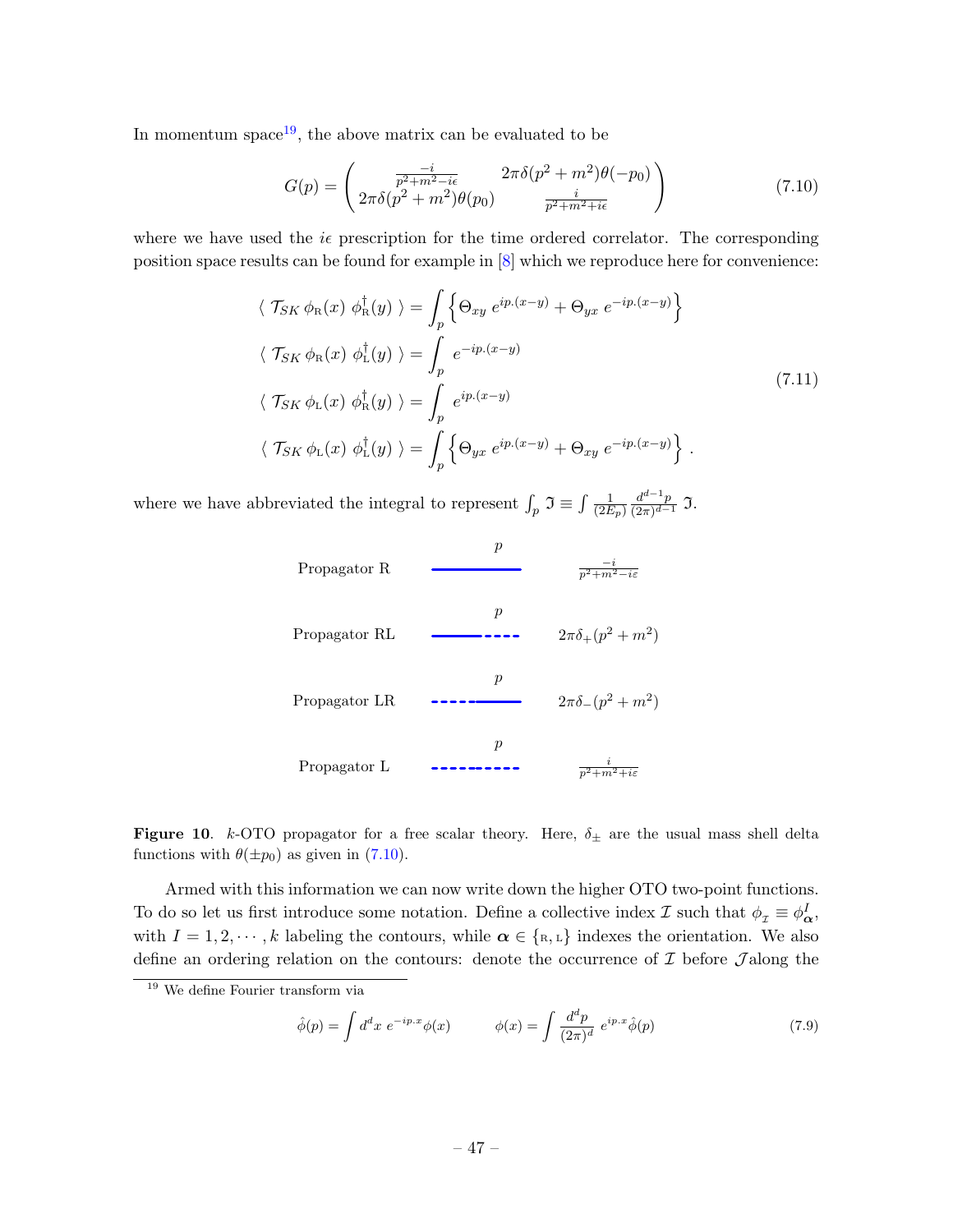In momentum space[19], the above matrix can be evaluated to be

$$G(p) = \begin{pmatrix} \frac{-i}{p^2+m^2-i\epsilon} & 2\pi\delta(p^2+m^2)\theta(-p_0) \\ 2\pi\delta(p^2+m^2)\theta(p_0) & \frac{i}{p^2+m^2+i\epsilon} \end{pmatrix} \tag{7.10}$$

where we have used the $i\epsilon$ prescription for the time ordered correlator. The corresponding position space results can be found for example in [8] which we reproduce here for convenience:

$$\begin{aligned}
\langle\, \mathcal{T}_{SK}\, \phi_{\rm R}(x)\ \phi_{\rm R}^\dagger(y)\ \rangle &= \int_p \Big\{ \Theta_{xy}\ e^{ip.(x-y)} + \Theta_{yx}\ e^{-ip.(x-y)} \Big\} \\
\langle\, \mathcal{T}_{SK}\, \phi_{\rm R}(x)\ \phi_{\rm L}^\dagger(y)\ \rangle &= \int_p\ e^{-ip.(x-y)} \\
\langle\, \mathcal{T}_{SK}\, \phi_{\rm L}(x)\ \phi_{\rm R}^\dagger(y)\ \rangle &= \int_p\ e^{ip.(x-y)} \\
\langle\, \mathcal{T}_{SK}\, \phi_{\rm L}(x)\ \phi_{\rm L}^\dagger(y)\ \rangle &= \int_p \Big\{ \Theta_{yx}\ e^{ip.(x-y)} + \Theta_{xy}\ e^{-ip.(x-y)} \Big\}\ .
\end{aligned} \tag{7.11}$$

where we have abbreviated the integral to represent $\int_p \mathfrak{I} \equiv \int \frac{1}{(2E_p)} \frac{d^{d-1}p}{(2\pi)^{d-1}}\ \mathfrak{I}$.

| | $p$ | |
|---|---|---|
| Propagator R | (solid line) | $\frac{-i}{p^2+m^2-i\varepsilon}$ |
| Propagator RL | (solid–dashed line) | $2\pi\delta_+(p^2+m^2)$ |
| Propagator LR | (dashed–solid line) | $2\pi\delta_-(p^2+m^2)$ |
| Propagator L | (dashed line) | $\frac{i}{p^2+m^2+i\varepsilon}$ |

**Figure 10**. $k$-OTO propagator for a free scalar theory. Here, $\delta_\pm$ are the usual mass shell delta functions with $\theta(\pm p_0)$ as given in (7.10).

Armed with this information we can now write down the higher OTO two-point functions. To do so let us first introduce some notation. Define a collective index $\mathcal{I}$ such that $\phi_{\mathcal{I}} \equiv \phi^I_{\boldsymbol{\alpha}}$, with $I = 1, 2, \cdots, k$ labeling the contours, while $\boldsymbol{\alpha} \in \{\rm R, L\}$ indexes the orientation. We also define an ordering relation on the contours: denote the occurrence of $\mathcal{I}$ before $\mathcal{J}$along the

[19] We define Fourier transform via

$$\hat{\phi}(p) = \int d^dx\ e^{-ip.x}\phi(x) \qquad\qquad \phi(x) = \int \frac{d^dp}{(2\pi)^d}\ e^{ip.x}\hat{\phi}(p) \tag{7.9}$$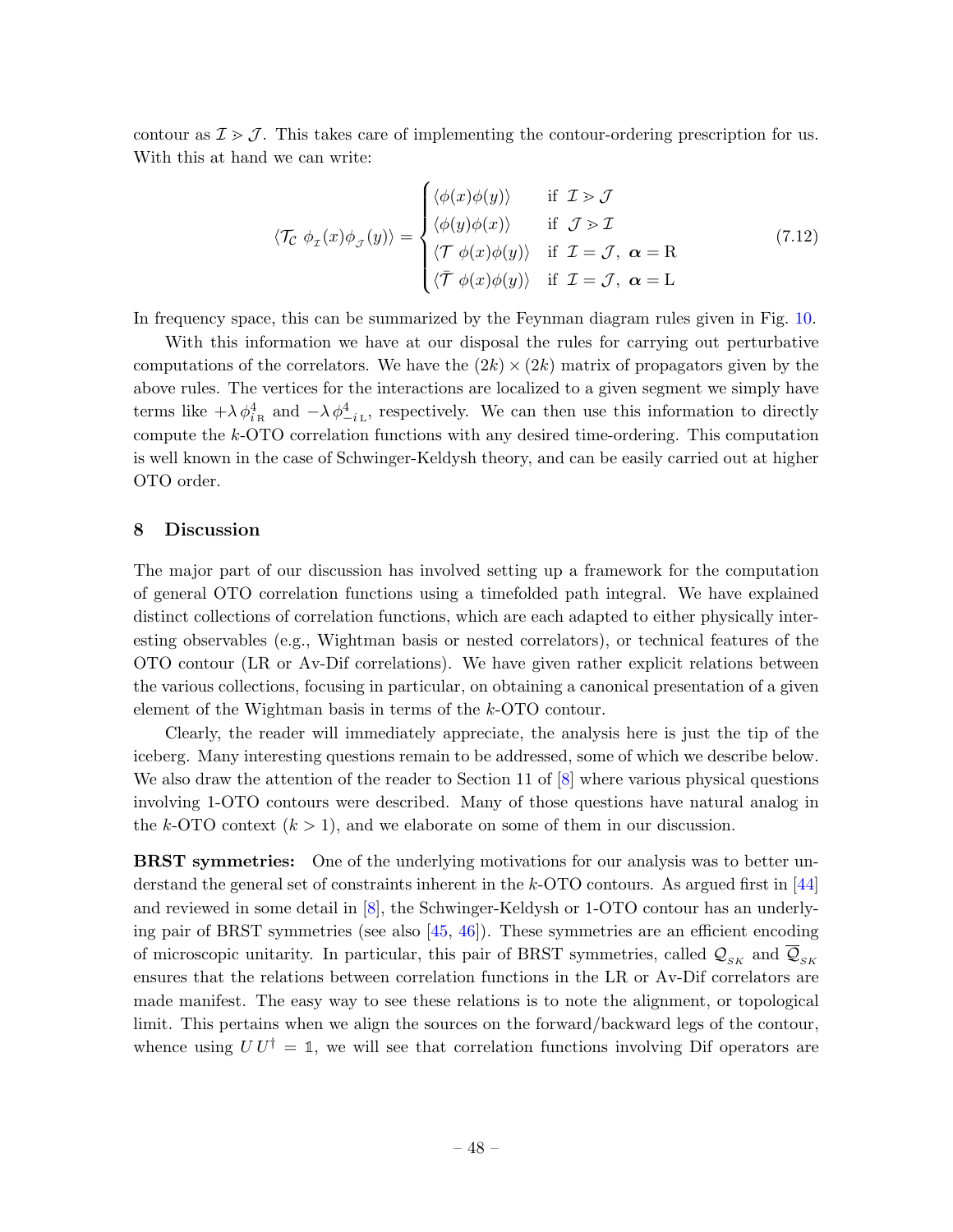contour as $\mathcal{I} > \mathcal{J}$. This takes care of implementing the contour-ordering prescription for us. With this at hand we can write:

$$
\langle \mathcal{T}_\mathcal{C} \; \phi_{\mathcal{I}}(x)\phi_{\mathcal{J}}(y)\rangle = \begin{cases} \langle \phi(x)\phi(y)\rangle & \text{if } \; \mathcal{I} > \mathcal{J} \\ \langle \phi(y)\phi(x)\rangle & \text{if } \; \mathcal{J} > \mathcal{I} \\ \langle \mathcal{T} \; \phi(x)\phi(y)\rangle & \text{if } \; \mathcal{I} = \mathcal{J}, \; \boldsymbol{\alpha} = \mathrm{R} \\ \langle \bar{\mathcal{T}} \; \phi(x)\phi(y)\rangle & \text{if } \; \mathcal{I} = \mathcal{J}, \; \boldsymbol{\alpha} = \mathrm{L} \end{cases} \tag{7.12}
$$

In frequency space, this can be summarized by the Feynman diagram rules given in Fig. 10.

With this information we have at our disposal the rules for carrying out perturbative computations of the correlators. We have the $(2k) \times (2k)$ matrix of propagators given by the above rules. The vertices for the interactions are localized to a given segment we simply have terms like $+\lambda\, \phi_{i_\mathrm{R}}^4$ and $-\lambda\, \phi_{-i_\mathrm{L}}^4$, respectively. We can then use this information to directly compute the $k$-OTO correlation functions with any desired time-ordering. This computation is well known in the case of Schwinger-Keldysh theory, and can be easily carried out at higher OTO order.

## 8 Discussion

The major part of our discussion has involved setting up a framework for the computation of general OTO correlation functions using a timefolded path integral. We have explained distinct collections of correlation functions, which are each adapted to either physically interesting observables (e.g., Wightman basis or nested correlators), or technical features of the OTO contour (LR or Av-Dif correlations). We have given rather explicit relations between the various collections, focusing in particular, on obtaining a canonical presentation of a given element of the Wightman basis in terms of the $k$-OTO contour.

Clearly, the reader will immediately appreciate, the analysis here is just the tip of the iceberg. Many interesting questions remain to be addressed, some of which we describe below. We also draw the attention of the reader to Section 11 of [8] where various physical questions involving 1-OTO contours were described. Many of those questions have natural analog in the $k$-OTO context ($k > 1$), and we elaborate on some of them in our discussion.

**BRST symmetries:** One of the underlying motivations for our analysis was to better understand the general set of constraints inherent in the $k$-OTO contours. As argued first in [44] and reviewed in some detail in [8], the Schwinger-Keldysh or 1-OTO contour has an underlying pair of BRST symmetries (see also [45, 46]). These symmetries are an efficient encoding of microscopic unitarity. In particular, this pair of BRST symmetries, called $\mathcal{Q}_{_{SK}}$ and $\overline{\mathcal{Q}}_{_{SK}}$ ensures that the relations between correlation functions in the LR or Av-Dif correlators are made manifest. The easy way to see these relations is to note the alignment, or topological limit. This pertains when we align the sources on the forward/backward legs of the contour, whence using $U\,U^\dagger = \mathbb{1}$, we will see that correlation functions involving Dif operators are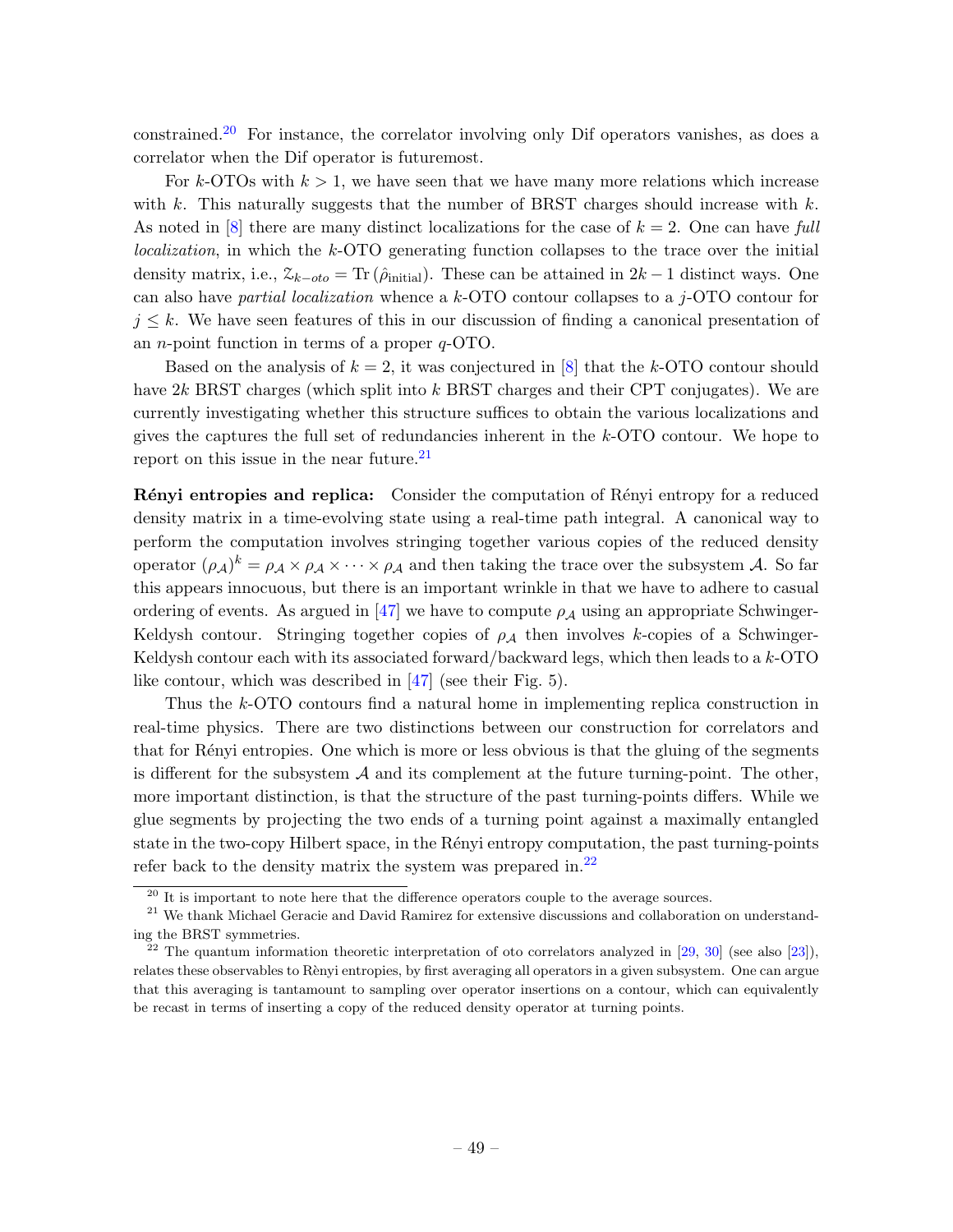constrained.[20] For instance, the correlator involving only Dif operators vanishes, as does a correlator when the Dif operator is futuremost.

For $k$-OTOs with $k > 1$, we have seen that we have many more relations which increase with $k$. This naturally suggests that the number of BRST charges should increase with $k$. As noted in [8] there are many distinct localizations for the case of $k = 2$. One can have *full localization*, in which the $k$-OTO generating function collapses to the trace over the initial density matrix, i.e., $\mathcal{Z}_{k-oto} = \text{Tr}\left(\hat{\rho}_{\text{initial}}\right)$. These can be attained in $2k - 1$ distinct ways. One can also have *partial localization* whence a $k$-OTO contour collapses to a $j$-OTO contour for $j \leq k$. We have seen features of this in our discussion of finding a canonical presentation of an $n$-point function in terms of a proper $q$-OTO.

Based on the analysis of $k = 2$, it was conjectured in [8] that the $k$-OTO contour should have $2k$ BRST charges (which split into $k$ BRST charges and their CPT conjugates). We are currently investigating whether this structure suffices to obtain the various localizations and gives the captures the full set of redundancies inherent in the $k$-OTO contour. We hope to report on this issue in the near future.[21]

**Rényi entropies and replica:** Consider the computation of Rényi entropy for a reduced density matrix in a time-evolving state using a real-time path integral. A canonical way to perform the computation involves stringing together various copies of the reduced density operator $(\rho_{\mathcal{A}})^k = \rho_{\mathcal{A}} \times \rho_{\mathcal{A}} \times \cdots \times \rho_{\mathcal{A}}$ and then taking the trace over the subsystem $\mathcal{A}$. So far this appears innocuous, but there is an important wrinkle in that we have to adhere to casual ordering of events. As argued in [47] we have to compute $\rho_{\mathcal{A}}$ using an appropriate Schwinger-Keldysh contour. Stringing together copies of $\rho_{\mathcal{A}}$ then involves $k$-copies of a Schwinger-Keldysh contour each with its associated forward/backward legs, which then leads to a $k$-OTO like contour, which was described in [47] (see their Fig. 5).

Thus the $k$-OTO contours find a natural home in implementing replica construction in real-time physics. There are two distinctions between our construction for correlators and that for Rényi entropies. One which is more or less obvious is that the gluing of the segments is different for the subsystem $\mathcal{A}$ and its complement at the future turning-point. The other, more important distinction, is that the structure of the past turning-points differs. While we glue segments by projecting the two ends of a turning point against a maximally entangled state in the two-copy Hilbert space, in the Rényi entropy computation, the past turning-points refer back to the density matrix the system was prepared in.[22]

[20] It is important to note here that the difference operators couple to the average sources.

[21] We thank Michael Geracie and David Ramirez for extensive discussions and collaboration on understanding the BRST symmetries.

[22] The quantum information theoretic interpretation of oto correlators analyzed in [29, 30] (see also [23]), relates these observables to Rènyi entropies, by first averaging all operators in a given subsystem. One can argue that this averaging is tantamount to sampling over operator insertions on a contour, which can equivalently be recast in terms of inserting a copy of the reduced density operator at turning points.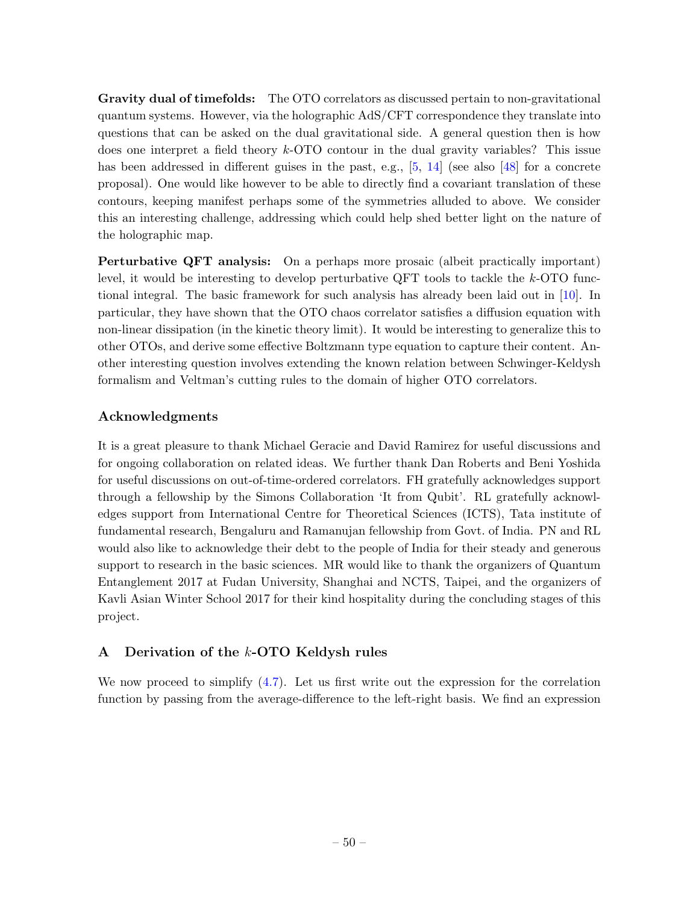**Gravity dual of timefolds:** The OTO correlators as discussed pertain to non-gravitational quantum systems. However, via the holographic AdS/CFT correspondence they translate into questions that can be asked on the dual gravitational side. A general question then is how does one interpret a field theory $k$-OTO contour in the dual gravity variables? This issue has been addressed in different guises in the past, e.g., [5, 14] (see also [48] for a concrete proposal). One would like however to be able to directly find a covariant translation of these contours, keeping manifest perhaps some of the symmetries alluded to above. We consider this an interesting challenge, addressing which could help shed better light on the nature of the holographic map.

**Perturbative QFT analysis:** On a perhaps more prosaic (albeit practically important) level, it would be interesting to develop perturbative QFT tools to tackle the $k$-OTO functional integral. The basic framework for such analysis has already been laid out in [10]. In particular, they have shown that the OTO chaos correlator satisfies a diffusion equation with non-linear dissipation (in the kinetic theory limit). It would be interesting to generalize this to other OTOs, and derive some effective Boltzmann type equation to capture their content. Another interesting question involves extending the known relation between Schwinger-Keldysh formalism and Veltman's cutting rules to the domain of higher OTO correlators.

### Acknowledgments

It is a great pleasure to thank Michael Geracie and David Ramirez for useful discussions and for ongoing collaboration on related ideas. We further thank Dan Roberts and Beni Yoshida for useful discussions on out-of-time-ordered correlators. FH gratefully acknowledges support through a fellowship by the Simons Collaboration 'It from Qubit'. RL gratefully acknowledges support from International Centre for Theoretical Sciences (ICTS), Tata institute of fundamental research, Bengaluru and Ramanujan fellowship from Govt. of India. PN and RL would also like to acknowledge their debt to the people of India for their steady and generous support to research in the basic sciences. MR would like to thank the organizers of Quantum Entanglement 2017 at Fudan University, Shanghai and NCTS, Taipei, and the organizers of Kavli Asian Winter School 2017 for their kind hospitality during the concluding stages of this project.

## A Derivation of the $k$-OTO Keldysh rules

We now proceed to simplify (4.7). Let us first write out the expression for the correlation function by passing from the average-difference to the left-right basis. We find an expression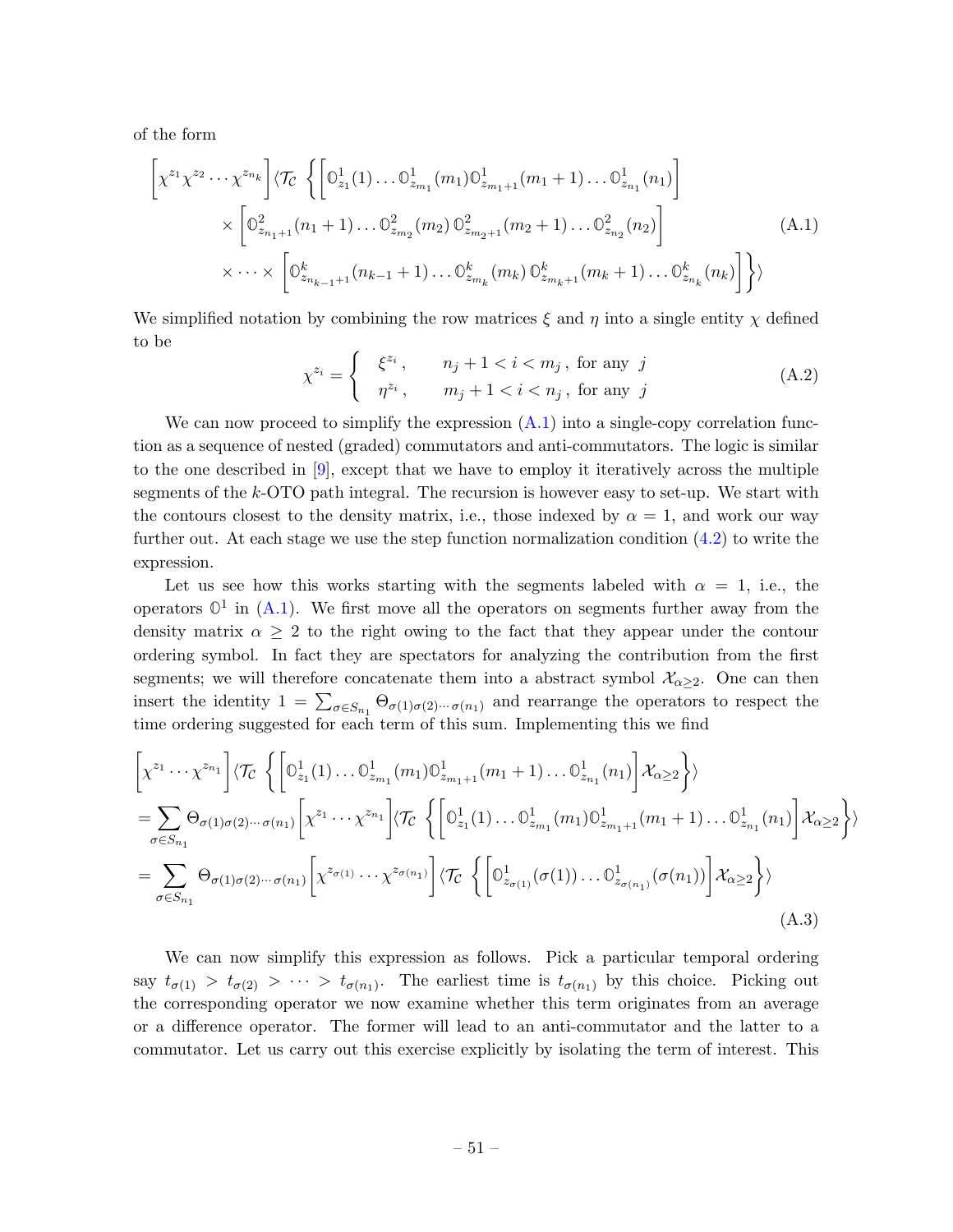of the form

$$
\begin{aligned}
\Big[\chi^{z_1}\chi^{z_2}\cdots\chi^{z_{n_k}}\Big]\langle \mathcal{T}_{\mathcal{C}}\, \Big\{ &\Big[\mathbb{O}^1_{z_1}(1)\ldots\mathbb{O}^1_{z_{m_1}}(m_1)\mathbb{O}^1_{z_{m_1+1}}(m_1+1)\ldots\mathbb{O}^1_{z_{n_1}}(n_1)\Big] \\
&\times \Big[\mathbb{O}^2_{z_{n_1+1}}(n_1+1)\ldots\mathbb{O}^2_{z_{m_2}}(m_2)\,\mathbb{O}^2_{z_{m_2+1}}(m_2+1)\ldots\mathbb{O}^2_{z_{n_2}}(n_2)\Big] \\
&\times\cdots\times \Big[\mathbb{O}^k_{z_{n_{k-1}+1}}(n_{k-1}+1)\ldots\mathbb{O}^k_{z_{m_k}}(m_k)\,\mathbb{O}^k_{z_{m_k+1}}(m_k+1)\ldots\mathbb{O}^k_{z_{n_k}}(n_k)\Big]\Big\}\rangle
\end{aligned}
\tag{A.1}
$$

We simplified notation by combining the row matrices $\xi$ and $\eta$ into a single entity $\chi$ defined to be

$$
\chi^{z_i} = \begin{cases} \xi^{z_i}\,, & n_j+1 < i < m_j\,, \text{ for any } j \\ \eta^{z_i}\,, & m_j+1 < i < n_j\,, \text{ for any } j \end{cases}
\tag{A.2}
$$

We can now proceed to simplify the expression (A.1) into a single-copy correlation function as a sequence of nested (graded) commutators and anti-commutators. The logic is similar to the one described in [9], except that we have to employ it iteratively across the multiple segments of the $k$-OTO path integral. The recursion is however easy to set-up. We start with the contours closest to the density matrix, i.e., those indexed by $\alpha = 1$, and work our way further out. At each stage we use the step function normalization condition (4.2) to write the expression.

Let us see how this works starting with the segments labeled with $\alpha = 1$, i.e., the operators $\mathbb{O}^1$ in (A.1). We first move all the operators on segments further away from the density matrix $\alpha \geq 2$ to the right owing to the fact that they appear under the contour ordering symbol. In fact they are spectators for analyzing the contribution from the first segments; we will therefore concatenate them into a abstract symbol $\mathcal{X}_{\alpha\geq 2}$. One can then insert the identity $1 = \sum_{\sigma\in S_{n_1}} \Theta_{\sigma(1)\sigma(2)\cdots\sigma(n_1)}$ and rearrange the operators to respect the time ordering suggested for each term of this sum. Implementing this we find

$$
\begin{aligned}
&\Big[\chi^{z_1}\cdots\chi^{z_{n_1}}\Big]\langle \mathcal{T}_{\mathcal{C}}\, \Big\{\Big[\mathbb{O}^1_{z_1}(1)\ldots\mathbb{O}^1_{z_{m_1}}(m_1)\mathbb{O}^1_{z_{m_1+1}}(m_1+1)\ldots\mathbb{O}^1_{z_{n_1}}(n_1)\Big]\mathcal{X}_{\alpha\geq 2}\Big\}\rangle \\
&= \sum_{\sigma\in S_{n_1}}\Theta_{\sigma(1)\sigma(2)\cdots\sigma(n_1)}\Big[\chi^{z_1}\cdots\chi^{z_{n_1}}\Big]\langle \mathcal{T}_{\mathcal{C}}\, \Big\{\Big[\mathbb{O}^1_{z_1}(1)\ldots\mathbb{O}^1_{z_{m_1}}(m_1)\mathbb{O}^1_{z_{m_1+1}}(m_1+1)\ldots\mathbb{O}^1_{z_{n_1}}(n_1)\Big]\mathcal{X}_{\alpha\geq 2}\Big\}\rangle \\
&= \sum_{\sigma\in S_{n_1}}\Theta_{\sigma(1)\sigma(2)\cdots\sigma(n_1)}\Big[\chi^{z_{\sigma(1)}}\cdots\chi^{z_{\sigma(n_1)}}\Big]\langle \mathcal{T}_{\mathcal{C}}\, \Big\{\Big[\mathbb{O}^1_{z_{\sigma(1)}}(\sigma(1))\ldots\mathbb{O}^1_{z_{\sigma(n_1)}}(\sigma(n_1))\Big]\mathcal{X}_{\alpha\geq 2}\Big\}\rangle
\end{aligned}
\tag{A.3}
$$

We can now simplify this expression as follows. Pick a particular temporal ordering say $t_{\sigma(1)} > t_{\sigma(2)} > \cdots > t_{\sigma(n_1)}$. The earliest time is $t_{\sigma(n_1)}$ by this choice. Picking out the corresponding operator we now examine whether this term originates from an average or a difference operator. The former will lead to an anti-commutator and the latter to a commutator. Let us carry out this exercise explicitly by isolating the term of interest. This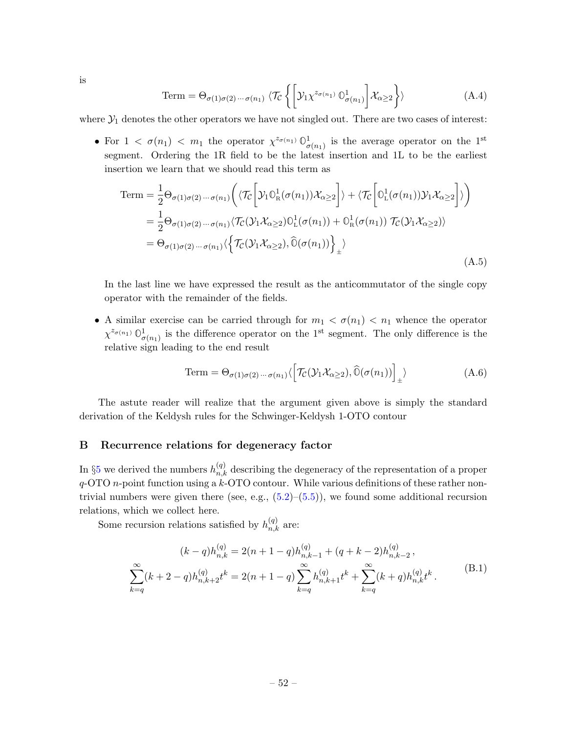is

$$
\text{Term} = \Theta_{\sigma(1)\sigma(2)\cdots\sigma(n_1)} \, \langle \mathcal{T_C} \left\{ \left[ \mathcal{Y}_1 \chi^{z_{\sigma(n_1)}} \, \mathbb{O}^1_{\sigma(n_1)} \right] \mathcal{X}_{\alpha \geq 2} \right\} \rangle \tag{A.4}
$$

where $\mathcal{Y}_1$ denotes the other operators we have not singled out. There are two cases of interest:

- For $1 < \sigma(n_1) < m_1$ the operator $\chi^{z_{\sigma(n_1)}} \, \mathbb{O}^1_{\sigma(n_1)}$ is the average operator on the 1st segment. Ordering the 1R field to be the latest insertion and 1L to be the earliest insertion we learn that we should read this term as

$$
\begin{aligned}
\text{Term} &= \frac{1}{2} \Theta_{\sigma(1)\sigma(2)\cdots\sigma(n_1)} \left( \langle \mathcal{T_C} \left[ \mathcal{Y}_1 \mathbb{O}^1_{\text{R}}(\sigma(n_1)) \mathcal{X}_{\alpha \geq 2} \right] \rangle + \langle \mathcal{T_C} \left[ \mathbb{O}^1_{\text{L}}(\sigma(n_1)) \mathcal{Y}_1 \mathcal{X}_{\alpha \geq 2} \right] \rangle \right) \\
&= \frac{1}{2} \Theta_{\sigma(1)\sigma(2)\cdots\sigma(n_1)} \langle \mathcal{T_C}(\mathcal{Y}_1 \mathcal{X}_{\alpha \geq 2}) \mathbb{O}^1_{\text{L}}(\sigma(n_1)) + \mathbb{O}^1_{\text{R}}(\sigma(n_1)) \, \mathcal{T_C}(\mathcal{Y}_1 \mathcal{X}_{\alpha \geq 2}) \rangle \\
&= \Theta_{\sigma(1)\sigma(2)\cdots\sigma(n_1)} \langle \left\{ \mathcal{T_C}(\mathcal{Y}_1 \mathcal{X}_{\alpha \geq 2}), \widehat{\mathbb{O}}(\sigma(n_1)) \right\}_{\pm} \rangle
\end{aligned} \tag{A.5}
$$

  In the last line we have expressed the result as the anticommutator of the single copy operator with the remainder of the fields.

- A similar exercise can be carried through for $m_1 < \sigma(n_1) < n_1$ whence the operator $\chi^{z_{\sigma(n_1)}} \, \mathbb{O}^1_{\sigma(n_1)}$ is the difference operator on the 1st segment. The only difference is the relative sign leading to the end result

$$
\text{Term} = \Theta_{\sigma(1)\sigma(2)\cdots\sigma(n_1)} \langle \left[ \mathcal{T_C}(\mathcal{Y}_1 \mathcal{X}_{\alpha \geq 2}), \widehat{\mathbb{O}}(\sigma(n_1)) \right]_{\pm} \rangle \tag{A.6}
$$

The astute reader will realize that the argument given above is simply the standard derivation of the Keldysh rules for the Schwinger-Keldysh 1-OTO contour

## B Recurrence relations for degeneracy factor

In §5 we derived the numbers $h^{(q)}_{n,k}$ describing the degeneracy of the representation of a proper $q$-OTO $n$-point function using a $k$-OTO contour. While various definitions of these rather non-trivial numbers were given there (see, e.g., (5.2)–(5.5)), we found some additional recursion relations, which we collect here.

Some recursion relations satisfied by $h^{(q)}_{n,k}$ are:

$$
\begin{aligned}
(k-q) h^{(q)}_{n,k} &= 2(n+1-q) h^{(q)}_{n,k-1} + (q+k-2) h^{(q)}_{n,k-2} \,, \\
\sum_{k=q}^{\infty} (k+2-q) h^{(q)}_{n,k+2} t^k &= 2(n+1-q) \sum_{k=q}^{\infty} h^{(q)}_{n,k+1} t^k + \sum_{k=q}^{\infty} (k+q) h^{(q)}_{n,k} t^k \,.
\end{aligned} \tag{B.1}
$$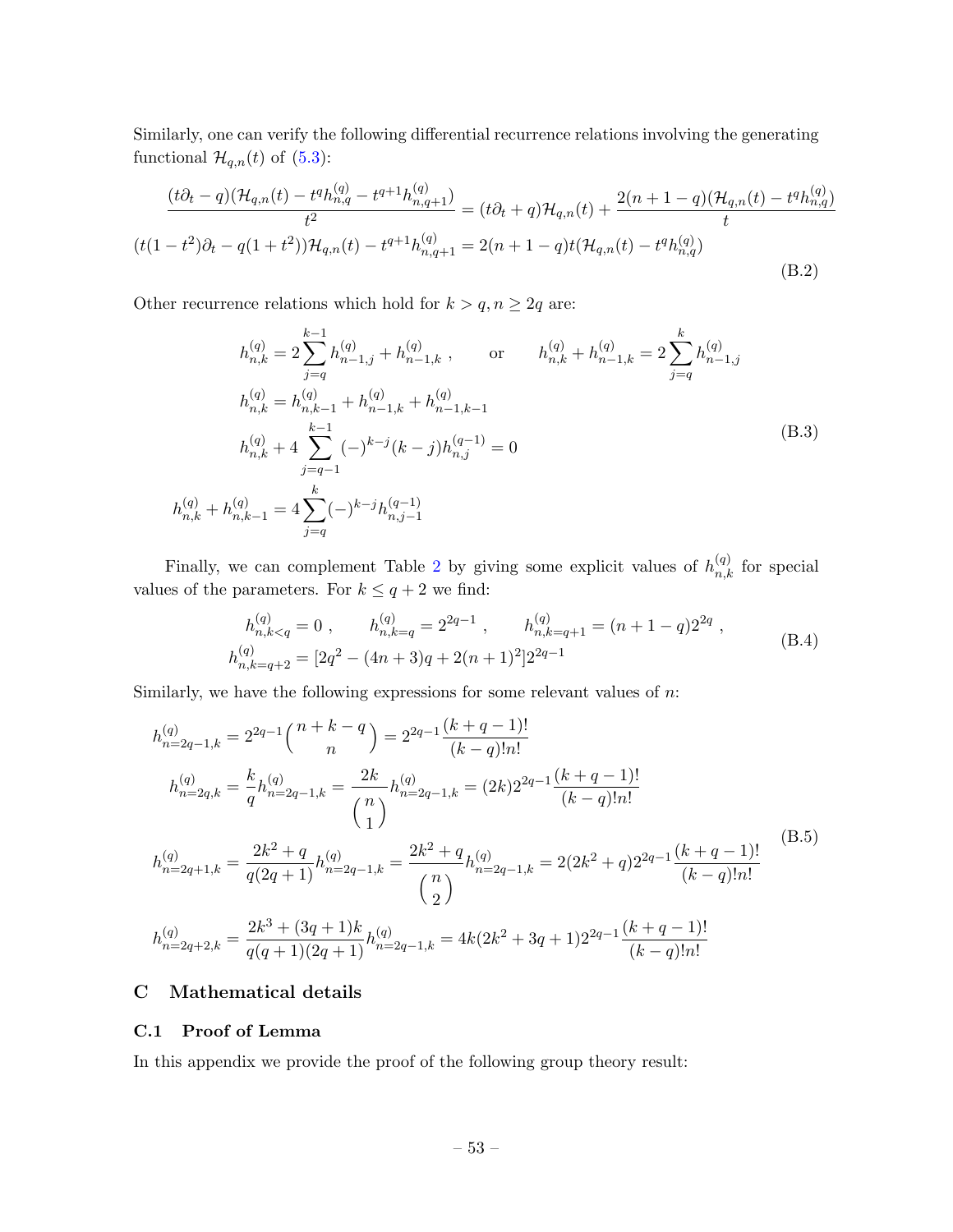Similarly, one can verify the following differential recurrence relations involving the generating functional $\mathcal{H}_{q,n}(t)$ of (5.3):

$$
\begin{aligned}
&\frac{(t\partial_t - q)(\mathcal{H}_{q,n}(t) - t^q h^{(q)}_{n,q} - t^{q+1}h^{(q)}_{n,q+1})}{t^2} = (t\partial_t + q)\mathcal{H}_{q,n}(t) + \frac{2(n+1-q)(\mathcal{H}_{q,n}(t) - t^q h^{(q)}_{n,q})}{t} \\
&(t(1-t^2)\partial_t - q(1+t^2))\mathcal{H}_{q,n}(t) - t^{q+1}h^{(q)}_{n,q+1} = 2(n+1-q)t(\mathcal{H}_{q,n}(t) - t^q h^{(q)}_{n,q})
\end{aligned}
\tag{B.2}
$$

Other recurrence relations which hold for $k > q, n \geq 2q$ are:

$$
\begin{aligned}
h^{(q)}_{n,k} &= 2\sum_{j=q}^{k-1} h^{(q)}_{n-1,j} + h^{(q)}_{n-1,k} \ , \qquad \text{or} \qquad h^{(q)}_{n,k} + h^{(q)}_{n-1,k} = 2\sum_{j=q}^{k} h^{(q)}_{n-1,j} \\
h^{(q)}_{n,k} &= h^{(q)}_{n,k-1} + h^{(q)}_{n-1,k} + h^{(q)}_{n-1,k-1} \\
h^{(q)}_{n,k} &+ 4\sum_{j=q-1}^{k-1}(-)^{k-j}(k-j)h^{(q-1)}_{n,j} = 0 \\
h^{(q)}_{n,k} + h^{(q)}_{n,k-1} &= 4\sum_{j=q}^{k}(-)^{k-j}h^{(q-1)}_{n,j-1}
\end{aligned}
\tag{B.3}
$$

Finally, we can complement Table 2 by giving some explicit values of $h^{(q)}_{n,k}$ for special values of the parameters. For $k \leq q+2$ we find:

$$
\begin{aligned}
&h^{(q)}_{n,k<q} = 0 \ , \qquad h^{(q)}_{n,k=q} = 2^{2q-1} \ , \qquad h^{(q)}_{n,k=q+1} = (n+1-q)2^{2q} \ , \\
&h^{(q)}_{n,k=q+2} = [2q^2 - (4n+3)q + 2(n+1)^2]2^{2q-1}
\end{aligned}
\tag{B.4}
$$

Similarly, we have the following expressions for some relevant values of $n$:

$$
\begin{aligned}
h^{(q)}_{n=2q-1,k} &= 2^{2q-1}\binom{n+k-q}{n} = 2^{2q-1}\frac{(k+q-1)!}{(k-q)!n!} \\
h^{(q)}_{n=2q,k} &= \frac{k}{q}h^{(q)}_{n=2q-1,k} = \frac{2k}{\binom{n}{1}}h^{(q)}_{n=2q-1,k} = (2k)2^{2q-1}\frac{(k+q-1)!}{(k-q)!n!} \\
h^{(q)}_{n=2q+1,k} &= \frac{2k^2+q}{q(2q+1)}h^{(q)}_{n=2q-1,k} = \frac{2k^2+q}{\binom{n}{2}}h^{(q)}_{n=2q-1,k} = 2(2k^2+q)2^{2q-1}\frac{(k+q-1)!}{(k-q)!n!} \\
h^{(q)}_{n=2q+2,k} &= \frac{2k^3+(3q+1)k}{q(q+1)(2q+1)}h^{(q)}_{n=2q-1,k} = 4k(2k^2+3q+1)2^{2q-1}\frac{(k+q-1)!}{(k-q)!n!}
\end{aligned}
\tag{B.5}
$$

# C Mathematical details

## C.1 Proof of Lemma

In this appendix we provide the proof of the following group theory result: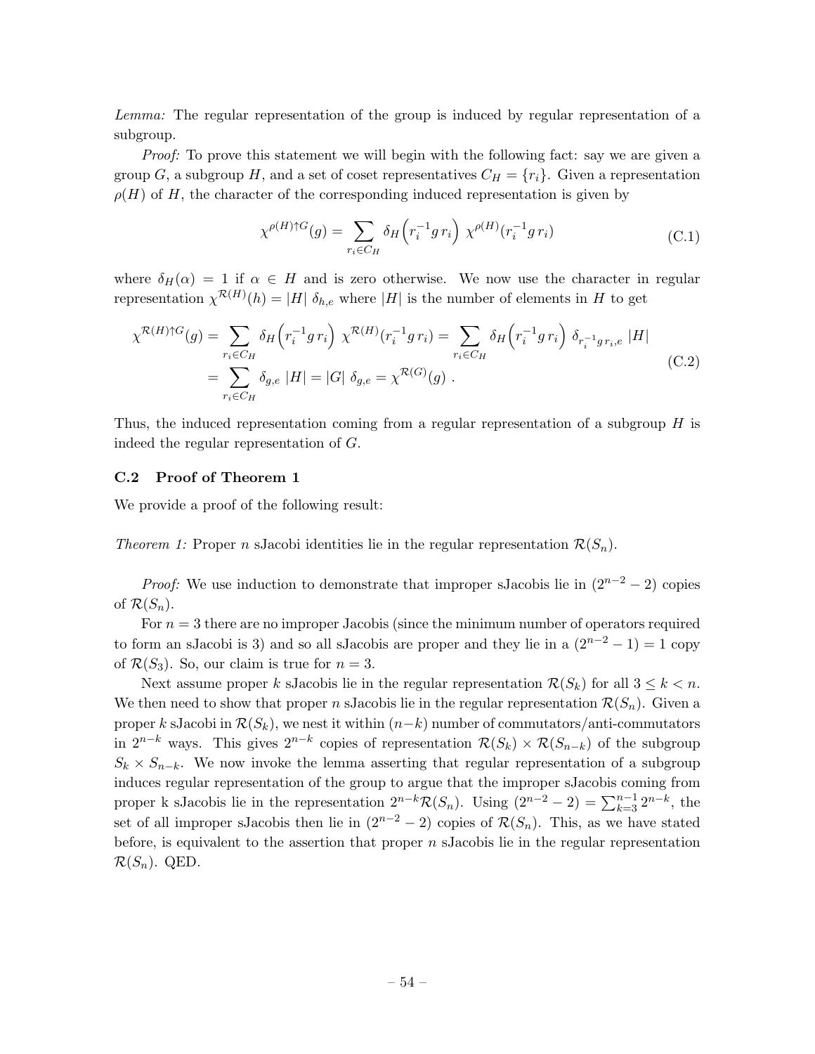*Lemma:* The regular representation of the group is induced by regular representation of a subgroup.

*Proof:* To prove this statement we will begin with the following fact: say we are given a group $G$, a subgroup $H$, and a set of coset representatives $C_H = \{r_i\}$. Given a representation $\rho(H)$ of $H$, the character of the corresponding induced representation is given by

$$\chi^{\rho(H)\uparrow G}(g) = \sum_{r_i \in C_H} \delta_H\Big(r_i^{-1} g\, r_i\Big)\; \chi^{\rho(H)}(r_i^{-1} g\, r_i) \tag{C.1}$$

where $\delta_H(\alpha) = 1$ if $\alpha \in H$ and is zero otherwise. We now use the character in regular representation $\chi^{\mathcal{R}(H)}(h) = |H|\; \delta_{h,e}$ where $|H|$ is the number of elements in $H$ to get

$$\begin{aligned}
\chi^{\mathcal{R}(H)\uparrow G}(g) &= \sum_{r_i \in C_H} \delta_H\Big(r_i^{-1} g\, r_i\Big)\; \chi^{\mathcal{R}(H)}(r_i^{-1} g\, r_i) = \sum_{r_i \in C_H} \delta_H\Big(r_i^{-1} g\, r_i\Big)\; \delta_{r_i^{-1} g\, r_i, e}\; |H| \\
&= \sum_{r_i \in C_H} \delta_{g,e}\; |H| = |G|\; \delta_{g,e} = \chi^{\mathcal{R}(G)}(g)\ .
\end{aligned} \tag{C.2}$$

Thus, the induced representation coming from a regular representation of a subgroup $H$ is indeed the regular representation of $G$.

### C.2 Proof of Theorem 1

We provide a proof of the following result:

*Theorem 1:* Proper $n$ sJacobi identities lie in the regular representation $\mathcal{R}(S_n)$.

*Proof:* We use induction to demonstrate that improper sJacobis lie in $(2^{n-2} - 2)$ copies of $\mathcal{R}(S_n)$.

For $n = 3$ there are no improper Jacobis (since the minimum number of operators required to form an sJacobi is 3) and so all sJacobis are proper and they lie in a $(2^{n-2} - 1) = 1$ copy of $\mathcal{R}(S_3)$. So, our claim is true for $n = 3$.

Next assume proper $k$ sJacobis lie in the regular representation $\mathcal{R}(S_k)$ for all $3 \leq k < n$. We then need to show that proper $n$ sJacobis lie in the regular representation $\mathcal{R}(S_n)$. Given a proper $k$ sJacobi in $\mathcal{R}(S_k)$, we nest it within $(n-k)$ number of commutators/anti-commutators in $2^{n-k}$ ways. This gives $2^{n-k}$ copies of representation $\mathcal{R}(S_k) \times \mathcal{R}(S_{n-k})$ of the subgroup $S_k \times S_{n-k}$. We now invoke the lemma asserting that regular representation of a subgroup induces regular representation of the group to argue that the improper sJacobis coming from proper k sJacobis lie in the representation $2^{n-k}\mathcal{R}(S_n)$. Using $(2^{n-2} - 2) = \sum_{k=3}^{n-1} 2^{n-k}$, the set of all improper sJacobis then lie in $(2^{n-2} - 2)$ copies of $\mathcal{R}(S_n)$. This, as we have stated before, is equivalent to the assertion that proper $n$ sJacobis lie in the regular representation $\mathcal{R}(S_n)$. QED.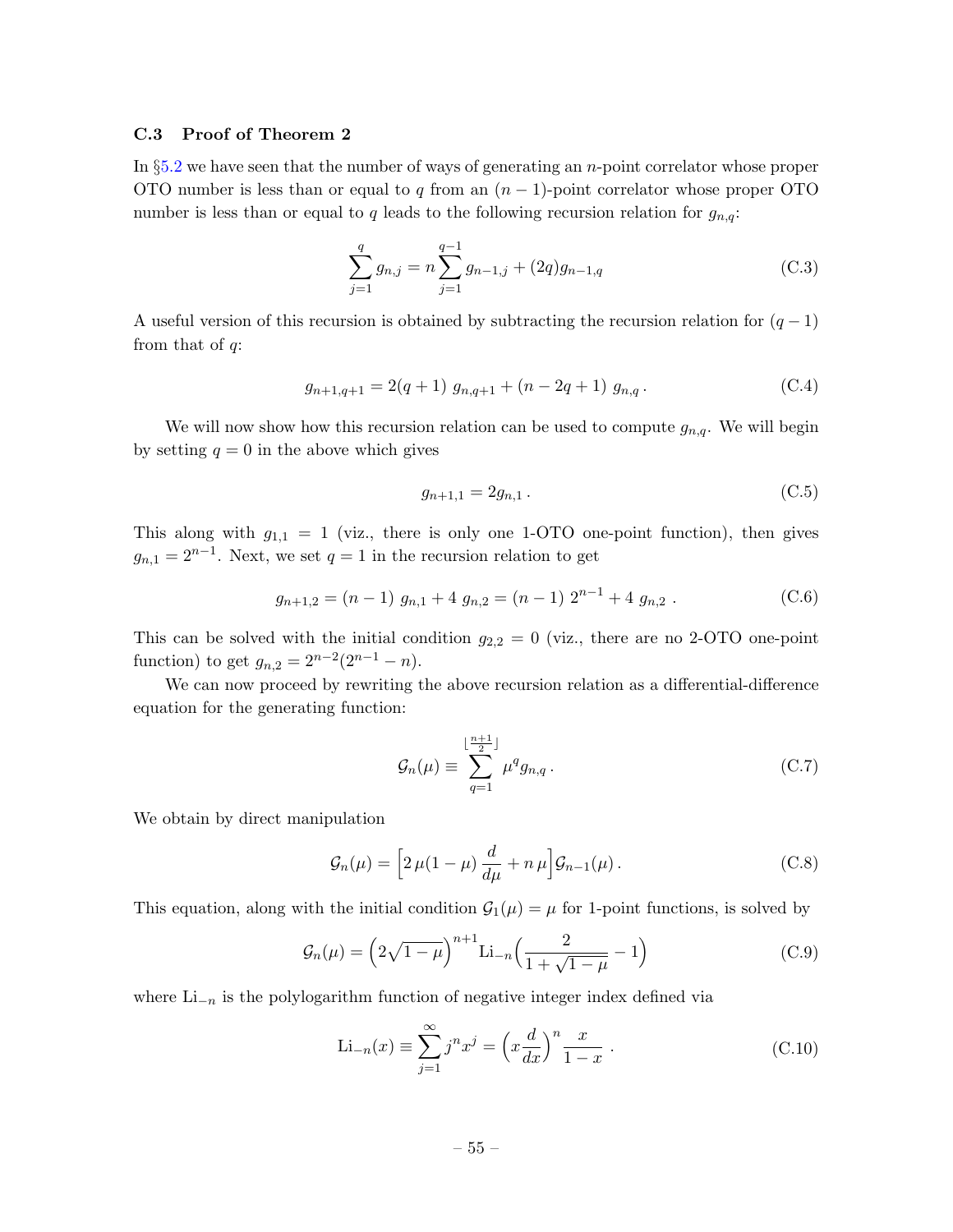### C.3 Proof of Theorem 2

In §5.2 we have seen that the number of ways of generating an $n$-point correlator whose proper OTO number is less than or equal to $q$ from an $(n-1)$-point correlator whose proper OTO number is less than or equal to $q$ leads to the following recursion relation for $g_{n,q}$:

$$\sum_{j=1}^{q} g_{n,j} = n \sum_{j=1}^{q-1} g_{n-1,j} + (2q) g_{n-1,q} \tag{C.3}$$

A useful version of this recursion is obtained by subtracting the recursion relation for $(q-1)$ from that of $q$:

$$g_{n+1,q+1} = 2(q+1)\; g_{n,q+1} + (n - 2q + 1)\; g_{n,q}\,. \tag{C.4}$$

We will now show how this recursion relation can be used to compute $g_{n,q}$. We will begin by setting $q = 0$ in the above which gives

$$g_{n+1,1} = 2 g_{n,1}\,. \tag{C.5}$$

This along with $g_{1,1} = 1$ (viz., there is only one 1-OTO one-point function), then gives $g_{n,1} = 2^{n-1}$. Next, we set $q = 1$ in the recursion relation to get

$$g_{n+1,2} = (n-1)\; g_{n,1} + 4\; g_{n,2} = (n-1)\; 2^{n-1} + 4\; g_{n,2}\;. \tag{C.6}$$

This can be solved with the initial condition $g_{2,2} = 0$ (viz., there are no 2-OTO one-point function) to get $g_{n,2} = 2^{n-2}(2^{n-1} - n)$.

We can now proceed by rewriting the above recursion relation as a differential-difference equation for the generating function:

$$\mathcal{G}_n(\mu) \equiv \sum_{q=1}^{\lfloor \frac{n+1}{2} \rfloor} \mu^q g_{n,q}\,. \tag{C.7}$$

We obtain by direct manipulation

$$\mathcal{G}_n(\mu) = \Big[2\,\mu(1-\mu)\,\frac{d}{d\mu} + n\,\mu\Big]\mathcal{G}_{n-1}(\mu)\,. \tag{C.8}$$

This equation, along with the initial condition $\mathcal{G}_1(\mu) = \mu$ for 1-point functions, is solved by

$$\mathcal{G}_n(\mu) = \Big(2\sqrt{1-\mu}\Big)^{n+1} \mathrm{Li}_{-n}\Big(\frac{2}{1+\sqrt{1-\mu}} - 1\Big) \tag{C.9}$$

where $\mathrm{Li}_{-n}$ is the polylogarithm function of negative integer index defined via

$$\mathrm{Li}_{-n}(x) \equiv \sum_{j=1}^{\infty} j^n x^j = \Big(x\frac{d}{dx}\Big)^n \frac{x}{1-x}\;. \tag{C.10}$$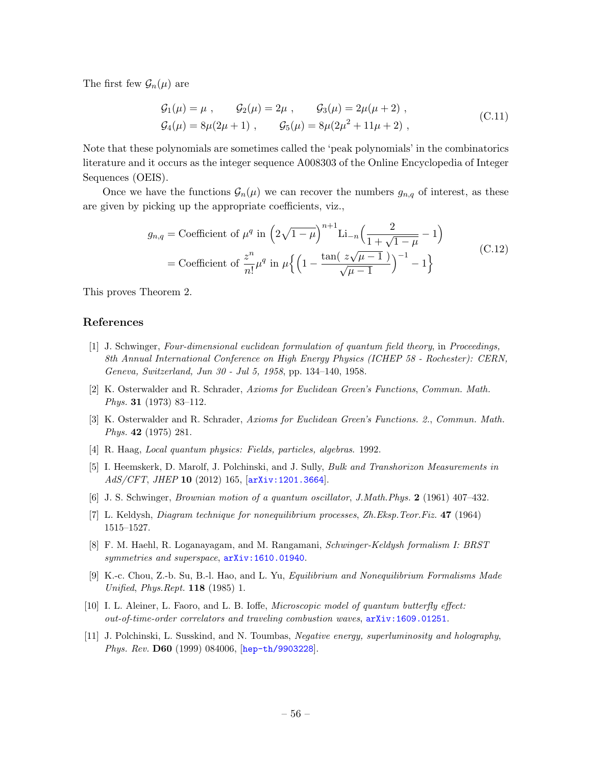The first few $\mathcal{G}_n(\mu)$ are

$$
\begin{aligned}
&\mathcal{G}_1(\mu) = \mu\ , \qquad \mathcal{G}_2(\mu) = 2\mu\ , \qquad \mathcal{G}_3(\mu) = 2\mu(\mu+2)\ , \\
&\mathcal{G}_4(\mu) = 8\mu(2\mu+1)\ , \qquad \mathcal{G}_5(\mu) = 8\mu(2\mu^2+11\mu+2)\ ,
\end{aligned}
\tag{C.11}
$$

Note that these polynomials are sometimes called the 'peak polynomials' in the combinatorics literature and it occurs as the integer sequence A008303 of the Online Encyclopedia of Integer Sequences (OEIS).

Once we have the functions $\mathcal{G}_n(\mu)$ we can recover the numbers $g_{n,q}$ of interest, as these are given by picking up the appropriate coefficients, viz.,

$$
\begin{aligned}
g_{n,q} &= \text{Coefficient of } \mu^q \text{ in } \left(2\sqrt{1-\mu}\right)^{n+1} \text{Li}_{-n}\Big(\frac{2}{1+\sqrt{1-\mu}} - 1\Big) \\
&= \text{Coefficient of } \frac{z^n}{n!}\mu^q \text{ in } \mu\Big\{\Big(1 - \frac{\tan(\ z\sqrt{\mu-1}\ )}{\sqrt{\mu-1}}\Big)^{-1} - 1\Big\}
\end{aligned}
\tag{C.12}
$$

This proves Theorem 2.

## References

[1] J. Schwinger, *Four-dimensional euclidean formulation of quantum field theory*, in *Proceedings, 8th Annual International Conference on High Energy Physics (ICHEP 58 - Rochester): CERN, Geneva, Switzerland, Jun 30 - Jul 5, 1958*, pp. 134–140, 1958.

[2] K. Osterwalder and R. Schrader, *Axioms for Euclidean Green's Functions*, *Commun. Math. Phys.* **31** (1973) 83–112.

[3] K. Osterwalder and R. Schrader, *Axioms for Euclidean Green's Functions. 2.*, *Commun. Math. Phys.* **42** (1975) 281.

[4] R. Haag, *Local quantum physics: Fields, particles, algebras.* 1992.

[5] I. Heemskerk, D. Marolf, J. Polchinski, and J. Sully, *Bulk and Transhorizon Measurements in AdS/CFT*, *JHEP* **10** (2012) 165, [arXiv:1201.3664].

[6] J. S. Schwinger, *Brownian motion of a quantum oscillator*, *J.Math.Phys.* **2** (1961) 407–432.

[7] L. Keldysh, *Diagram technique for nonequilibrium processes*, *Zh.Eksp.Teor.Fiz.* **47** (1964) 1515–1527.

[8] F. M. Haehl, R. Loganayagam, and M. Rangamani, *Schwinger-Keldysh formalism I: BRST symmetries and superspace*, arXiv:1610.01940.

[9] K.-c. Chou, Z.-b. Su, B.-l. Hao, and L. Yu, *Equilibrium and Nonequilibrium Formalisms Made Unified*, *Phys.Rept.* **118** (1985) 1.

[10] I. L. Aleiner, L. Faoro, and L. B. Ioffe, *Microscopic model of quantum butterfly effect: out-of-time-order correlators and traveling combustion waves*, arXiv:1609.01251.

[11] J. Polchinski, L. Susskind, and N. Toumbas, *Negative energy, superluminosity and holography*, *Phys. Rev.* **D60** (1999) 084006, [hep-th/9903228].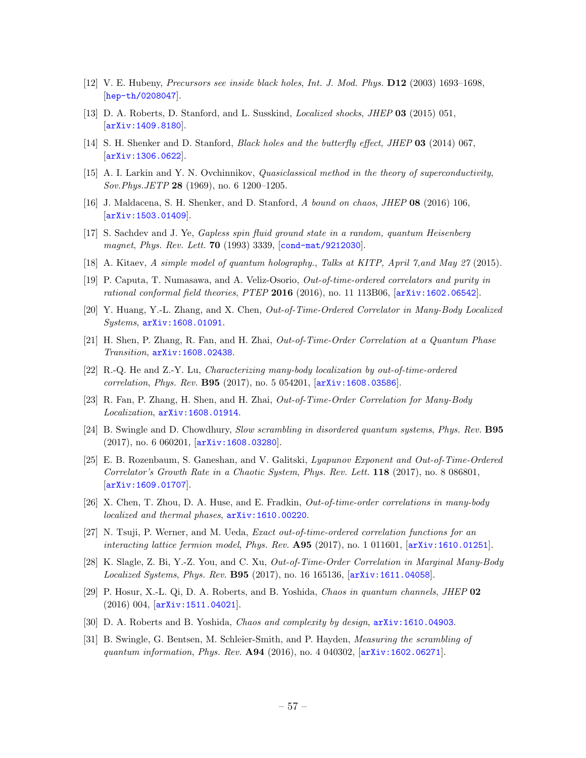[12] V. E. Hubeny, *Precursors see inside black holes*, *Int. J. Mod. Phys.* **D12** (2003) 1693–1698, [hep-th/0208047].

[13] D. A. Roberts, D. Stanford, and L. Susskind, *Localized shocks*, *JHEP* **03** (2015) 051, [arXiv:1409.8180].

[14] S. H. Shenker and D. Stanford, *Black holes and the butterfly effect*, *JHEP* **03** (2014) 067, [arXiv:1306.0622].

[15] A. I. Larkin and Y. N. Ovchinnikov, *Quasiclassical method in the theory of superconductivity*, *Sov.Phys.JETP* **28** (1969), no. 6 1200–1205.

[16] J. Maldacena, S. H. Shenker, and D. Stanford, *A bound on chaos*, *JHEP* **08** (2016) 106, [arXiv:1503.01409].

[17] S. Sachdev and J. Ye, *Gapless spin fluid ground state in a random, quantum Heisenberg magnet*, *Phys. Rev. Lett.* **70** (1993) 3339, [cond-mat/9212030].

[18] A. Kitaev, *A simple model of quantum holography.*, *Talks at KITP, April 7,and May 27* (2015).

[19] P. Caputa, T. Numasawa, and A. Veliz-Osorio, *Out-of-time-ordered correlators and purity in rational conformal field theories*, *PTEP* **2016** (2016), no. 11 113B06, [arXiv:1602.06542].

[20] Y. Huang, Y.-L. Zhang, and X. Chen, *Out-of-Time-Ordered Correlator in Many-Body Localized Systems*, arXiv:1608.01091.

[21] H. Shen, P. Zhang, R. Fan, and H. Zhai, *Out-of-Time-Order Correlation at a Quantum Phase Transition*, arXiv:1608.02438.

[22] R.-Q. He and Z.-Y. Lu, *Characterizing many-body localization by out-of-time-ordered correlation*, *Phys. Rev.* **B95** (2017), no. 5 054201, [arXiv:1608.03586].

[23] R. Fan, P. Zhang, H. Shen, and H. Zhai, *Out-of-Time-Order Correlation for Many-Body Localization*, arXiv:1608.01914.

[24] B. Swingle and D. Chowdhury, *Slow scrambling in disordered quantum systems*, *Phys. Rev.* **B95** (2017), no. 6 060201, [arXiv:1608.03280].

[25] E. B. Rozenbaum, S. Ganeshan, and V. Galitski, *Lyapunov Exponent and Out-of-Time-Ordered Correlator's Growth Rate in a Chaotic System*, *Phys. Rev. Lett.* **118** (2017), no. 8 086801, [arXiv:1609.01707].

[26] X. Chen, T. Zhou, D. A. Huse, and E. Fradkin, *Out-of-time-order correlations in many-body localized and thermal phases*, arXiv:1610.00220.

[27] N. Tsuji, P. Werner, and M. Ueda, *Exact out-of-time-ordered correlation functions for an interacting lattice fermion model*, *Phys. Rev.* **A95** (2017), no. 1 011601, [arXiv:1610.01251].

[28] K. Slagle, Z. Bi, Y.-Z. You, and C. Xu, *Out-of-Time-Order Correlation in Marginal Many-Body Localized Systems*, *Phys. Rev.* **B95** (2017), no. 16 165136, [arXiv:1611.04058].

[29] P. Hosur, X.-L. Qi, D. A. Roberts, and B. Yoshida, *Chaos in quantum channels*, *JHEP* **02** (2016) 004, [arXiv:1511.04021].

[30] D. A. Roberts and B. Yoshida, *Chaos and complexity by design*, arXiv:1610.04903.

[31] B. Swingle, G. Bentsen, M. Schleier-Smith, and P. Hayden, *Measuring the scrambling of quantum information*, *Phys. Rev.* **A94** (2016), no. 4 040302, [arXiv:1602.06271].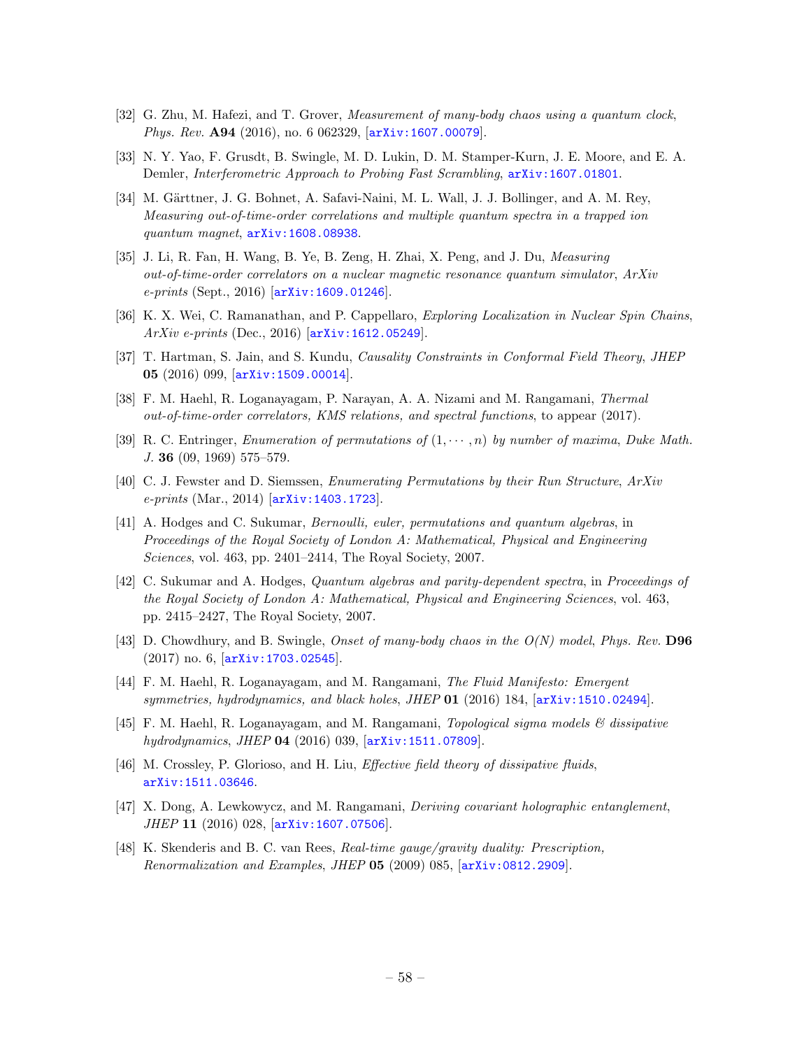[32] G. Zhu, M. Hafezi, and T. Grover, *Measurement of many-body chaos using a quantum clock*, *Phys. Rev.* **A94** (2016), no. 6 062329, [arXiv:1607.00079].

[33] N. Y. Yao, F. Grusdt, B. Swingle, M. D. Lukin, D. M. Stamper-Kurn, J. E. Moore, and E. A. Demler, *Interferometric Approach to Probing Fast Scrambling*, arXiv:1607.01801.

[34] M. Gärttner, J. G. Bohnet, A. Safavi-Naini, M. L. Wall, J. J. Bollinger, and A. M. Rey, *Measuring out-of-time-order correlations and multiple quantum spectra in a trapped ion quantum magnet*, arXiv:1608.08938.

[35] J. Li, R. Fan, H. Wang, B. Ye, B. Zeng, H. Zhai, X. Peng, and J. Du, *Measuring out-of-time-order correlators on a nuclear magnetic resonance quantum simulator*, *ArXiv e-prints* (Sept., 2016) [arXiv:1609.01246].

[36] K. X. Wei, C. Ramanathan, and P. Cappellaro, *Exploring Localization in Nuclear Spin Chains*, *ArXiv e-prints* (Dec., 2016) [arXiv:1612.05249].

[37] T. Hartman, S. Jain, and S. Kundu, *Causality Constraints in Conformal Field Theory*, *JHEP* **05** (2016) 099, [arXiv:1509.00014].

[38] F. M. Haehl, R. Loganayagam, P. Narayan, A. A. Nizami and M. Rangamani, *Thermal out-of-time-order correlators, KMS relations, and spectral functions*, to appear (2017).

[39] R. C. Entringer, *Enumeration of permutations of $(1,\cdots,n)$ by number of maxima*, *Duke Math. J.* **36** (09, 1969) 575–579.

[40] C. J. Fewster and D. Siemssen, *Enumerating Permutations by their Run Structure*, *ArXiv e-prints* (Mar., 2014) [arXiv:1403.1723].

[41] A. Hodges and C. Sukumar, *Bernoulli, euler, permutations and quantum algebras*, in *Proceedings of the Royal Society of London A: Mathematical, Physical and Engineering Sciences*, vol. 463, pp. 2401–2414, The Royal Society, 2007.

[42] C. Sukumar and A. Hodges, *Quantum algebras and parity-dependent spectra*, in *Proceedings of the Royal Society of London A: Mathematical, Physical and Engineering Sciences*, vol. 463, pp. 2415–2427, The Royal Society, 2007.

[43] D. Chowdhury, and B. Swingle, *Onset of many-body chaos in the O(N) model*, *Phys. Rev.* **D96** (2017) no. 6, [arXiv:1703.02545].

[44] F. M. Haehl, R. Loganayagam, and M. Rangamani, *The Fluid Manifesto: Emergent symmetries, hydrodynamics, and black holes*, *JHEP* **01** (2016) 184, [arXiv:1510.02494].

[45] F. M. Haehl, R. Loganayagam, and M. Rangamani, *Topological sigma models & dissipative hydrodynamics*, *JHEP* **04** (2016) 039, [arXiv:1511.07809].

[46] M. Crossley, P. Glorioso, and H. Liu, *Effective field theory of dissipative fluids*, arXiv:1511.03646.

[47] X. Dong, A. Lewkowycz, and M. Rangamani, *Deriving covariant holographic entanglement*, *JHEP* **11** (2016) 028, [arXiv:1607.07506].

[48] K. Skenderis and B. C. van Rees, *Real-time gauge/gravity duality: Prescription, Renormalization and Examples*, *JHEP* **05** (2009) 085, [arXiv:0812.2909].